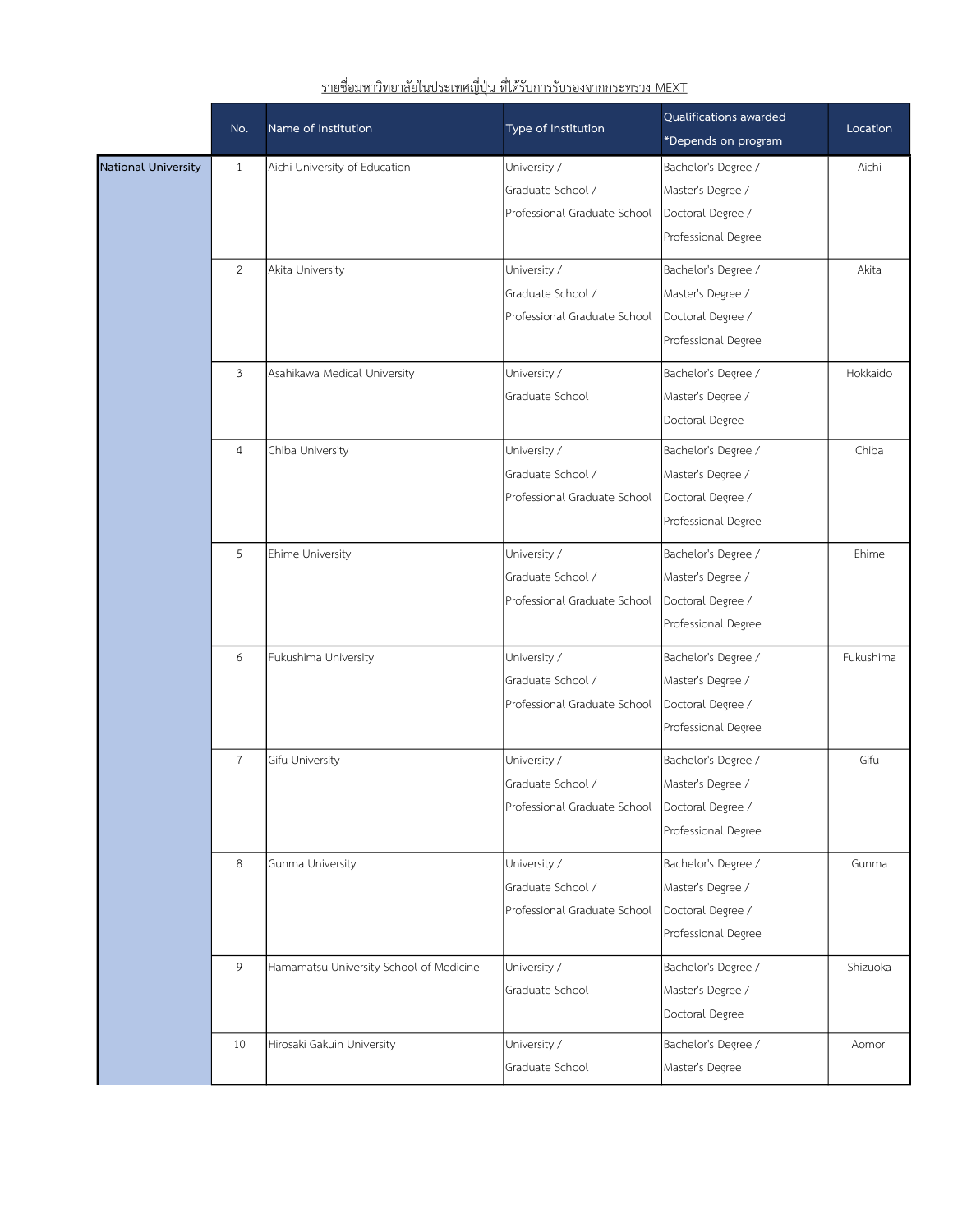รายชื่อมหาวิทยาลัยในประเทศญี่ปุ่น ที่ได้รับการรับรองจากกระทรวง MEXT

| | No. | Name of Institution | Type of Institution | Qualifications awarded *Depends on program | Location |
|---|---|---|---|---|---|
| National University | 1 | Aichi University of Education | University / Graduate School / Professional Graduate School | Bachelor's Degree / Master's Degree / Doctoral Degree / Professional Degree | Aichi |
| | 2 | Akita University | University / Graduate School / Professional Graduate School | Bachelor's Degree / Master's Degree / Doctoral Degree / Professional Degree | Akita |
| | 3 | Asahikawa Medical University | University / Graduate School | Bachelor's Degree / Master's Degree / Doctoral Degree | Hokkaido |
| | 4 | Chiba University | University / Graduate School / Professional Graduate School | Bachelor's Degree / Master's Degree / Doctoral Degree / Professional Degree | Chiba |
| | 5 | Ehime University | University / Graduate School / Professional Graduate School | Bachelor's Degree / Master's Degree / Doctoral Degree / Professional Degree | Ehime |
| | 6 | Fukushima University | University / Graduate School / Professional Graduate School | Bachelor's Degree / Master's Degree / Doctoral Degree / Professional Degree | Fukushima |
| | 7 | Gifu University | University / Graduate School / Professional Graduate School | Bachelor's Degree / Master's Degree / Doctoral Degree / Professional Degree | Gifu |
| | 8 | Gunma University | University / Graduate School / Professional Graduate School | Bachelor's Degree / Master's Degree / Doctoral Degree / Professional Degree | Gunma |
| | 9 | Hamamatsu University School of Medicine | University / Graduate School | Bachelor's Degree / Master's Degree / Doctoral Degree | Shizuoka |
| | 10 | Hirosaki Gakuin University | University / Graduate School | Bachelor's Degree / Master's Degree | Aomori |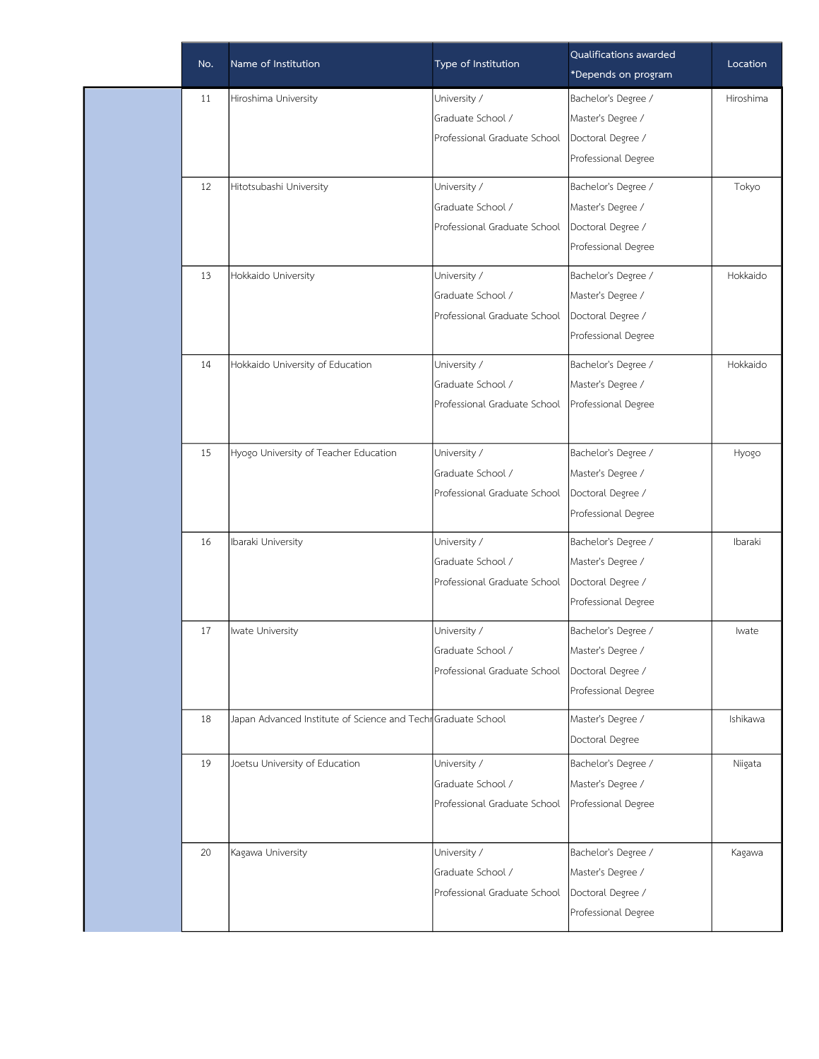| No. | Name of Institution | Type of Institution | Qualifications awarded *Depends on program | Location |
| --- | --- | --- | --- | --- |
| 11 | Hiroshima University | University / Graduate School / Professional Graduate School | Bachelor's Degree / Master's Degree / Doctoral Degree / Professional Degree | Hiroshima |
| 12 | Hitotsubashi University | University / Graduate School / Professional Graduate School | Bachelor's Degree / Master's Degree / Doctoral Degree / Professional Degree | Tokyo |
| 13 | Hokkaido University | University / Graduate School / Professional Graduate School | Bachelor's Degree / Master's Degree / Doctoral Degree / Professional Degree | Hokkaido |
| 14 | Hokkaido University of Education | University / Graduate School / Professional Graduate School | Bachelor's Degree / Master's Degree / Professional Degree | Hokkaido |
| 15 | Hyogo University of Teacher Education | University / Graduate School / Professional Graduate School | Bachelor's Degree / Master's Degree / Doctoral Degree / Professional Degree | Hyogo |
| 16 | Ibaraki University | University / Graduate School / Professional Graduate School | Bachelor's Degree / Master's Degree / Doctoral Degree / Professional Degree | Ibaraki |
| 17 | Iwate University | University / Graduate School / Professional Graduate School | Bachelor's Degree / Master's Degree / Doctoral Degree / Professional Degree | Iwate |
| 18 | Japan Advanced Institute of Science and Techr | Graduate School | Master's Degree / Doctoral Degree | Ishikawa |
| 19 | Joetsu University of Education | University / Graduate School / Professional Graduate School | Bachelor's Degree / Master's Degree / Professional Degree | Niigata |
| 20 | Kagawa University | University / Graduate School / Professional Graduate School | Bachelor's Degree / Master's Degree / Doctoral Degree / Professional Degree | Kagawa |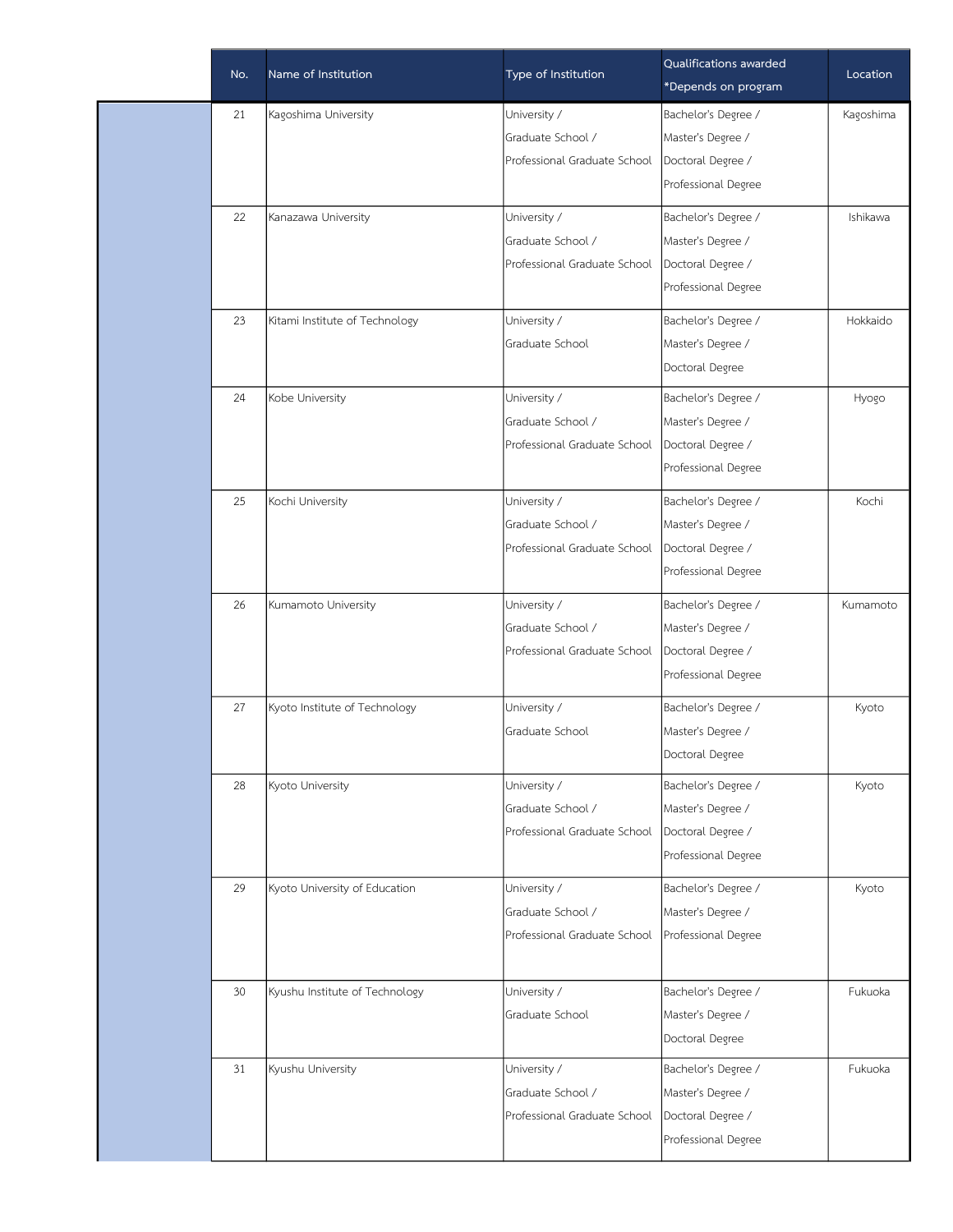| No. | Name of Institution | Type of Institution | Qualifications awarded *Depends on program | Location |
|---|---|---|---|---|
| 21 | Kagoshima University | University / Graduate School / Professional Graduate School | Bachelor's Degree / Master's Degree / Doctoral Degree / Professional Degree | Kagoshima |
| 22 | Kanazawa University | University / Graduate School / Professional Graduate School | Bachelor's Degree / Master's Degree / Doctoral Degree / Professional Degree | Ishikawa |
| 23 | Kitami Institute of Technology | University / Graduate School | Bachelor's Degree / Master's Degree / Doctoral Degree | Hokkaido |
| 24 | Kobe University | University / Graduate School / Professional Graduate School | Bachelor's Degree / Master's Degree / Doctoral Degree / Professional Degree | Hyogo |
| 25 | Kochi University | University / Graduate School / Professional Graduate School | Bachelor's Degree / Master's Degree / Doctoral Degree / Professional Degree | Kochi |
| 26 | Kumamoto University | University / Graduate School / Professional Graduate School | Bachelor's Degree / Master's Degree / Doctoral Degree / Professional Degree | Kumamoto |
| 27 | Kyoto Institute of Technology | University / Graduate School | Bachelor's Degree / Master's Degree / Doctoral Degree | Kyoto |
| 28 | Kyoto University | University / Graduate School / Professional Graduate School | Bachelor's Degree / Master's Degree / Doctoral Degree / Professional Degree | Kyoto |
| 29 | Kyoto University of Education | University / Graduate School / Professional Graduate School | Bachelor's Degree / Master's Degree / Professional Degree | Kyoto |
| 30 | Kyushu Institute of Technology | University / Graduate School | Bachelor's Degree / Master's Degree / Doctoral Degree | Fukuoka |
| 31 | Kyushu University | University / Graduate School / Professional Graduate School | Bachelor's Degree / Master's Degree / Doctoral Degree / Professional Degree | Fukuoka |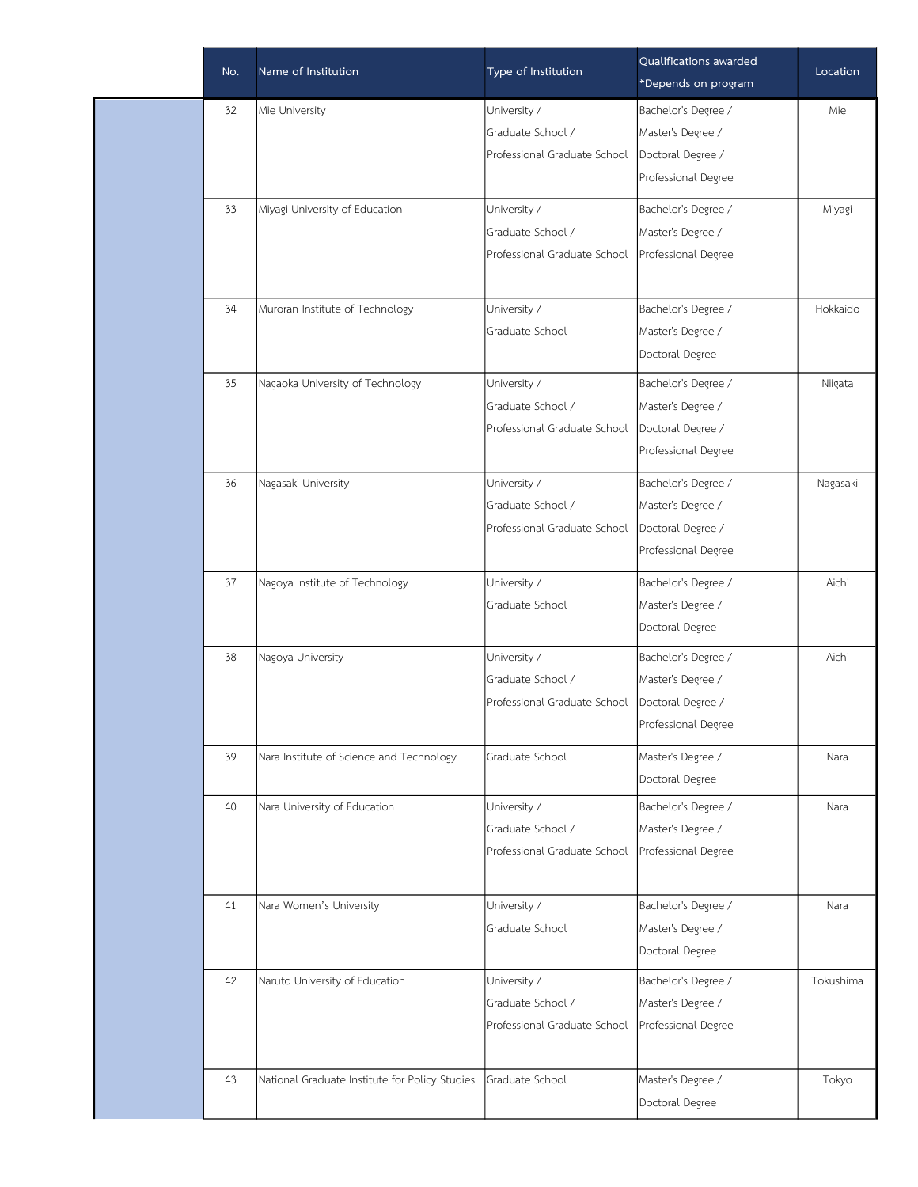| No. | Name of Institution | Type of Institution | Qualifications awarded *Depends on program | Location |
|---|---|---|---|---|
| 32 | Mie University | University / Graduate School / Professional Graduate School | Bachelor's Degree / Master's Degree / Doctoral Degree / Professional Degree | Mie |
| 33 | Miyagi University of Education | University / Graduate School / Professional Graduate School | Bachelor's Degree / Master's Degree / Professional Degree | Miyagi |
| 34 | Muroran Institute of Technology | University / Graduate School | Bachelor's Degree / Master's Degree / Doctoral Degree | Hokkaido |
| 35 | Nagaoka University of Technology | University / Graduate School / Professional Graduate School | Bachelor's Degree / Master's Degree / Doctoral Degree / Professional Degree | Niigata |
| 36 | Nagasaki University | University / Graduate School / Professional Graduate School | Bachelor's Degree / Master's Degree / Doctoral Degree / Professional Degree | Nagasaki |
| 37 | Nagoya Institute of Technology | University / Graduate School | Bachelor's Degree / Master's Degree / Doctoral Degree | Aichi |
| 38 | Nagoya University | University / Graduate School / Professional Graduate School | Bachelor's Degree / Master's Degree / Doctoral Degree / Professional Degree | Aichi |
| 39 | Nara Institute of Science and Technology | Graduate School | Master's Degree / Doctoral Degree | Nara |
| 40 | Nara University of Education | University / Graduate School / Professional Graduate School | Bachelor's Degree / Master's Degree / Professional Degree | Nara |
| 41 | Nara Women's University | University / Graduate School | Bachelor's Degree / Master's Degree / Doctoral Degree | Nara |
| 42 | Naruto University of Education | University / Graduate School / Professional Graduate School | Bachelor's Degree / Master's Degree / Professional Degree | Tokushima |
| 43 | National Graduate Institute for Policy Studies | Graduate School | Master's Degree / Doctoral Degree | Tokyo |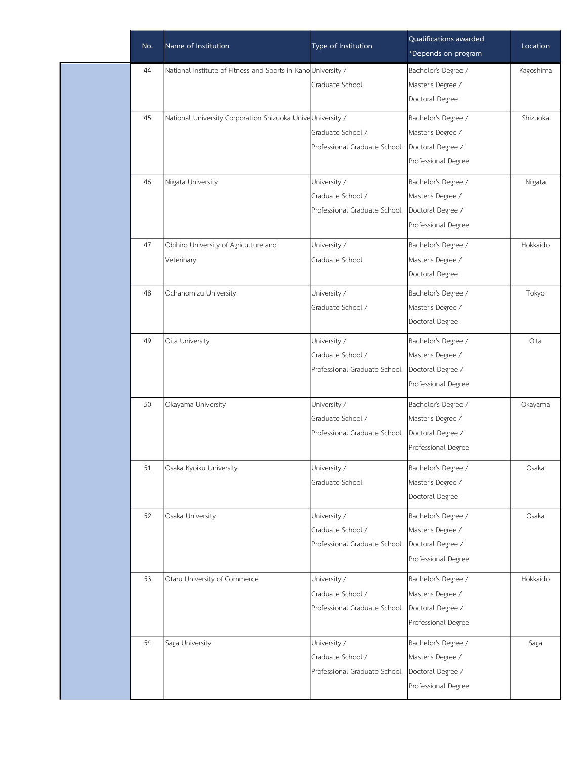| No. | Name of Institution | Type of Institution | Qualifications awarded *Depends on program | Location |
|---|---|---|---|---|
| 44 | National Institute of Fitness and Sports in Kano | University / Graduate School | Bachelor's Degree / Master's Degree / Doctoral Degree | Kagoshima |
| 45 | National University Corporation Shizuoka Unive | University / Graduate School / Professional Graduate School | Bachelor's Degree / Master's Degree / Doctoral Degree / Professional Degree | Shizuoka |
| 46 | Niigata University | University / Graduate School / Professional Graduate School | Bachelor's Degree / Master's Degree / Doctoral Degree / Professional Degree | Niigata |
| 47 | Obihiro University of Agriculture and Veterinary | University / Graduate School | Bachelor's Degree / Master's Degree / Doctoral Degree | Hokkaido |
| 48 | Ochanomizu University | University / Graduate School / | Bachelor's Degree / Master's Degree / Doctoral Degree | Tokyo |
| 49 | Oita University | University / Graduate School / Professional Graduate School | Bachelor's Degree / Master's Degree / Doctoral Degree / Professional Degree | Oita |
| 50 | Okayama University | University / Graduate School / Professional Graduate School | Bachelor's Degree / Master's Degree / Doctoral Degree / Professional Degree | Okayama |
| 51 | Osaka Kyoiku University | University / Graduate School | Bachelor's Degree / Master's Degree / Doctoral Degree | Osaka |
| 52 | Osaka University | University / Graduate School / Professional Graduate School | Bachelor's Degree / Master's Degree / Doctoral Degree / Professional Degree | Osaka |
| 53 | Otaru University of Commerce | University / Graduate School / Professional Graduate School | Bachelor's Degree / Master's Degree / Doctoral Degree / Professional Degree | Hokkaido |
| 54 | Saga University | University / Graduate School / Professional Graduate School | Bachelor's Degree / Master's Degree / Doctoral Degree / Professional Degree | Saga |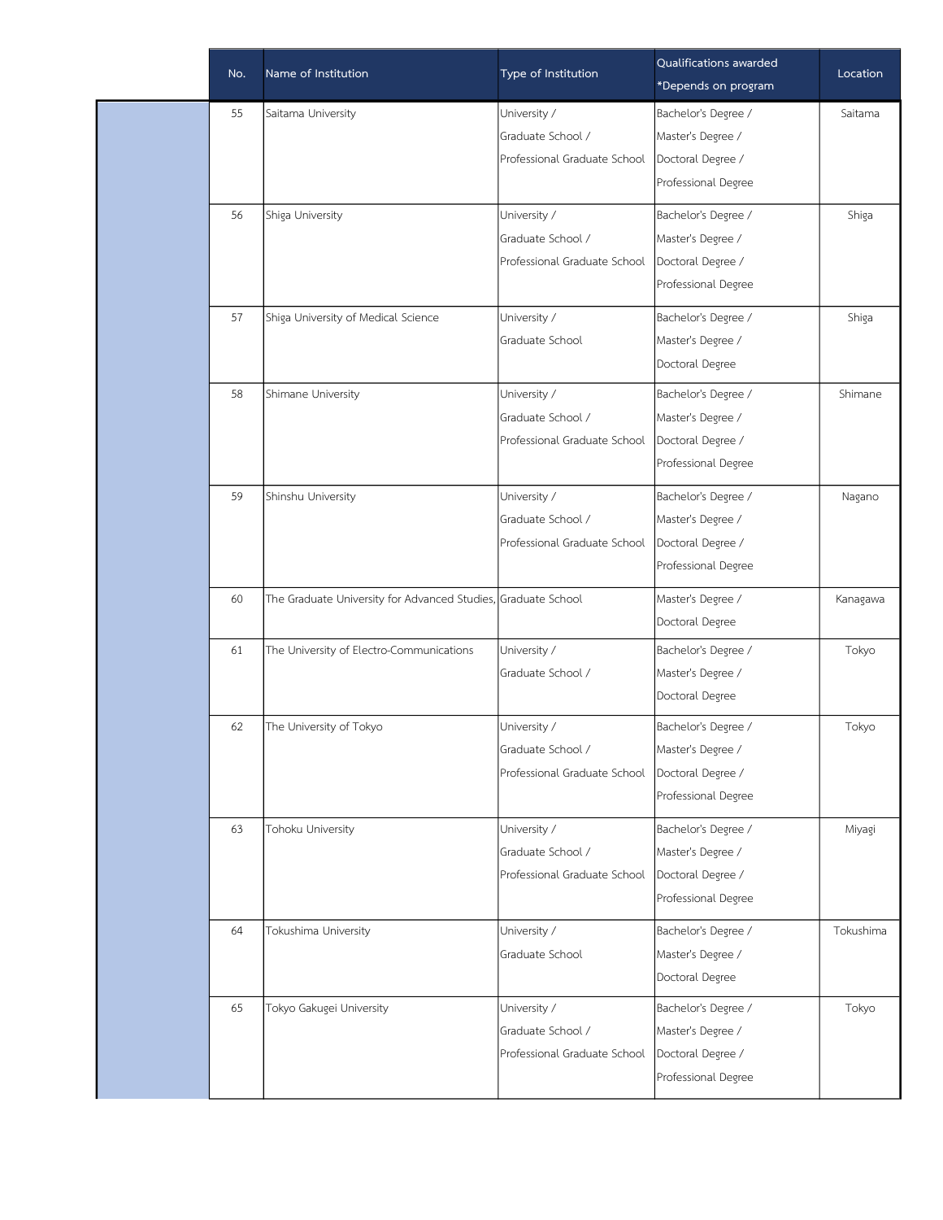| No. | Name of Institution | Type of Institution | Qualifications awarded *Depends on program | Location |
|---|---|---|---|---|
| 55 | Saitama University | University / Graduate School / Professional Graduate School | Bachelor's Degree / Master's Degree / Doctoral Degree / Professional Degree | Saitama |
| 56 | Shiga University | University / Graduate School / Professional Graduate School | Bachelor's Degree / Master's Degree / Doctoral Degree / Professional Degree | Shiga |
| 57 | Shiga University of Medical Science | University / Graduate School | Bachelor's Degree / Master's Degree / Doctoral Degree | Shiga |
| 58 | Shimane University | University / Graduate School / Professional Graduate School | Bachelor's Degree / Master's Degree / Doctoral Degree / Professional Degree | Shimane |
| 59 | Shinshu University | University / Graduate School / Professional Graduate School | Bachelor's Degree / Master's Degree / Doctoral Degree / Professional Degree | Nagano |
| 60 | The Graduate University for Advanced Studies, | Graduate School | Master's Degree / Doctoral Degree | Kanagawa |
| 61 | The University of Electro-Communications | University / Graduate School / | Bachelor's Degree / Master's Degree / Doctoral Degree | Tokyo |
| 62 | The University of Tokyo | University / Graduate School / Professional Graduate School | Bachelor's Degree / Master's Degree / Doctoral Degree / Professional Degree | Tokyo |
| 63 | Tohoku University | University / Graduate School / Professional Graduate School | Bachelor's Degree / Master's Degree / Doctoral Degree / Professional Degree | Miyagi |
| 64 | Tokushima University | University / Graduate School | Bachelor's Degree / Master's Degree / Doctoral Degree | Tokushima |
| 65 | Tokyo Gakugei University | University / Graduate School / Professional Graduate School | Bachelor's Degree / Master's Degree / Doctoral Degree / Professional Degree | Tokyo |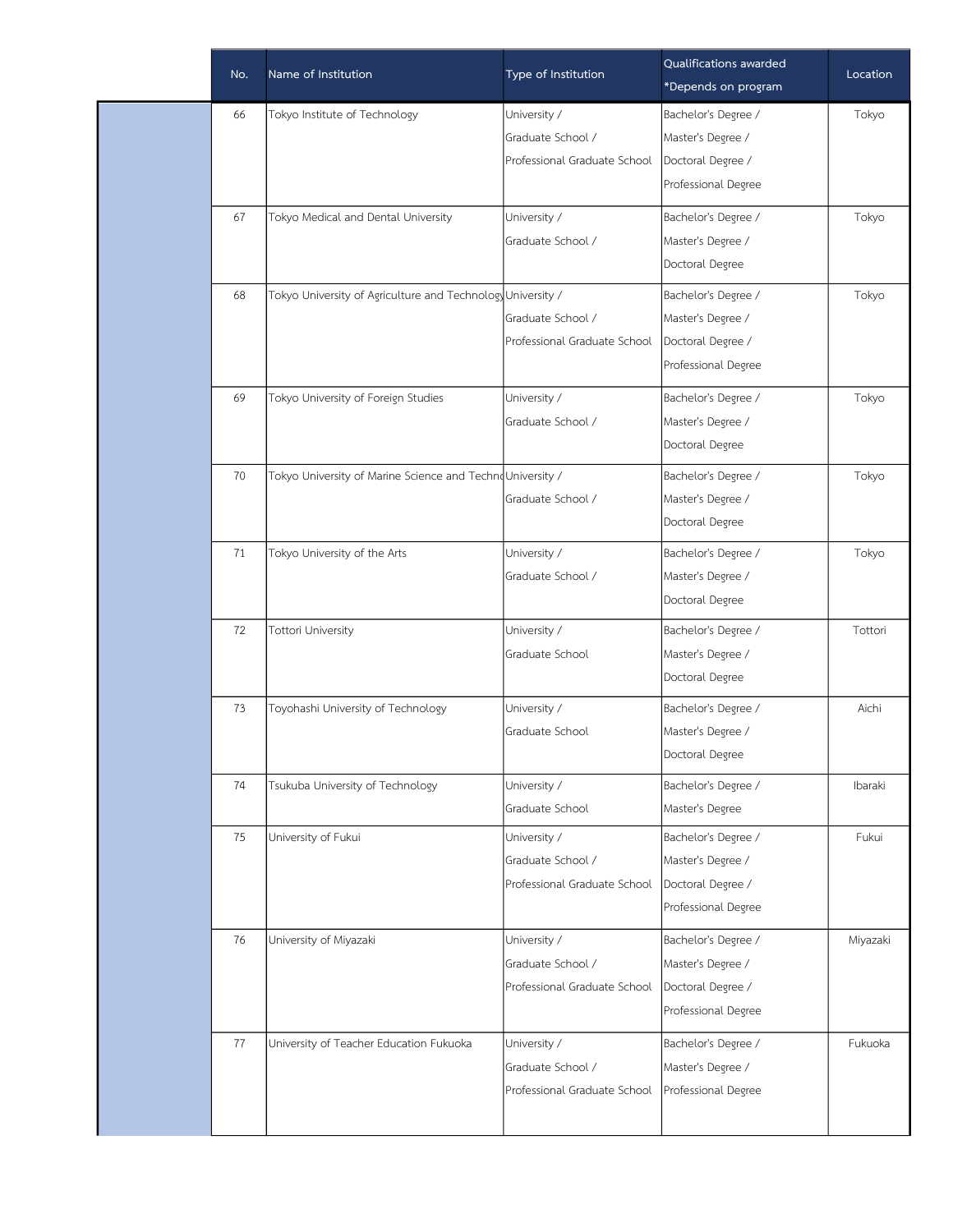| No. | Name of Institution | Type of Institution | Qualifications awarded *Depends on program | Location |
|---|---|---|---|---|
| 66 | Tokyo Institute of Technology | University / Graduate School / Professional Graduate School | Bachelor's Degree / Master's Degree / Doctoral Degree / Professional Degree | Tokyo |
| 67 | Tokyo Medical and Dental University | University / Graduate School / | Bachelor's Degree / Master's Degree / Doctoral Degree | Tokyo |
| 68 | Tokyo University of Agriculture and Technology | University / Graduate School / Professional Graduate School | Bachelor's Degree / Master's Degree / Doctoral Degree / Professional Degree | Tokyo |
| 69 | Tokyo University of Foreign Studies | University / Graduate School / | Bachelor's Degree / Master's Degree / Doctoral Degree | Tokyo |
| 70 | Tokyo University of Marine Science and Techno | University / Graduate School / | Bachelor's Degree / Master's Degree / Doctoral Degree | Tokyo |
| 71 | Tokyo University of the Arts | University / Graduate School / | Bachelor's Degree / Master's Degree / Doctoral Degree | Tokyo |
| 72 | Tottori University | University / Graduate School | Bachelor's Degree / Master's Degree / Doctoral Degree | Tottori |
| 73 | Toyohashi University of Technology | University / Graduate School | Bachelor's Degree / Master's Degree / Doctoral Degree | Aichi |
| 74 | Tsukuba University of Technology | University / Graduate School | Bachelor's Degree / Master's Degree | Ibaraki |
| 75 | University of Fukui | University / Graduate School / Professional Graduate School | Bachelor's Degree / Master's Degree / Doctoral Degree / Professional Degree | Fukui |
| 76 | University of Miyazaki | University / Graduate School / Professional Graduate School | Bachelor's Degree / Master's Degree / Doctoral Degree / Professional Degree | Miyazaki |
| 77 | University of Teacher Education Fukuoka | University / Graduate School / Professional Graduate School | Bachelor's Degree / Master's Degree / Professional Degree | Fukuoka |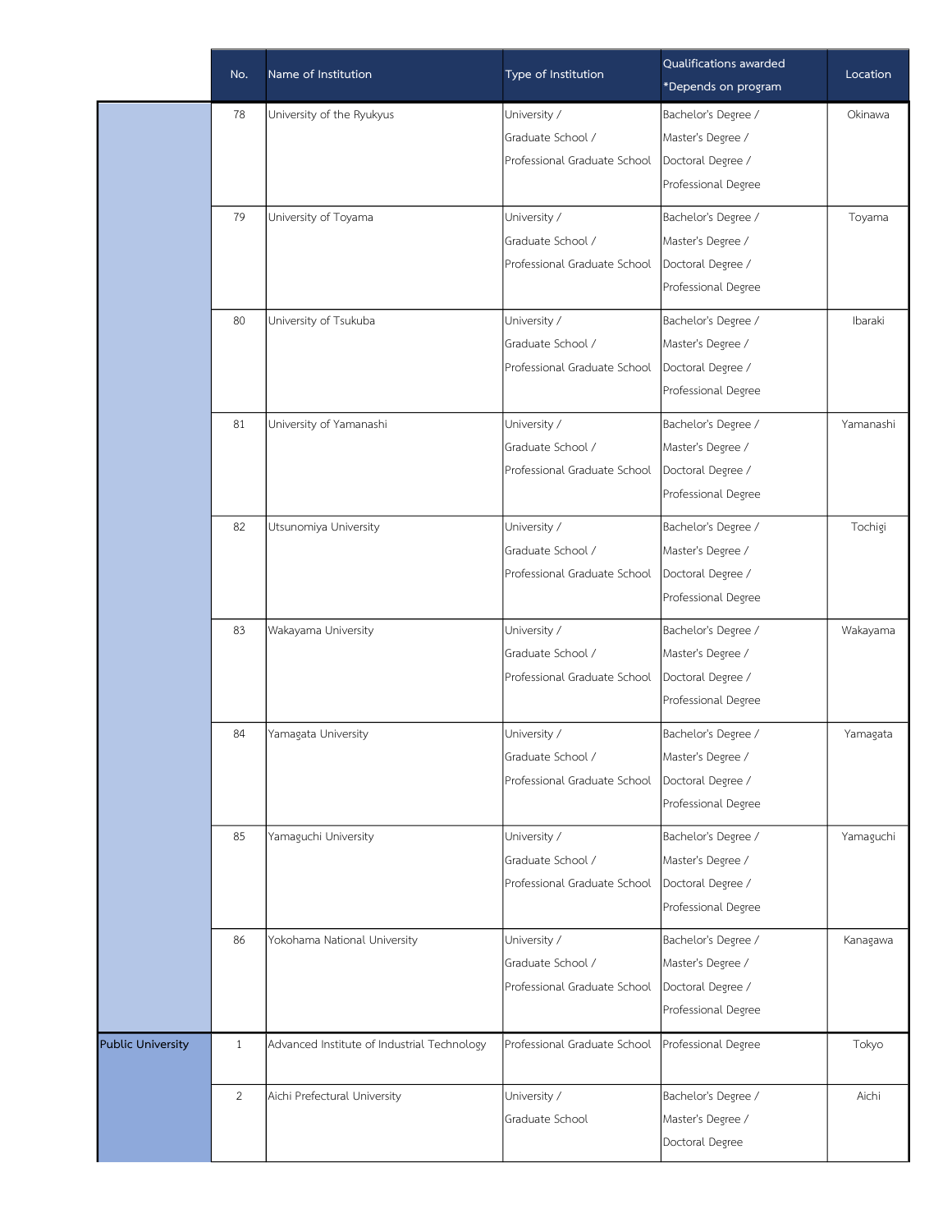| | No. | Name of Institution | Type of Institution | Qualifications awarded *Depends on program | Location |
|---|---|---|---|---|---|
| | 78 | University of the Ryukyus | University / Graduate School / Professional Graduate School | Bachelor's Degree / Master's Degree / Doctoral Degree / Professional Degree | Okinawa |
| | 79 | University of Toyama | University / Graduate School / Professional Graduate School | Bachelor's Degree / Master's Degree / Doctoral Degree / Professional Degree | Toyama |
| | 80 | University of Tsukuba | University / Graduate School / Professional Graduate School | Bachelor's Degree / Master's Degree / Doctoral Degree / Professional Degree | Ibaraki |
| | 81 | University of Yamanashi | University / Graduate School / Professional Graduate School | Bachelor's Degree / Master's Degree / Doctoral Degree / Professional Degree | Yamanashi |
| | 82 | Utsunomiya University | University / Graduate School / Professional Graduate School | Bachelor's Degree / Master's Degree / Doctoral Degree / Professional Degree | Tochigi |
| | 83 | Wakayama University | University / Graduate School / Professional Graduate School | Bachelor's Degree / Master's Degree / Doctoral Degree / Professional Degree | Wakayama |
| | 84 | Yamagata University | University / Graduate School / Professional Graduate School | Bachelor's Degree / Master's Degree / Doctoral Degree / Professional Degree | Yamagata |
| | 85 | Yamaguchi University | University / Graduate School / Professional Graduate School | Bachelor's Degree / Master's Degree / Doctoral Degree / Professional Degree | Yamaguchi |
| | 86 | Yokohama National University | University / Graduate School / Professional Graduate School | Bachelor's Degree / Master's Degree / Doctoral Degree / Professional Degree | Kanagawa |
| Public University | 1 | Advanced Institute of Industrial Technology | Professional Graduate School | Professional Degree | Tokyo |
| | 2 | Aichi Prefectural University | University / Graduate School | Bachelor's Degree / Master's Degree / Doctoral Degree | Aichi |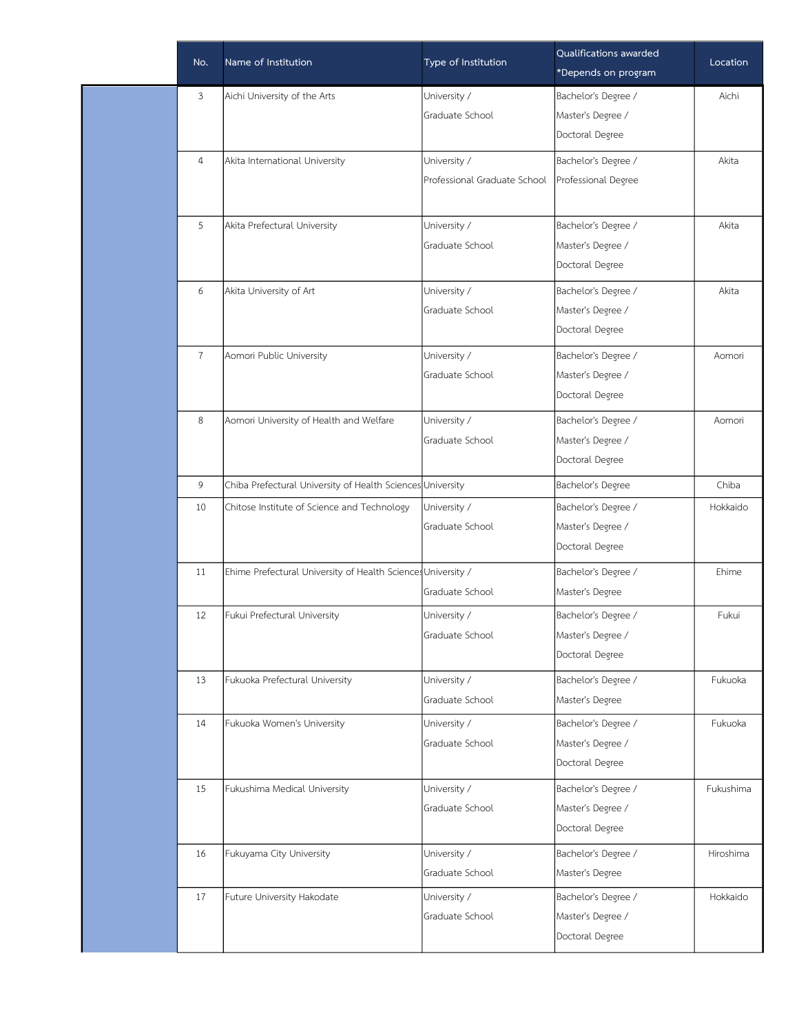| No. | Name of Institution | Type of Institution | Qualifications awarded *Depends on program | Location |
|---|---|---|---|---|
| 3 | Aichi University of the Arts | University / Graduate School | Bachelor's Degree / Master's Degree / Doctoral Degree | Aichi |
| 4 | Akita International University | University / Professional Graduate School | Bachelor's Degree / Professional Degree | Akita |
| 5 | Akita Prefectural University | University / Graduate School | Bachelor's Degree / Master's Degree / Doctoral Degree | Akita |
| 6 | Akita University of Art | University / Graduate School | Bachelor's Degree / Master's Degree / Doctoral Degree | Akita |
| 7 | Aomori Public University | University / Graduate School | Bachelor's Degree / Master's Degree / Doctoral Degree | Aomori |
| 8 | Aomori University of Health and Welfare | University / Graduate School | Bachelor's Degree / Master's Degree / Doctoral Degree | Aomori |
| 9 | Chiba Prefectural University of Health Sciences | University | Bachelor's Degree | Chiba |
| 10 | Chitose Institute of Science and Technology | University / Graduate School | Bachelor's Degree / Master's Degree / Doctoral Degree | Hokkaido |
| 11 | Ehime Prefectural University of Health Sciences | University / Graduate School | Bachelor's Degree / Master's Degree | Ehime |
| 12 | Fukui Prefectural University | University / Graduate School | Bachelor's Degree / Master's Degree / Doctoral Degree | Fukui |
| 13 | Fukuoka Prefectural University | University / Graduate School | Bachelor's Degree / Master's Degree | Fukuoka |
| 14 | Fukuoka Women's University | University / Graduate School | Bachelor's Degree / Master's Degree / Doctoral Degree | Fukuoka |
| 15 | Fukushima Medical University | University / Graduate School | Bachelor's Degree / Master's Degree / Doctoral Degree | Fukushima |
| 16 | Fukuyama City University | University / Graduate School | Bachelor's Degree / Master's Degree | Hiroshima |
| 17 | Future University Hakodate | University / Graduate School | Bachelor's Degree / Master's Degree / Doctoral Degree | Hokkaido |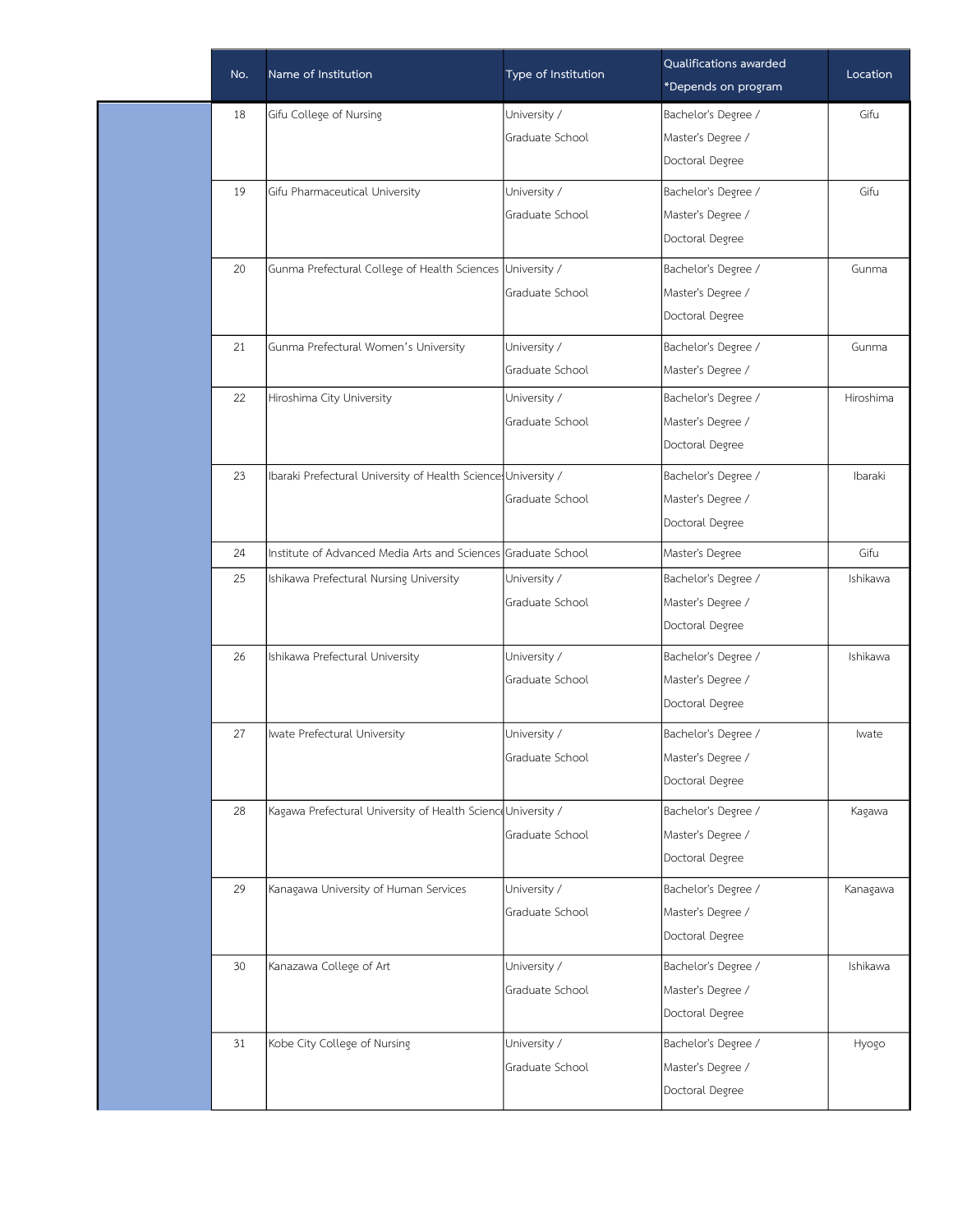| No. | Name of Institution | Type of Institution | Qualifications awarded *Depends on program | Location |
|---|---|---|---|---|
| 18 | Gifu College of Nursing | University / Graduate School | Bachelor's Degree / Master's Degree / Doctoral Degree | Gifu |
| 19 | Gifu Pharmaceutical University | University / Graduate School | Bachelor's Degree / Master's Degree / Doctoral Degree | Gifu |
| 20 | Gunma Prefectural College of Health Sciences | University / Graduate School | Bachelor's Degree / Master's Degree / Doctoral Degree | Gunma |
| 21 | Gunma Prefectural Women's University | University / Graduate School | Bachelor's Degree / Master's Degree / | Gunma |
| 22 | Hiroshima City University | University / Graduate School | Bachelor's Degree / Master's Degree / Doctoral Degree | Hiroshima |
| 23 | Ibaraki Prefectural University of Health Sciences | University / Graduate School | Bachelor's Degree / Master's Degree / Doctoral Degree | Ibaraki |
| 24 | Institute of Advanced Media Arts and Sciences | Graduate School | Master's Degree | Gifu |
| 25 | Ishikawa Prefectural Nursing University | University / Graduate School | Bachelor's Degree / Master's Degree / Doctoral Degree | Ishikawa |
| 26 | Ishikawa Prefectural University | University / Graduate School | Bachelor's Degree / Master's Degree / Doctoral Degree | Ishikawa |
| 27 | Iwate Prefectural University | University / Graduate School | Bachelor's Degree / Master's Degree / Doctoral Degree | Iwate |
| 28 | Kagawa Prefectural University of Health Science | University / Graduate School | Bachelor's Degree / Master's Degree / Doctoral Degree | Kagawa |
| 29 | Kanagawa University of Human Services | University / Graduate School | Bachelor's Degree / Master's Degree / Doctoral Degree | Kanagawa |
| 30 | Kanazawa College of Art | University / Graduate School | Bachelor's Degree / Master's Degree / Doctoral Degree | Ishikawa |
| 31 | Kobe City College of Nursing | University / Graduate School | Bachelor's Degree / Master's Degree / Doctoral Degree | Hyogo |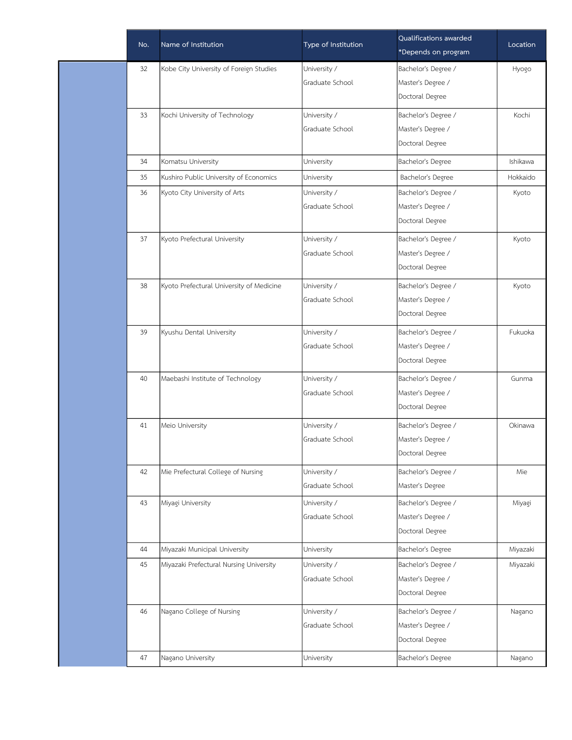| No. | Name of Institution | Type of Institution | Qualifications awarded *Depends on program | Location |
|---|---|---|---|---|
| 32 | Kobe City University of Foreign Studies | University / Graduate School | Bachelor's Degree / Master's Degree / Doctoral Degree | Hyogo |
| 33 | Kochi University of Technology | University / Graduate School | Bachelor's Degree / Master's Degree / Doctoral Degree | Kochi |
| 34 | Komatsu University | University | Bachelor's Degree | Ishikawa |
| 35 | Kushiro Public University of Economics | University | Bachelor's Degree | Hokkaido |
| 36 | Kyoto City University of Arts | University / Graduate School | Bachelor's Degree / Master's Degree / Doctoral Degree | Kyoto |
| 37 | Kyoto Prefectural University | University / Graduate School | Bachelor's Degree / Master's Degree / Doctoral Degree | Kyoto |
| 38 | Kyoto Prefectural University of Medicine | University / Graduate School | Bachelor's Degree / Master's Degree / Doctoral Degree | Kyoto |
| 39 | Kyushu Dental University | University / Graduate School | Bachelor's Degree / Master's Degree / Doctoral Degree | Fukuoka |
| 40 | Maebashi Institute of Technology | University / Graduate School | Bachelor's Degree / Master's Degree / Doctoral Degree | Gunma |
| 41 | Meio University | University / Graduate School | Bachelor's Degree / Master's Degree / Doctoral Degree | Okinawa |
| 42 | Mie Prefectural College of Nursing | University / Graduate School | Bachelor's Degree / Master's Degree | Mie |
| 43 | Miyagi University | University / Graduate School | Bachelor's Degree / Master's Degree / Doctoral Degree | Miyagi |
| 44 | Miyazaki Municipal University | University | Bachelor's Degree | Miyazaki |
| 45 | Miyazaki Prefectural Nursing University | University / Graduate School | Bachelor's Degree / Master's Degree / Doctoral Degree | Miyazaki |
| 46 | Nagano College of Nursing | University / Graduate School | Bachelor's Degree / Master's Degree / Doctoral Degree | Nagano |
| 47 | Nagano University | University | Bachelor's Degree | Nagano |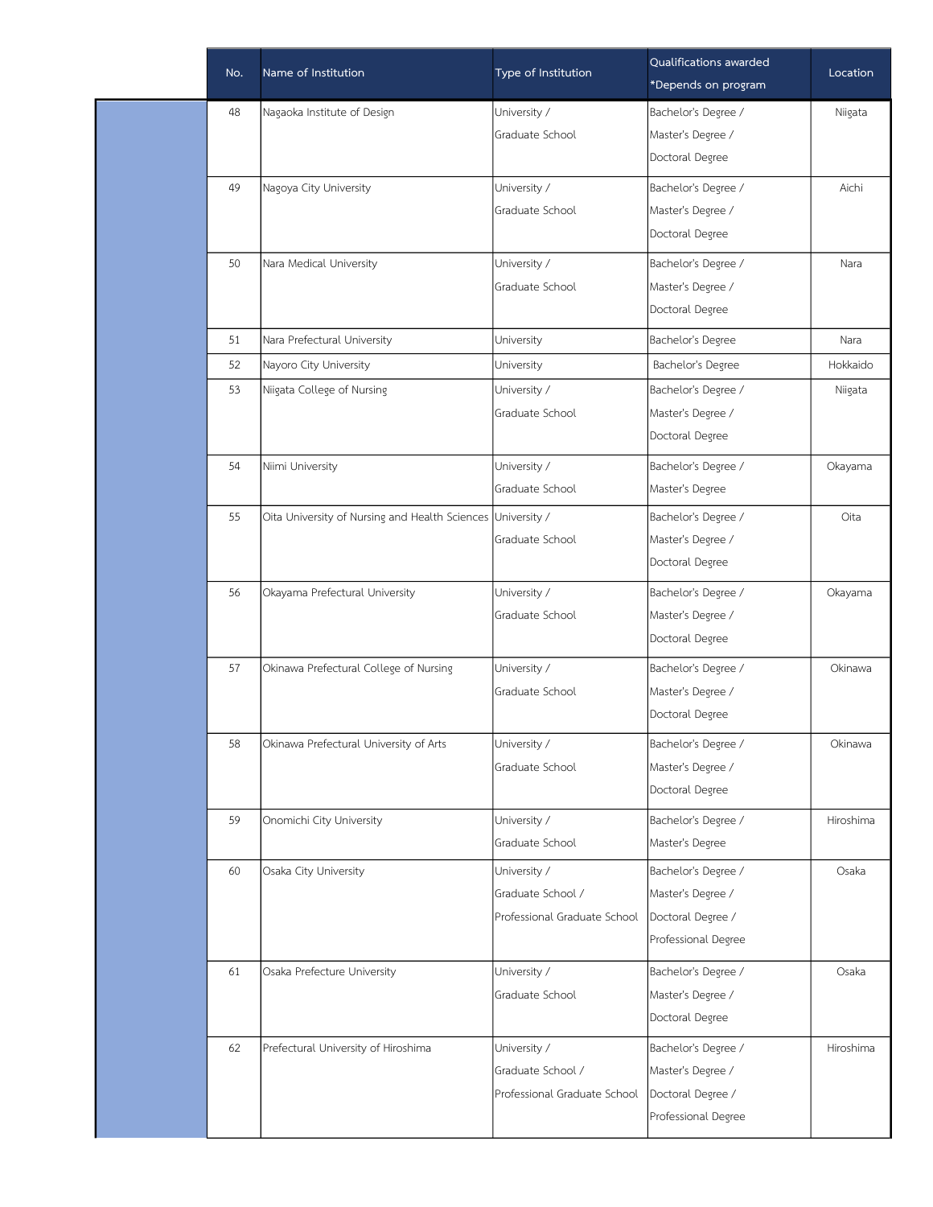| No. | Name of Institution | Type of Institution | Qualifications awarded *Depends on program | Location |
|---|---|---|---|---|
| 48 | Nagaoka Institute of Design | University / Graduate School | Bachelor's Degree / Master's Degree / Doctoral Degree | Niigata |
| 49 | Nagoya City University | University / Graduate School | Bachelor's Degree / Master's Degree / Doctoral Degree | Aichi |
| 50 | Nara Medical University | University / Graduate School | Bachelor's Degree / Master's Degree / Doctoral Degree | Nara |
| 51 | Nara Prefectural University | University | Bachelor's Degree | Nara |
| 52 | Nayoro City University | University | Bachelor's Degree | Hokkaido |
| 53 | Niigata College of Nursing | University / Graduate School | Bachelor's Degree / Master's Degree / Doctoral Degree | Niigata |
| 54 | Niimi University | University / Graduate School | Bachelor's Degree / Master's Degree | Okayama |
| 55 | Oita University of Nursing and Health Sciences | University / Graduate School | Bachelor's Degree / Master's Degree / Doctoral Degree | Oita |
| 56 | Okayama Prefectural University | University / Graduate School | Bachelor's Degree / Master's Degree / Doctoral Degree | Okayama |
| 57 | Okinawa Prefectural College of Nursing | University / Graduate School | Bachelor's Degree / Master's Degree / Doctoral Degree | Okinawa |
| 58 | Okinawa Prefectural University of Arts | University / Graduate School | Bachelor's Degree / Master's Degree / Doctoral Degree | Okinawa |
| 59 | Onomichi City University | University / Graduate School | Bachelor's Degree / Master's Degree | Hiroshima |
| 60 | Osaka City University | University / Graduate School / Professional Graduate School | Bachelor's Degree / Master's Degree / Doctoral Degree / Professional Degree | Osaka |
| 61 | Osaka Prefecture University | University / Graduate School | Bachelor's Degree / Master's Degree / Doctoral Degree | Osaka |
| 62 | Prefectural University of Hiroshima | University / Graduate School / Professional Graduate School | Bachelor's Degree / Master's Degree / Doctoral Degree / Professional Degree | Hiroshima |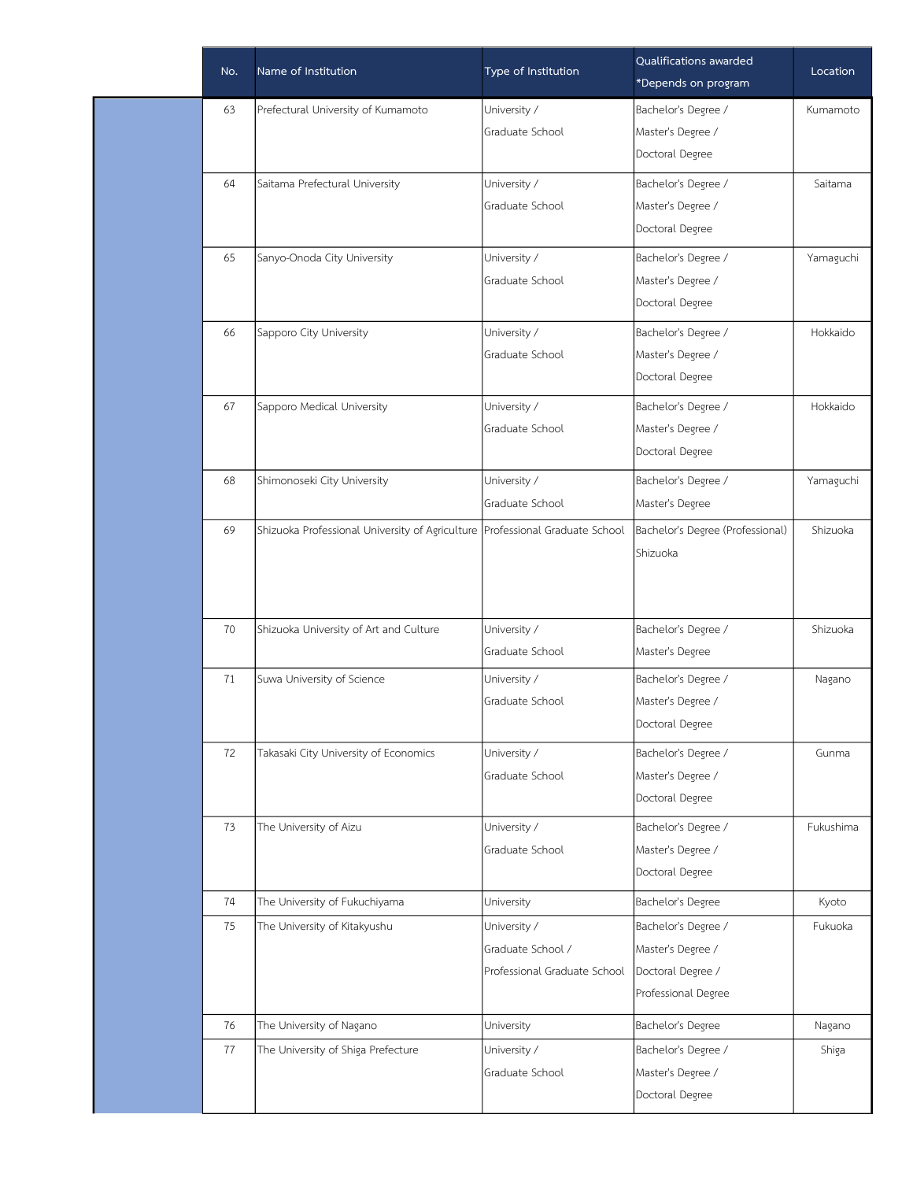| No. | Name of Institution | Type of Institution | Qualifications awarded *Depends on program | Location |
|---|---|---|---|---|
| 63 | Prefectural University of Kumamoto | University / Graduate School | Bachelor's Degree / Master's Degree / Doctoral Degree | Kumamoto |
| 64 | Saitama Prefectural University | University / Graduate School | Bachelor's Degree / Master's Degree / Doctoral Degree | Saitama |
| 65 | Sanyo-Onoda City University | University / Graduate School | Bachelor's Degree / Master's Degree / Doctoral Degree | Yamaguchi |
| 66 | Sapporo City University | University / Graduate School | Bachelor's Degree / Master's Degree / Doctoral Degree | Hokkaido |
| 67 | Sapporo Medical University | University / Graduate School | Bachelor's Degree / Master's Degree / Doctoral Degree | Hokkaido |
| 68 | Shimonoseki City University | University / Graduate School | Bachelor's Degree / Master's Degree | Yamaguchi |
| 69 | Shizuoka Professional University of Agriculture | Professional Graduate School | Bachelor's Degree (Professional) Shizuoka | Shizuoka |
| 70 | Shizuoka University of Art and Culture | University / Graduate School | Bachelor's Degree / Master's Degree | Shizuoka |
| 71 | Suwa University of Science | University / Graduate School | Bachelor's Degree / Master's Degree / Doctoral Degree | Nagano |
| 72 | Takasaki City University of Economics | University / Graduate School | Bachelor's Degree / Master's Degree / Doctoral Degree | Gunma |
| 73 | The University of Aizu | University / Graduate School | Bachelor's Degree / Master's Degree / Doctoral Degree | Fukushima |
| 74 | The University of Fukuchiyama | University | Bachelor's Degree | Kyoto |
| 75 | The University of Kitakyushu | University / Graduate School / Professional Graduate School | Bachelor's Degree / Master's Degree / Doctoral Degree / Professional Degree | Fukuoka |
| 76 | The University of Nagano | University | Bachelor's Degree | Nagano |
| 77 | The University of Shiga Prefecture | University / Graduate School | Bachelor's Degree / Master's Degree / Doctoral Degree | Shiga |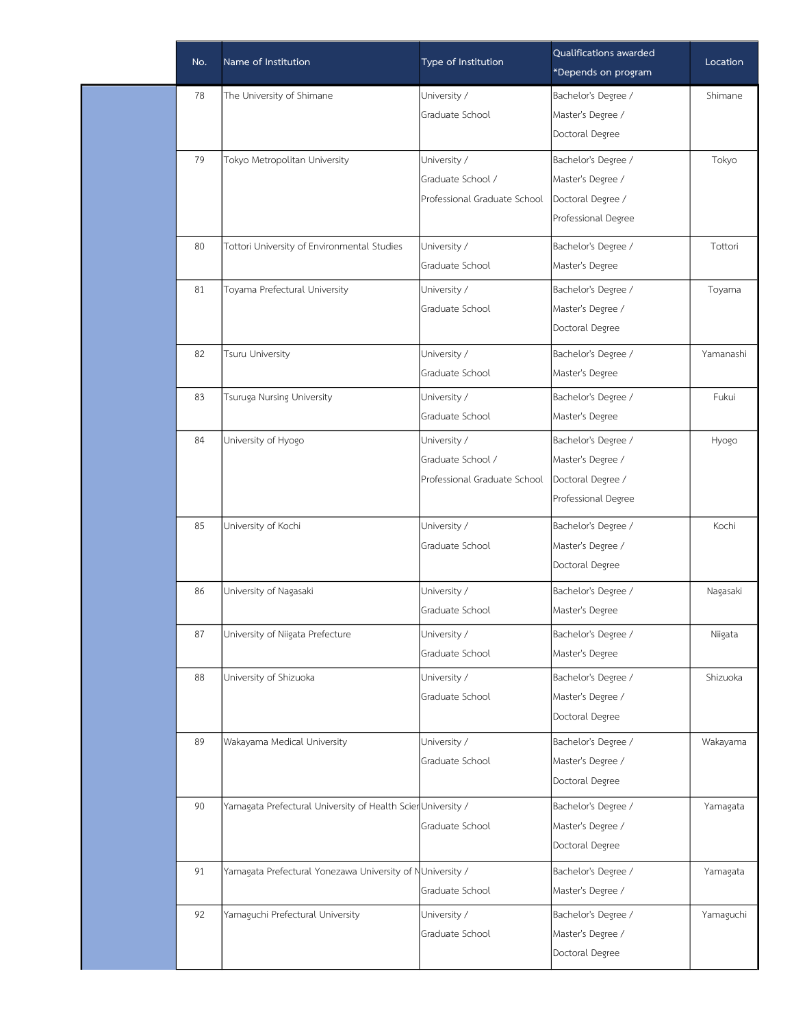| No. | Name of Institution | Type of Institution | Qualifications awarded *Depends on program | Location |
|---|---|---|---|---|
| 78 | The University of Shimane | University / Graduate School | Bachelor's Degree / Master's Degree / Doctoral Degree | Shimane |
| 79 | Tokyo Metropolitan University | University / Graduate School / Professional Graduate School | Bachelor's Degree / Master's Degree / Doctoral Degree / Professional Degree | Tokyo |
| 80 | Tottori University of Environmental Studies | University / Graduate School | Bachelor's Degree / Master's Degree | Tottori |
| 81 | Toyama Prefectural University | University / Graduate School | Bachelor's Degree / Master's Degree / Doctoral Degree | Toyama |
| 82 | Tsuru University | University / Graduate School | Bachelor's Degree / Master's Degree | Yamanashi |
| 83 | Tsuruga Nursing University | University / Graduate School | Bachelor's Degree / Master's Degree | Fukui |
| 84 | University of Hyogo | University / Graduate School / Professional Graduate School | Bachelor's Degree / Master's Degree / Doctoral Degree / Professional Degree | Hyogo |
| 85 | University of Kochi | University / Graduate School | Bachelor's Degree / Master's Degree / Doctoral Degree | Kochi |
| 86 | University of Nagasaki | University / Graduate School | Bachelor's Degree / Master's Degree | Nagasaki |
| 87 | University of Niigata Prefecture | University / Graduate School | Bachelor's Degree / Master's Degree | Niigata |
| 88 | University of Shizuoka | University / Graduate School | Bachelor's Degree / Master's Degree / Doctoral Degree | Shizuoka |
| 89 | Wakayama Medical University | University / Graduate School | Bachelor's Degree / Master's Degree / Doctoral Degree | Wakayama |
| 90 | Yamagata Prefectural University of Health Scier | University / Graduate School | Bachelor's Degree / Master's Degree / Doctoral Degree | Yamagata |
| 91 | Yamagata Prefectural Yonezawa University of N | University / Graduate School | Bachelor's Degree / Master's Degree / | Yamagata |
| 92 | Yamaguchi Prefectural University | University / Graduate School | Bachelor's Degree / Master's Degree / Doctoral Degree | Yamaguchi |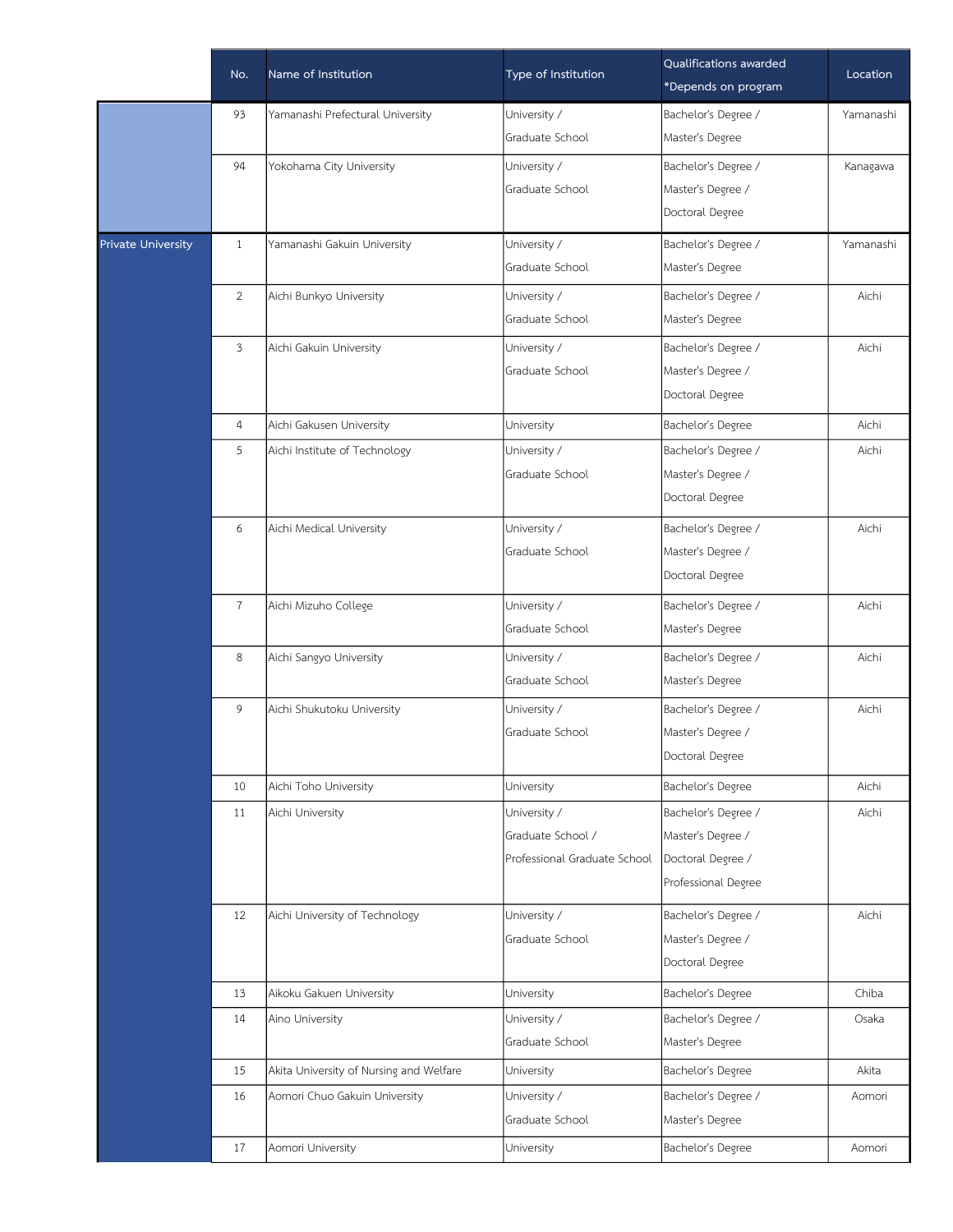| | No. | Name of Institution | Type of Institution | Qualifications awarded *Depends on program | Location |
|---|---|---|---|---|---|
| | 93 | Yamanashi Prefectural University | University / Graduate School | Bachelor's Degree / Master's Degree | Yamanashi |
| | 94 | Yokohama City University | University / Graduate School | Bachelor's Degree / Master's Degree / Doctoral Degree | Kanagawa |
| Private University | 1 | Yamanashi Gakuin University | University / Graduate School | Bachelor's Degree / Master's Degree | Yamanashi |
| | 2 | Aichi Bunkyo University | University / Graduate School | Bachelor's Degree / Master's Degree | Aichi |
| | 3 | Aichi Gakuin University | University / Graduate School | Bachelor's Degree / Master's Degree / Doctoral Degree | Aichi |
| | 4 | Aichi Gakusen University | University | Bachelor's Degree | Aichi |
| | 5 | Aichi Institute of Technology | University / Graduate School | Bachelor's Degree / Master's Degree / Doctoral Degree | Aichi |
| | 6 | Aichi Medical University | University / Graduate School | Bachelor's Degree / Master's Degree / Doctoral Degree | Aichi |
| | 7 | Aichi Mizuho College | University / Graduate School | Bachelor's Degree / Master's Degree | Aichi |
| | 8 | Aichi Sangyo University | University / Graduate School | Bachelor's Degree / Master's Degree | Aichi |
| | 9 | Aichi Shukutoku University | University / Graduate School | Bachelor's Degree / Master's Degree / Doctoral Degree | Aichi |
| | 10 | Aichi Toho University | University | Bachelor's Degree | Aichi |
| | 11 | Aichi University | University / Graduate School / Professional Graduate School | Bachelor's Degree / Master's Degree / Doctoral Degree / Professional Degree | Aichi |
| | 12 | Aichi University of Technology | University / Graduate School | Bachelor's Degree / Master's Degree / Doctoral Degree | Aichi |
| | 13 | Aikoku Gakuen University | University | Bachelor's Degree | Chiba |
| | 14 | Aino University | University / Graduate School | Bachelor's Degree / Master's Degree | Osaka |
| | 15 | Akita University of Nursing and Welfare | University | Bachelor's Degree | Akita |
| | 16 | Aomori Chuo Gakuin University | University / Graduate School | Bachelor's Degree / Master's Degree | Aomori |
| | 17 | Aomori University | University | Bachelor's Degree | Aomori |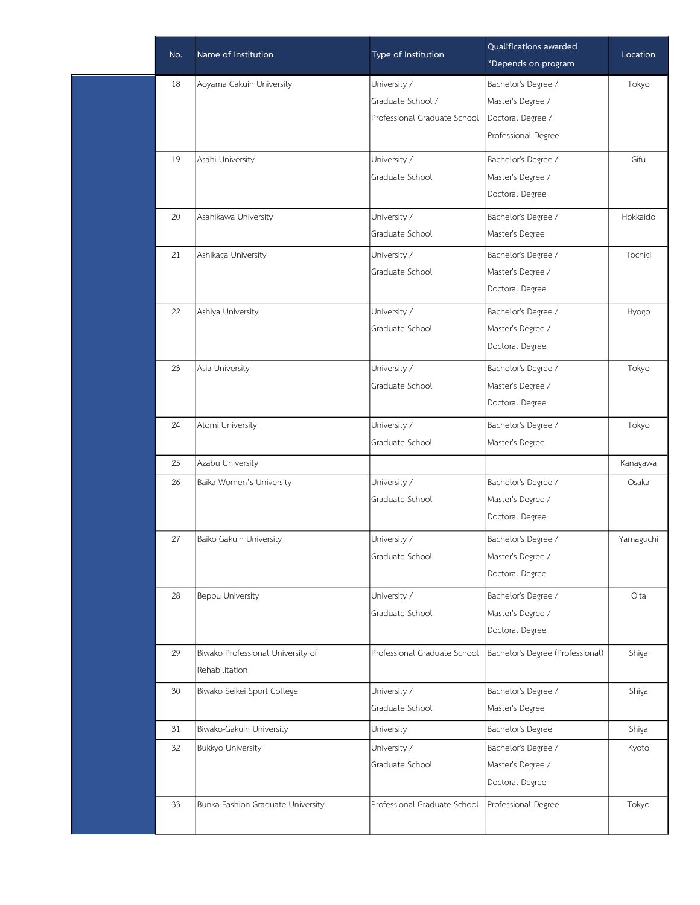| No. | Name of Institution | Type of Institution | Qualifications awarded *Depends on program | Location |
|---|---|---|---|---|
| 18 | Aoyama Gakuin University | University / Graduate School / Professional Graduate School | Bachelor's Degree / Master's Degree / Doctoral Degree / Professional Degree | Tokyo |
| 19 | Asahi University | University / Graduate School | Bachelor's Degree / Master's Degree / Doctoral Degree | Gifu |
| 20 | Asahikawa University | University / Graduate School | Bachelor's Degree / Master's Degree | Hokkaido |
| 21 | Ashikaga University | University / Graduate School | Bachelor's Degree / Master's Degree / Doctoral Degree | Tochigi |
| 22 | Ashiya University | University / Graduate School | Bachelor's Degree / Master's Degree / Doctoral Degree | Hyogo |
| 23 | Asia University | University / Graduate School | Bachelor's Degree / Master's Degree / Doctoral Degree | Tokyo |
| 24 | Atomi University | University / Graduate School | Bachelor's Degree / Master's Degree | Tokyo |
| 25 | Azabu University | | | Kanagawa |
| 26 | Baika Women's University | University / Graduate School | Bachelor's Degree / Master's Degree / Doctoral Degree | Osaka |
| 27 | Baiko Gakuin University | University / Graduate School | Bachelor's Degree / Master's Degree / Doctoral Degree | Yamaguchi |
| 28 | Beppu University | University / Graduate School | Bachelor's Degree / Master's Degree / Doctoral Degree | Oita |
| 29 | Biwako Professional University of Rehabilitation | Professional Graduate School | Bachelor's Degree (Professional) | Shiga |
| 30 | Biwako Seikei Sport College | University / Graduate School | Bachelor's Degree / Master's Degree | Shiga |
| 31 | Biwako-Gakuin University | University | Bachelor's Degree | Shiga |
| 32 | Bukkyo University | University / Graduate School | Bachelor's Degree / Master's Degree / Doctoral Degree | Kyoto |
| 33 | Bunka Fashion Graduate University | Professional Graduate School | Professional Degree | Tokyo |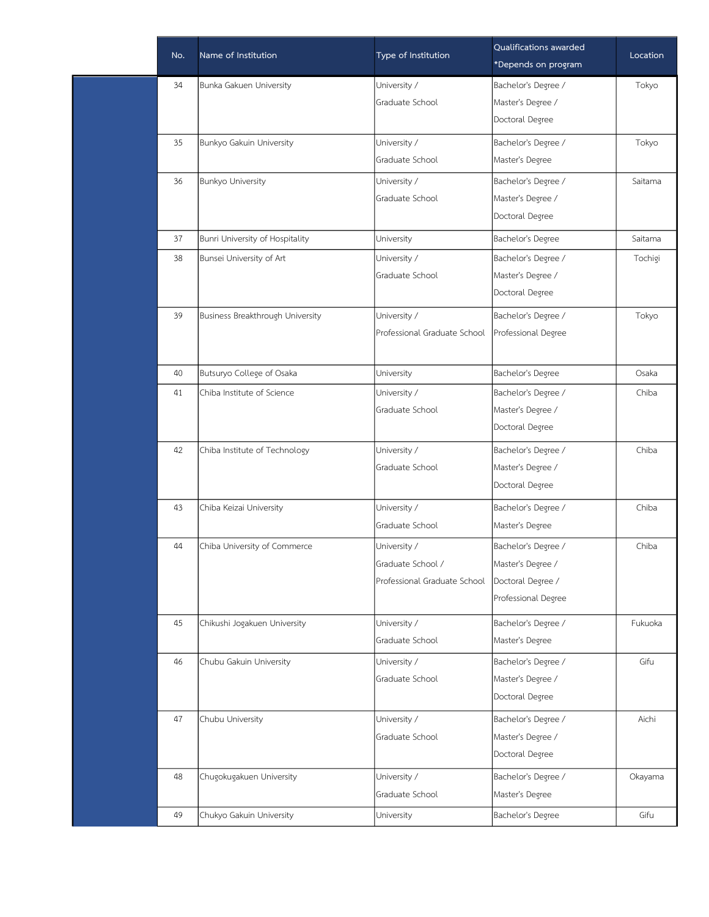| No. | Name of Institution | Type of Institution | Qualifications awarded *Depends on program | Location |
|---|---|---|---|---|
| 34 | Bunka Gakuen University | University / Graduate School | Bachelor's Degree / Master's Degree / Doctoral Degree | Tokyo |
| 35 | Bunkyo Gakuin University | University / Graduate School | Bachelor's Degree / Master's Degree | Tokyo |
| 36 | Bunkyo University | University / Graduate School | Bachelor's Degree / Master's Degree / Doctoral Degree | Saitama |
| 37 | Bunri University of Hospitality | University | Bachelor's Degree | Saitama |
| 38 | Bunsei University of Art | University / Graduate School | Bachelor's Degree / Master's Degree / Doctoral Degree | Tochigi |
| 39 | Business Breakthrough University | University / Professional Graduate School | Bachelor's Degree / Professional Degree | Tokyo |
| 40 | Butsuryo College of Osaka | University | Bachelor's Degree | Osaka |
| 41 | Chiba Institute of Science | University / Graduate School | Bachelor's Degree / Master's Degree / Doctoral Degree | Chiba |
| 42 | Chiba Institute of Technology | University / Graduate School | Bachelor's Degree / Master's Degree / Doctoral Degree | Chiba |
| 43 | Chiba Keizai University | University / Graduate School | Bachelor's Degree / Master's Degree | Chiba |
| 44 | Chiba University of Commerce | University / Graduate School / Professional Graduate School | Bachelor's Degree / Master's Degree / Doctoral Degree / Professional Degree | Chiba |
| 45 | Chikushi Jogakuen University | University / Graduate School | Bachelor's Degree / Master's Degree | Fukuoka |
| 46 | Chubu Gakuin University | University / Graduate School | Bachelor's Degree / Master's Degree / Doctoral Degree | Gifu |
| 47 | Chubu University | University / Graduate School | Bachelor's Degree / Master's Degree / Doctoral Degree | Aichi |
| 48 | Chugokugakuen University | University / Graduate School | Bachelor's Degree / Master's Degree | Okayama |
| 49 | Chukyo Gakuin University | University | Bachelor's Degree | Gifu |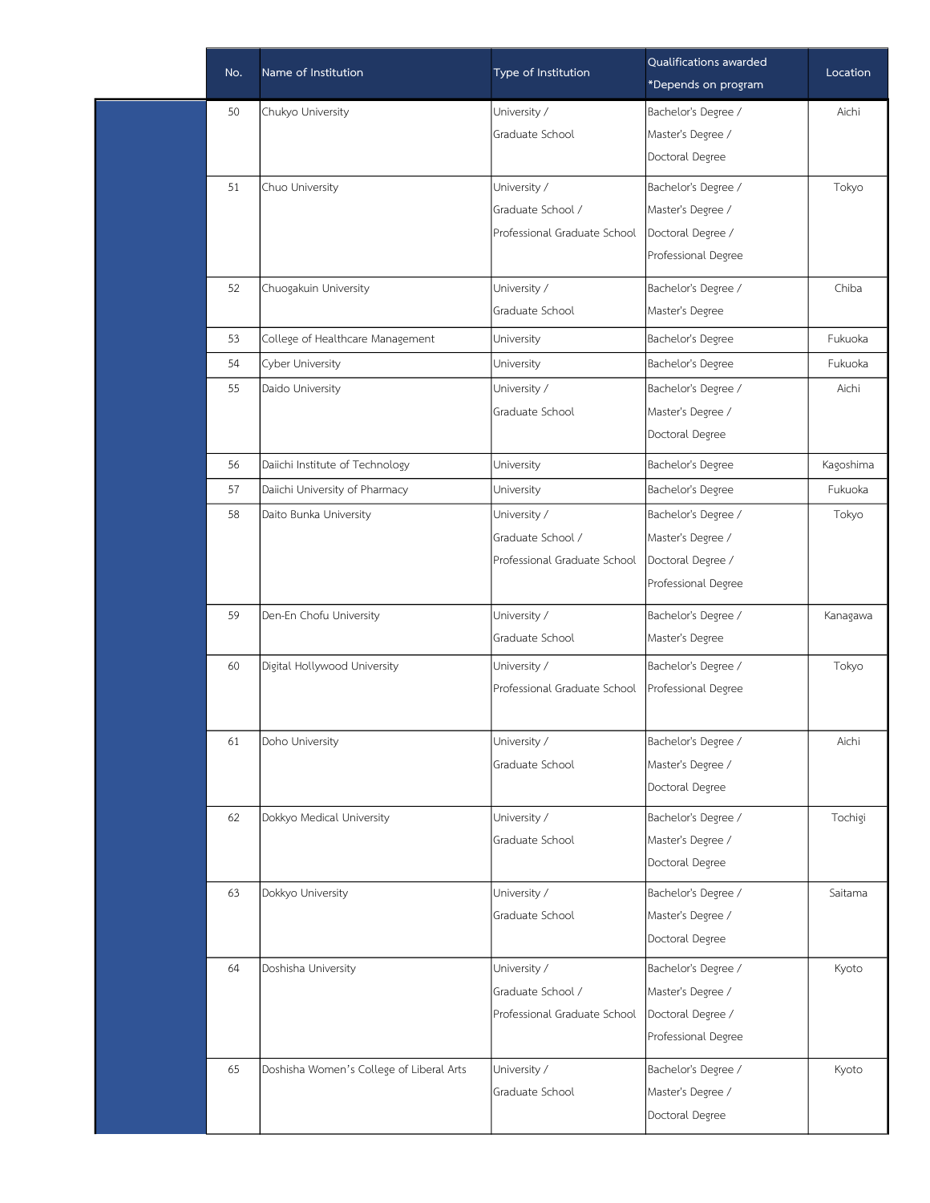| No. | Name of Institution | Type of Institution | Qualifications awarded *Depends on program | Location |
|---|---|---|---|---|
| 50 | Chukyo University | University / Graduate School | Bachelor's Degree / Master's Degree / Doctoral Degree | Aichi |
| 51 | Chuo University | University / Graduate School / Professional Graduate School | Bachelor's Degree / Master's Degree / Doctoral Degree / Professional Degree | Tokyo |
| 52 | Chuogakuin University | University / Graduate School | Bachelor's Degree / Master's Degree | Chiba |
| 53 | College of Healthcare Management | University | Bachelor's Degree | Fukuoka |
| 54 | Cyber University | University | Bachelor's Degree | Fukuoka |
| 55 | Daido University | University / Graduate School | Bachelor's Degree / Master's Degree / Doctoral Degree | Aichi |
| 56 | Daiichi Institute of Technology | University | Bachelor's Degree | Kagoshima |
| 57 | Daiichi University of Pharmacy | University | Bachelor's Degree | Fukuoka |
| 58 | Daito Bunka University | University / Graduate School / Professional Graduate School | Bachelor's Degree / Master's Degree / Doctoral Degree / Professional Degree | Tokyo |
| 59 | Den-En Chofu University | University / Graduate School | Bachelor's Degree / Master's Degree | Kanagawa |
| 60 | Digital Hollywood University | University / Professional Graduate School | Bachelor's Degree / Professional Degree | Tokyo |
| 61 | Doho University | University / Graduate School | Bachelor's Degree / Master's Degree / Doctoral Degree | Aichi |
| 62 | Dokkyo Medical University | University / Graduate School | Bachelor's Degree / Master's Degree / Doctoral Degree | Tochigi |
| 63 | Dokkyo University | University / Graduate School | Bachelor's Degree / Master's Degree / Doctoral Degree | Saitama |
| 64 | Doshisha University | University / Graduate School / Professional Graduate School | Bachelor's Degree / Master's Degree / Doctoral Degree / Professional Degree | Kyoto |
| 65 | Doshisha Women's College of Liberal Arts | University / Graduate School | Bachelor's Degree / Master's Degree / Doctoral Degree | Kyoto |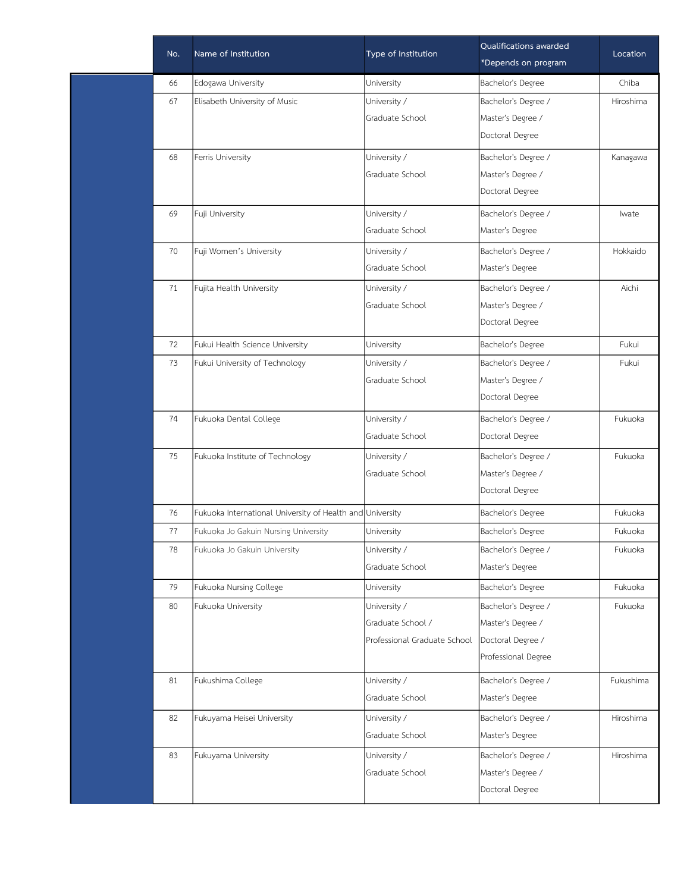| No. | Name of Institution | Type of Institution | Qualifications awarded *Depends on program | Location |
|---|---|---|---|---|
| 66 | Edogawa University | University | Bachelor's Degree | Chiba |
| 67 | Elisabeth University of Music | University / Graduate School | Bachelor's Degree / Master's Degree / Doctoral Degree | Hiroshima |
| 68 | Ferris University | University / Graduate School | Bachelor's Degree / Master's Degree / Doctoral Degree | Kanagawa |
| 69 | Fuji University | University / Graduate School | Bachelor's Degree / Master's Degree | Iwate |
| 70 | Fuji Women's University | University / Graduate School | Bachelor's Degree / Master's Degree | Hokkaido |
| 71 | Fujita Health University | University / Graduate School | Bachelor's Degree / Master's Degree / Doctoral Degree | Aichi |
| 72 | Fukui Health Science University | University | Bachelor's Degree | Fukui |
| 73 | Fukui University of Technology | University / Graduate School | Bachelor's Degree / Master's Degree / Doctoral Degree | Fukui |
| 74 | Fukuoka Dental College | University / Graduate School | Bachelor's Degree / Doctoral Degree | Fukuoka |
| 75 | Fukuoka Institute of Technology | University / Graduate School | Bachelor's Degree / Master's Degree / Doctoral Degree | Fukuoka |
| 76 | Fukuoka International University of Health and | University | Bachelor's Degree | Fukuoka |
| 77 | Fukuoka Jo Gakuin Nursing University | University | Bachelor's Degree | Fukuoka |
| 78 | Fukuoka Jo Gakuin University | University / Graduate School | Bachelor's Degree / Master's Degree | Fukuoka |
| 79 | Fukuoka Nursing College | University | Bachelor's Degree | Fukuoka |
| 80 | Fukuoka University | University / Graduate School / Professional Graduate School | Bachelor's Degree / Master's Degree / Doctoral Degree / Professional Degree | Fukuoka |
| 81 | Fukushima College | University / Graduate School | Bachelor's Degree / Master's Degree | Fukushima |
| 82 | Fukuyama Heisei University | University / Graduate School | Bachelor's Degree / Master's Degree | Hiroshima |
| 83 | Fukuyama University | University / Graduate School | Bachelor's Degree / Master's Degree / Doctoral Degree | Hiroshima |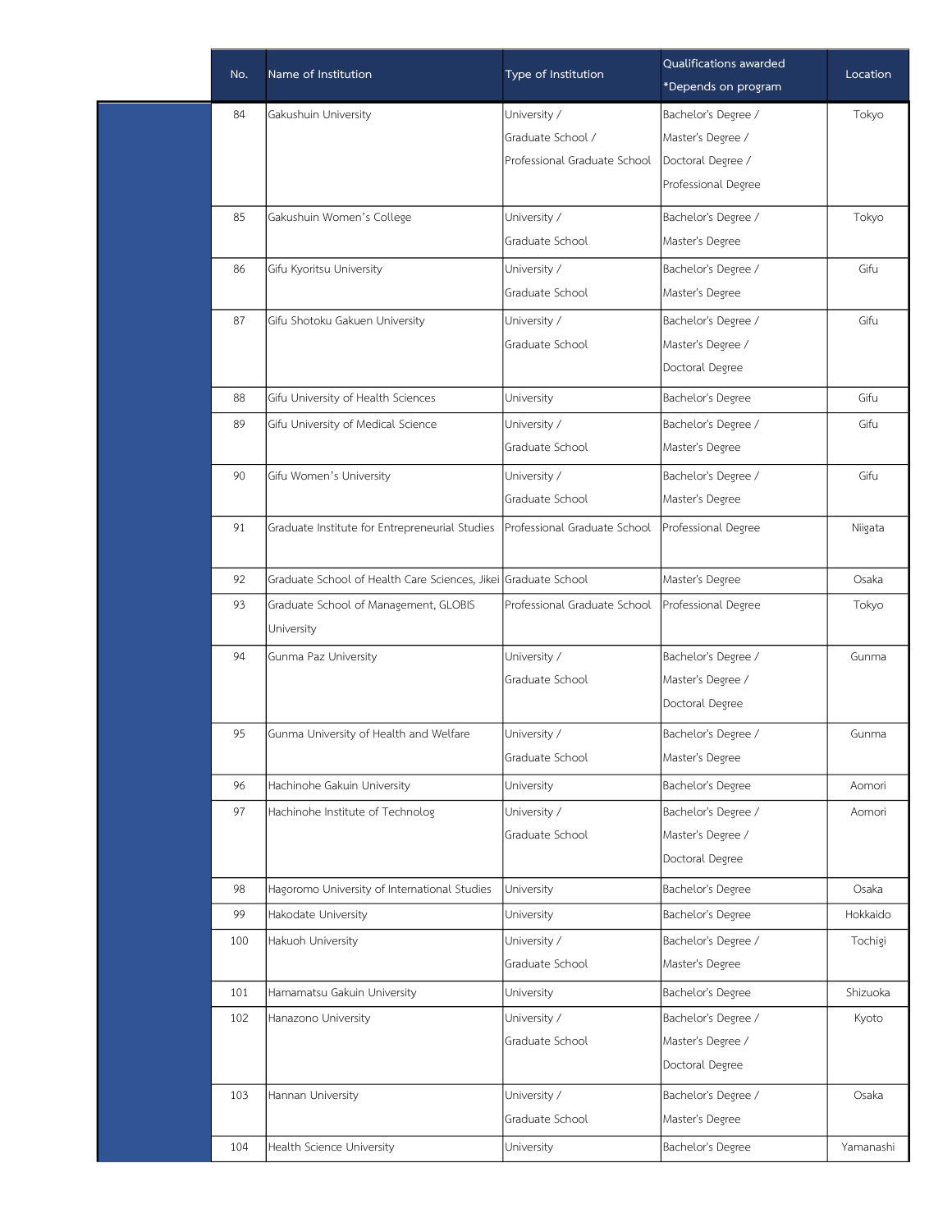| No. | Name of Institution | Type of Institution | Qualifications awarded *Depends on program | Location |
|---|---|---|---|---|
| 84 | Gakushuin University | University / Graduate School / Professional Graduate School | Bachelor's Degree / Master's Degree / Doctoral Degree / Professional Degree | Tokyo |
| 85 | Gakushuin Women's College | University / Graduate School | Bachelor's Degree / Master's Degree | Tokyo |
| 86 | Gifu Kyoritsu University | University / Graduate School | Bachelor's Degree / Master's Degree | Gifu |
| 87 | Gifu Shotoku Gakuen University | University / Graduate School | Bachelor's Degree / Master's Degree / Doctoral Degree | Gifu |
| 88 | Gifu University of Health Sciences | University | Bachelor's Degree | Gifu |
| 89 | Gifu University of Medical Science | University / Graduate School | Bachelor's Degree / Master's Degree | Gifu |
| 90 | Gifu Women's University | University / Graduate School | Bachelor's Degree / Master's Degree | Gifu |
| 91 | Graduate Institute for Entrepreneurial Studies | Professional Graduate School | Professional Degree | Niigata |
| 92 | Graduate School of Health Care Sciences, Jikei | Graduate School | Master's Degree | Osaka |
| 93 | Graduate School of Management, GLOBIS University | Professional Graduate School | Professional Degree | Tokyo |
| 94 | Gunma Paz University | University / Graduate School | Bachelor's Degree / Master's Degree / Doctoral Degree | Gunma |
| 95 | Gunma University of Health and Welfare | University / Graduate School | Bachelor's Degree / Master's Degree | Gunma |
| 96 | Hachinohe Gakuin University | University | Bachelor's Degree | Aomori |
| 97 | Hachinohe Institute of Technolog | University / Graduate School | Bachelor's Degree / Master's Degree / Doctoral Degree | Aomori |
| 98 | Hagoromo University of International Studies | University | Bachelor's Degree | Osaka |
| 99 | Hakodate University | University | Bachelor's Degree | Hokkaido |
| 100 | Hakuoh University | University / Graduate School | Bachelor's Degree / Master's Degree | Tochigi |
| 101 | Hamamatsu Gakuin University | University | Bachelor's Degree | Shizuoka |
| 102 | Hanazono University | University / Graduate School | Bachelor's Degree / Master's Degree / Doctoral Degree | Kyoto |
| 103 | Hannan University | University / Graduate School | Bachelor's Degree / Master's Degree | Osaka |
| 104 | Health Science University | University | Bachelor's Degree | Yamanashi |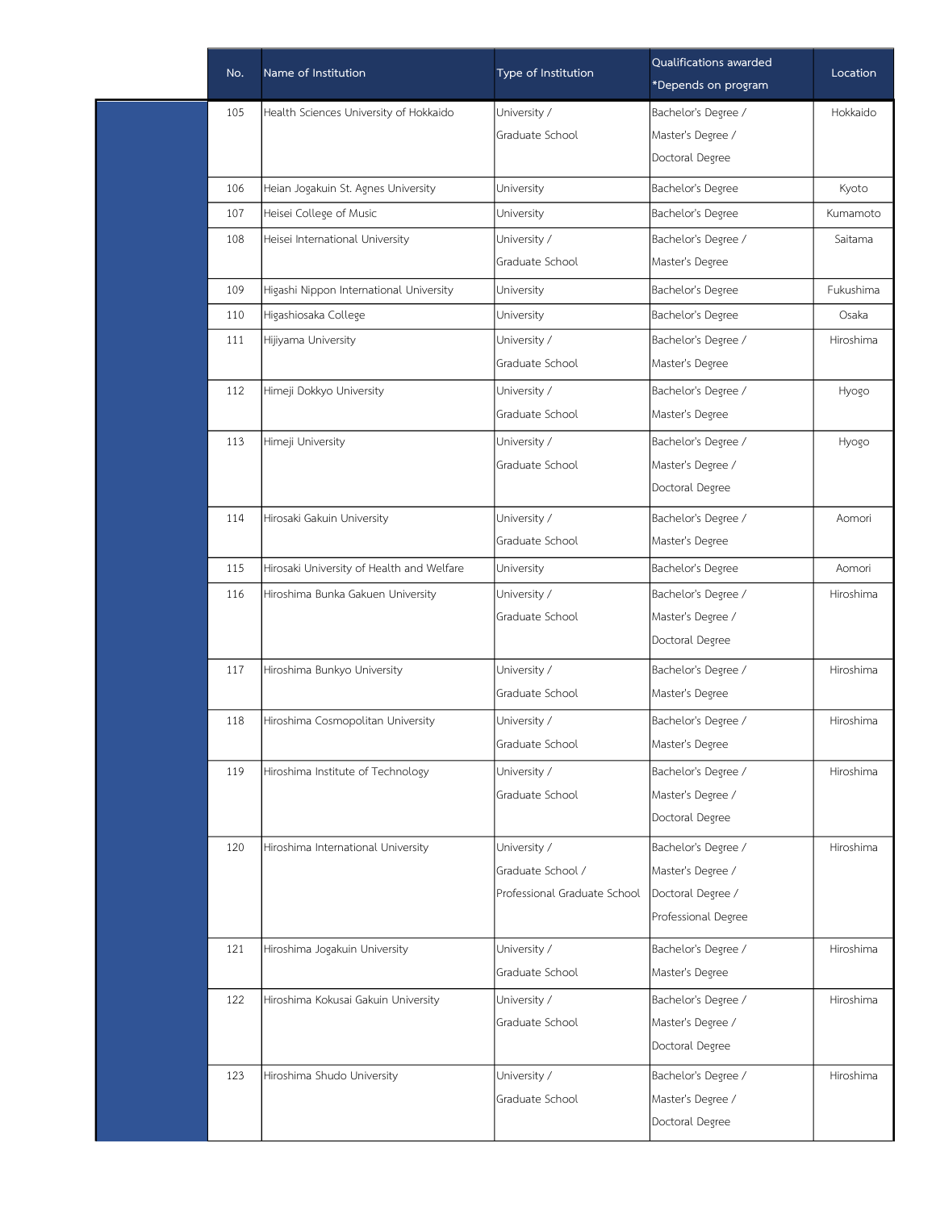| No. | Name of Institution | Type of Institution | Qualifications awarded *Depends on program | Location |
|---|---|---|---|---|
| 105 | Health Sciences University of Hokkaido | University / Graduate School | Bachelor's Degree / Master's Degree / Doctoral Degree | Hokkaido |
| 106 | Heian Jogakuin St. Agnes University | University | Bachelor's Degree | Kyoto |
| 107 | Heisei College of Music | University | Bachelor's Degree | Kumamoto |
| 108 | Heisei International University | University / Graduate School | Bachelor's Degree / Master's Degree | Saitama |
| 109 | Higashi Nippon International University | University | Bachelor's Degree | Fukushima |
| 110 | Higashiosaka College | University | Bachelor's Degree | Osaka |
| 111 | Hijiyama University | University / Graduate School | Bachelor's Degree / Master's Degree | Hiroshima |
| 112 | Himeji Dokkyo University | University / Graduate School | Bachelor's Degree / Master's Degree | Hyogo |
| 113 | Himeji University | University / Graduate School | Bachelor's Degree / Master's Degree / Doctoral Degree | Hyogo |
| 114 | Hirosaki Gakuin University | University / Graduate School | Bachelor's Degree / Master's Degree | Aomori |
| 115 | Hirosaki University of Health and Welfare | University | Bachelor's Degree | Aomori |
| 116 | Hiroshima Bunka Gakuen University | University / Graduate School | Bachelor's Degree / Master's Degree / Doctoral Degree | Hiroshima |
| 117 | Hiroshima Bunkyo University | University / Graduate School | Bachelor's Degree / Master's Degree | Hiroshima |
| 118 | Hiroshima Cosmopolitan University | University / Graduate School | Bachelor's Degree / Master's Degree | Hiroshima |
| 119 | Hiroshima Institute of Technology | University / Graduate School | Bachelor's Degree / Master's Degree / Doctoral Degree | Hiroshima |
| 120 | Hiroshima International University | University / Graduate School / Professional Graduate School | Bachelor's Degree / Master's Degree / Doctoral Degree / Professional Degree | Hiroshima |
| 121 | Hiroshima Jogakuin University | University / Graduate School | Bachelor's Degree / Master's Degree | Hiroshima |
| 122 | Hiroshima Kokusai Gakuin University | University / Graduate School | Bachelor's Degree / Master's Degree / Doctoral Degree | Hiroshima |
| 123 | Hiroshima Shudo University | University / Graduate School | Bachelor's Degree / Master's Degree / Doctoral Degree | Hiroshima |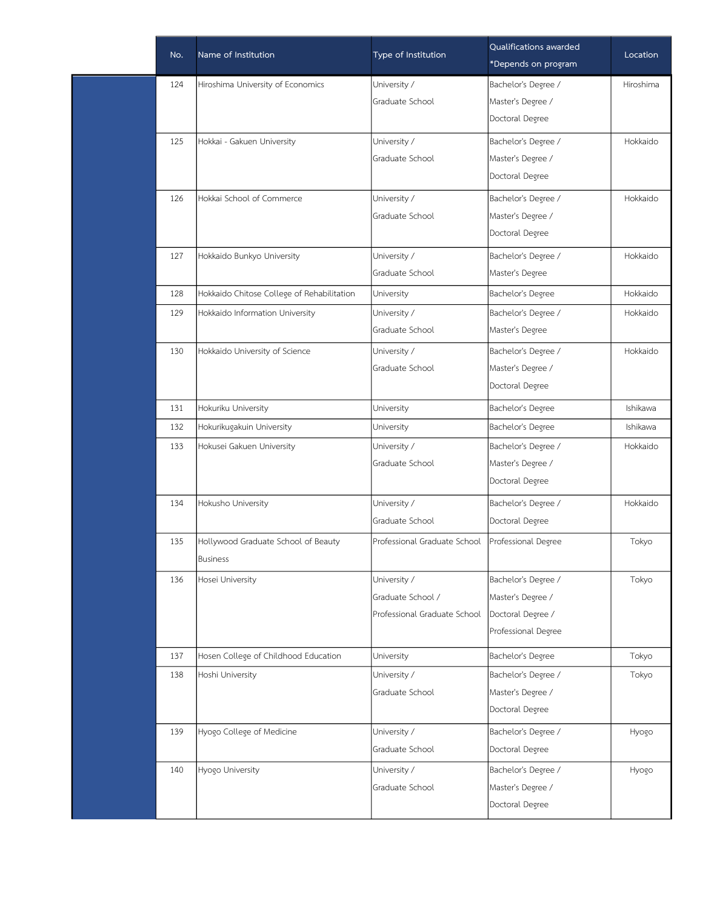| No. | Name of Institution | Type of Institution | Qualifications awarded *Depends on program | Location |
|---|---|---|---|---|
| 124 | Hiroshima University of Economics | University / Graduate School | Bachelor's Degree / Master's Degree / Doctoral Degree | Hiroshima |
| 125 | Hokkai - Gakuen University | University / Graduate School | Bachelor's Degree / Master's Degree / Doctoral Degree | Hokkaido |
| 126 | Hokkai School of Commerce | University / Graduate School | Bachelor's Degree / Master's Degree / Doctoral Degree | Hokkaido |
| 127 | Hokkaido Bunkyo University | University / Graduate School | Bachelor's Degree / Master's Degree | Hokkaido |
| 128 | Hokkaido Chitose College of Rehabilitation | University | Bachelor's Degree | Hokkaido |
| 129 | Hokkaido Information University | University / Graduate School | Bachelor's Degree / Master's Degree | Hokkaido |
| 130 | Hokkaido University of Science | University / Graduate School | Bachelor's Degree / Master's Degree / Doctoral Degree | Hokkaido |
| 131 | Hokuriku University | University | Bachelor's Degree | Ishikawa |
| 132 | Hokurikugakuin University | University | Bachelor's Degree | Ishikawa |
| 133 | Hokusei Gakuen University | University / Graduate School | Bachelor's Degree / Master's Degree / Doctoral Degree | Hokkaido |
| 134 | Hokusho University | University / Graduate School | Bachelor's Degree / Doctoral Degree | Hokkaido |
| 135 | Hollywood Graduate School of Beauty Business | Professional Graduate School | Professional Degree | Tokyo |
| 136 | Hosei University | University / Graduate School / Professional Graduate School | Bachelor's Degree / Master's Degree / Doctoral Degree / Professional Degree | Tokyo |
| 137 | Hosen College of Childhood Education | University | Bachelor's Degree | Tokyo |
| 138 | Hoshi University | University / Graduate School | Bachelor's Degree / Master's Degree / Doctoral Degree | Tokyo |
| 139 | Hyogo College of Medicine | University / Graduate School | Bachelor's Degree / Doctoral Degree | Hyogo |
| 140 | Hyogo University | University / Graduate School | Bachelor's Degree / Master's Degree / Doctoral Degree | Hyogo |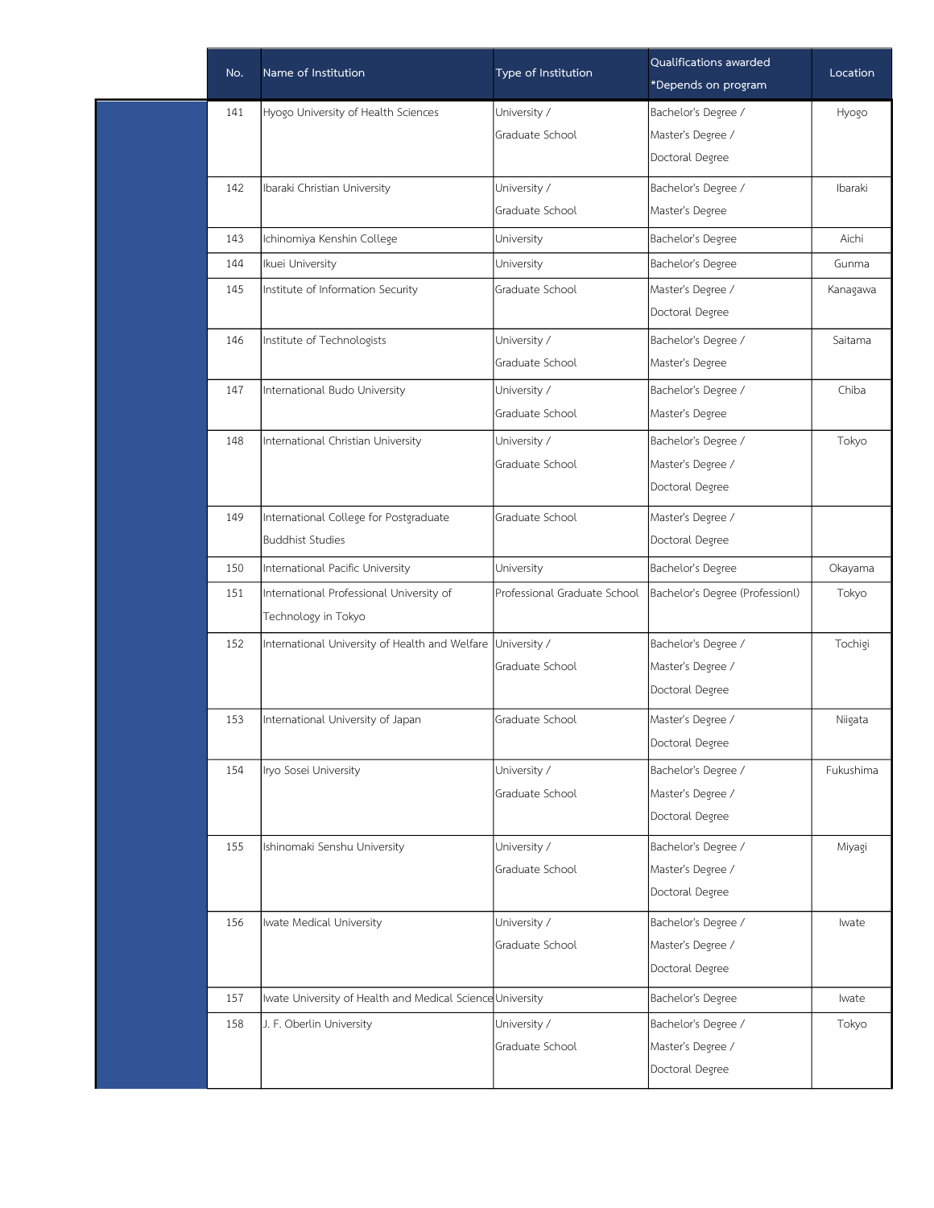| No. | Name of Institution | Type of Institution | Qualifications awarded *Depends on program | Location |
|---|---|---|---|---|
| 141 | Hyogo University of Health Sciences | University / Graduate School | Bachelor's Degree / Master's Degree / Doctoral Degree | Hyogo |
| 142 | Ibaraki Christian University | University / Graduate School | Bachelor's Degree / Master's Degree | Ibaraki |
| 143 | Ichinomiya Kenshin College | University | Bachelor's Degree | Aichi |
| 144 | Ikuei University | University | Bachelor's Degree | Gunma |
| 145 | Institute of Information Security | Graduate School | Master's Degree / Doctoral Degree | Kanagawa |
| 146 | Institute of Technologists | University / Graduate School | Bachelor's Degree / Master's Degree | Saitama |
| 147 | International Budo University | University / Graduate School | Bachelor's Degree / Master's Degree | Chiba |
| 148 | International Christian University | University / Graduate School | Bachelor's Degree / Master's Degree / Doctoral Degree | Tokyo |
| 149 | International College for Postgraduate Buddhist Studies | Graduate School | Master's Degree / Doctoral Degree | |
| 150 | International Pacific University | University | Bachelor's Degree | Okayama |
| 151 | International Professional University of Technology in Tokyo | Professional Graduate School | Bachelor's Degree (Professionl) | Tokyo |
| 152 | International University of Health and Welfare | University / Graduate School | Bachelor's Degree / Master's Degree / Doctoral Degree | Tochigi |
| 153 | International University of Japan | Graduate School | Master's Degree / Doctoral Degree | Niigata |
| 154 | Iryo Sosei University | University / Graduate School | Bachelor's Degree / Master's Degree / Doctoral Degree | Fukushima |
| 155 | Ishinomaki Senshu University | University / Graduate School | Bachelor's Degree / Master's Degree / Doctoral Degree | Miyagi |
| 156 | Iwate Medical University | University / Graduate School | Bachelor's Degree / Master's Degree / Doctoral Degree | Iwate |
| 157 | Iwate University of Health and Medical Science | University | Bachelor's Degree | Iwate |
| 158 | J. F. Oberlin University | University / Graduate School | Bachelor's Degree / Master's Degree / Doctoral Degree | Tokyo |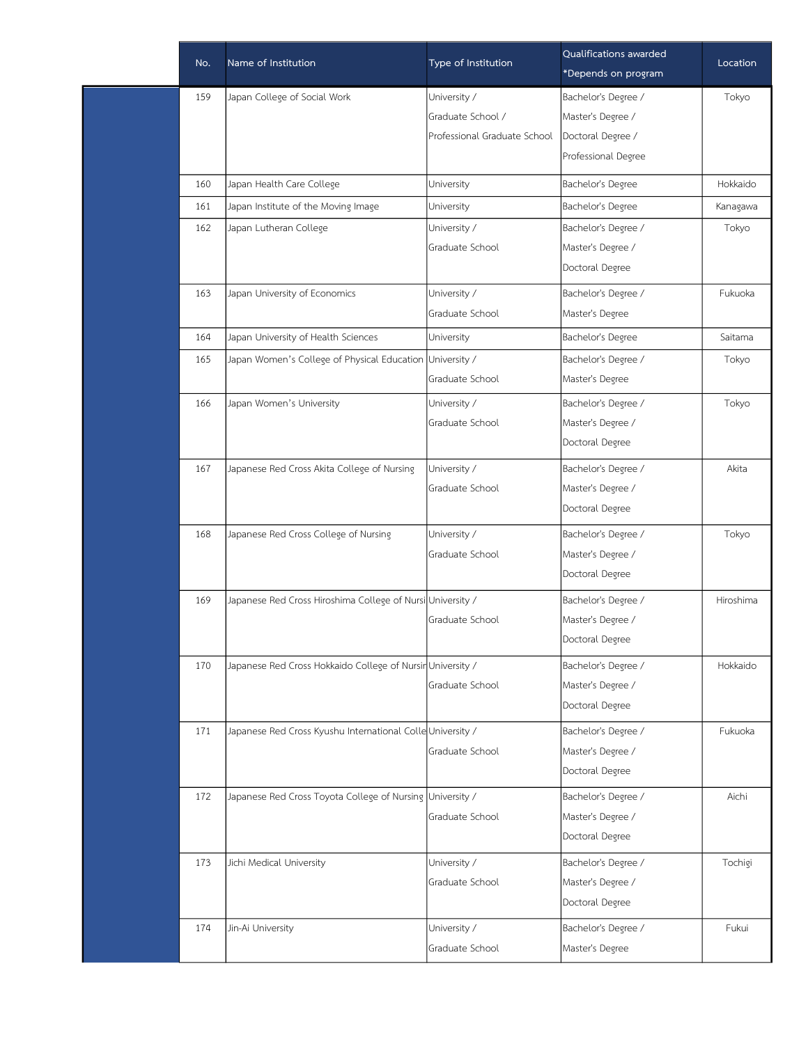| No. | Name of Institution | Type of Institution | Qualifications awarded *Depends on program | Location |
|---|---|---|---|---|
| 159 | Japan College of Social Work | University / Graduate School / Professional Graduate School | Bachelor's Degree / Master's Degree / Doctoral Degree / Professional Degree | Tokyo |
| 160 | Japan Health Care College | University | Bachelor's Degree | Hokkaido |
| 161 | Japan Institute of the Moving Image | University | Bachelor's Degree | Kanagawa |
| 162 | Japan Lutheran College | University / Graduate School | Bachelor's Degree / Master's Degree / Doctoral Degree | Tokyo |
| 163 | Japan University of Economics | University / Graduate School | Bachelor's Degree / Master's Degree | Fukuoka |
| 164 | Japan University of Health Sciences | University | Bachelor's Degree | Saitama |
| 165 | Japan Women's College of Physical Education | University / Graduate School | Bachelor's Degree / Master's Degree | Tokyo |
| 166 | Japan Women's University | University / Graduate School | Bachelor's Degree / Master's Degree / Doctoral Degree | Tokyo |
| 167 | Japanese Red Cross Akita College of Nursing | University / Graduate School | Bachelor's Degree / Master's Degree / Doctoral Degree | Akita |
| 168 | Japanese Red Cross College of Nursing | University / Graduate School | Bachelor's Degree / Master's Degree / Doctoral Degree | Tokyo |
| 169 | Japanese Red Cross Hiroshima College of Nursi | University / Graduate School | Bachelor's Degree / Master's Degree / Doctoral Degree | Hiroshima |
| 170 | Japanese Red Cross Hokkaido College of Nursir | University / Graduate School | Bachelor's Degree / Master's Degree / Doctoral Degree | Hokkaido |
| 171 | Japanese Red Cross Kyushu International Colle | University / Graduate School | Bachelor's Degree / Master's Degree / Doctoral Degree | Fukuoka |
| 172 | Japanese Red Cross Toyota College of Nursing | University / Graduate School | Bachelor's Degree / Master's Degree / Doctoral Degree | Aichi |
| 173 | Jichi Medical University | University / Graduate School | Bachelor's Degree / Master's Degree / Doctoral Degree | Tochigi |
| 174 | Jin-Ai University | University / Graduate School | Bachelor's Degree / Master's Degree | Fukui |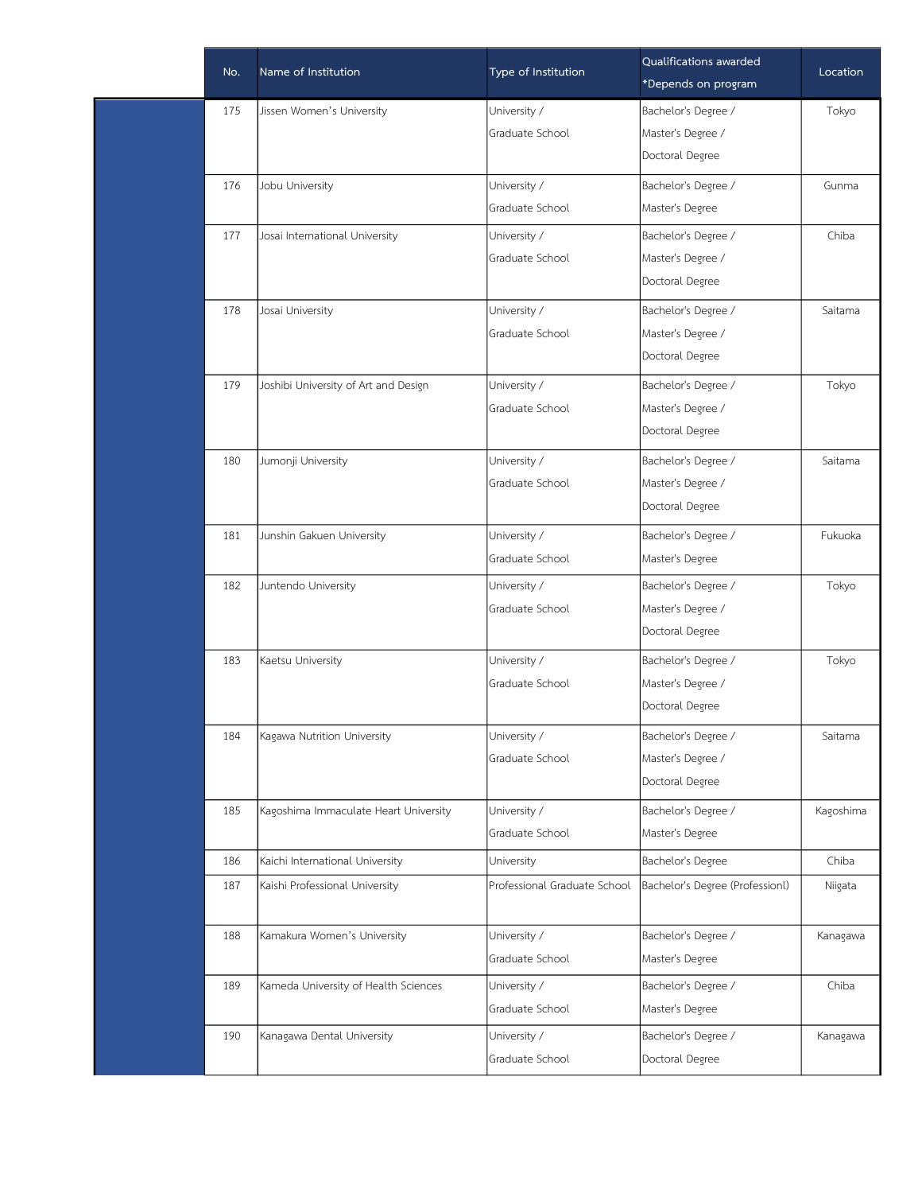| No. | Name of Institution | Type of Institution | Qualifications awarded *Depends on program | Location |
|---|---|---|---|---|
| 175 | Jissen Women’s University | University / Graduate School | Bachelor's Degree / Master's Degree / Doctoral Degree | Tokyo |
| 176 | Jobu University | University / Graduate School | Bachelor's Degree / Master's Degree | Gunma |
| 177 | Josai International University | University / Graduate School | Bachelor's Degree / Master's Degree / Doctoral Degree | Chiba |
| 178 | Josai University | University / Graduate School | Bachelor's Degree / Master's Degree / Doctoral Degree | Saitama |
| 179 | Joshibi University of Art and Design | University / Graduate School | Bachelor's Degree / Master's Degree / Doctoral Degree | Tokyo |
| 180 | Jumonji University | University / Graduate School | Bachelor's Degree / Master's Degree / Doctoral Degree | Saitama |
| 181 | Junshin Gakuen University | University / Graduate School | Bachelor's Degree / Master's Degree | Fukuoka |
| 182 | Juntendo University | University / Graduate School | Bachelor's Degree / Master's Degree / Doctoral Degree | Tokyo |
| 183 | Kaetsu University | University / Graduate School | Bachelor's Degree / Master's Degree / Doctoral Degree | Tokyo |
| 184 | Kagawa Nutrition University | University / Graduate School | Bachelor's Degree / Master's Degree / Doctoral Degree | Saitama |
| 185 | Kagoshima Immaculate Heart University | University / Graduate School | Bachelor's Degree / Master's Degree | Kagoshima |
| 186 | Kaichi International University | University | Bachelor's Degree | Chiba |
| 187 | Kaishi Professional University | Professional Graduate School | Bachelor's Degree (Professionl) | Niigata |
| 188 | Kamakura Women’s University | University / Graduate School | Bachelor's Degree / Master's Degree | Kanagawa |
| 189 | Kameda University of Health Sciences | University / Graduate School | Bachelor's Degree / Master's Degree | Chiba |
| 190 | Kanagawa Dental University | University / Graduate School | Bachelor's Degree / Doctoral Degree | Kanagawa |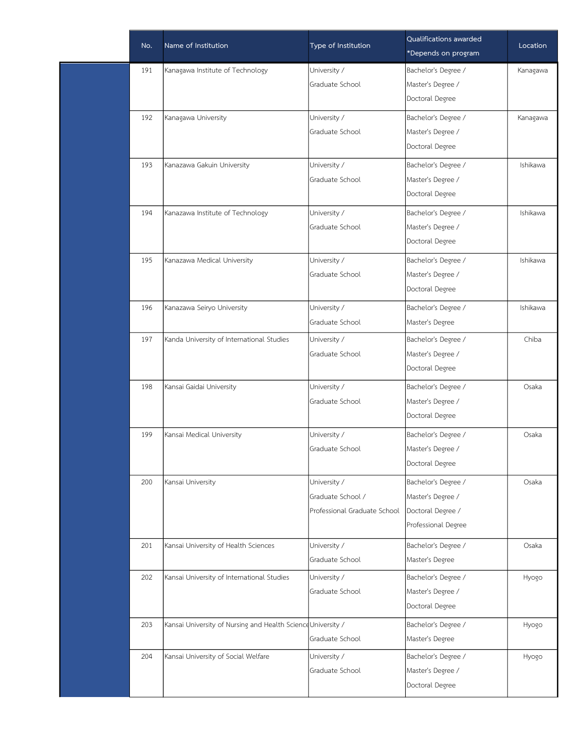| No. | Name of Institution | Type of Institution | Qualifications awarded *Depends on program | Location |
|---|---|---|---|---|
| 191 | Kanagawa Institute of Technology | University / Graduate School | Bachelor's Degree / Master's Degree / Doctoral Degree | Kanagawa |
| 192 | Kanagawa University | University / Graduate School | Bachelor's Degree / Master's Degree / Doctoral Degree | Kanagawa |
| 193 | Kanazawa Gakuin University | University / Graduate School | Bachelor's Degree / Master's Degree / Doctoral Degree | Ishikawa |
| 194 | Kanazawa Institute of Technology | University / Graduate School | Bachelor's Degree / Master's Degree / Doctoral Degree | Ishikawa |
| 195 | Kanazawa Medical University | University / Graduate School | Bachelor's Degree / Master's Degree / Doctoral Degree | Ishikawa |
| 196 | Kanazawa Seiryo University | University / Graduate School | Bachelor's Degree / Master's Degree | Ishikawa |
| 197 | Kanda University of International Studies | University / Graduate School | Bachelor's Degree / Master's Degree / Doctoral Degree | Chiba |
| 198 | Kansai Gaidai University | University / Graduate School | Bachelor's Degree / Master's Degree / Doctoral Degree | Osaka |
| 199 | Kansai Medical University | University / Graduate School | Bachelor's Degree / Master's Degree / Doctoral Degree | Osaka |
| 200 | Kansai University | University / Graduate School / Professional Graduate School | Bachelor's Degree / Master's Degree / Doctoral Degree / Professional Degree | Osaka |
| 201 | Kansai University of Health Sciences | University / Graduate School | Bachelor's Degree / Master's Degree | Osaka |
| 202 | Kansai University of International Studies | University / Graduate School | Bachelor's Degree / Master's Degree / Doctoral Degree | Hyogo |
| 203 | Kansai University of Nursing and Health Science | University / Graduate School | Bachelor's Degree / Master's Degree | Hyogo |
| 204 | Kansai University of Social Welfare | University / Graduate School | Bachelor's Degree / Master's Degree / Doctoral Degree | Hyogo |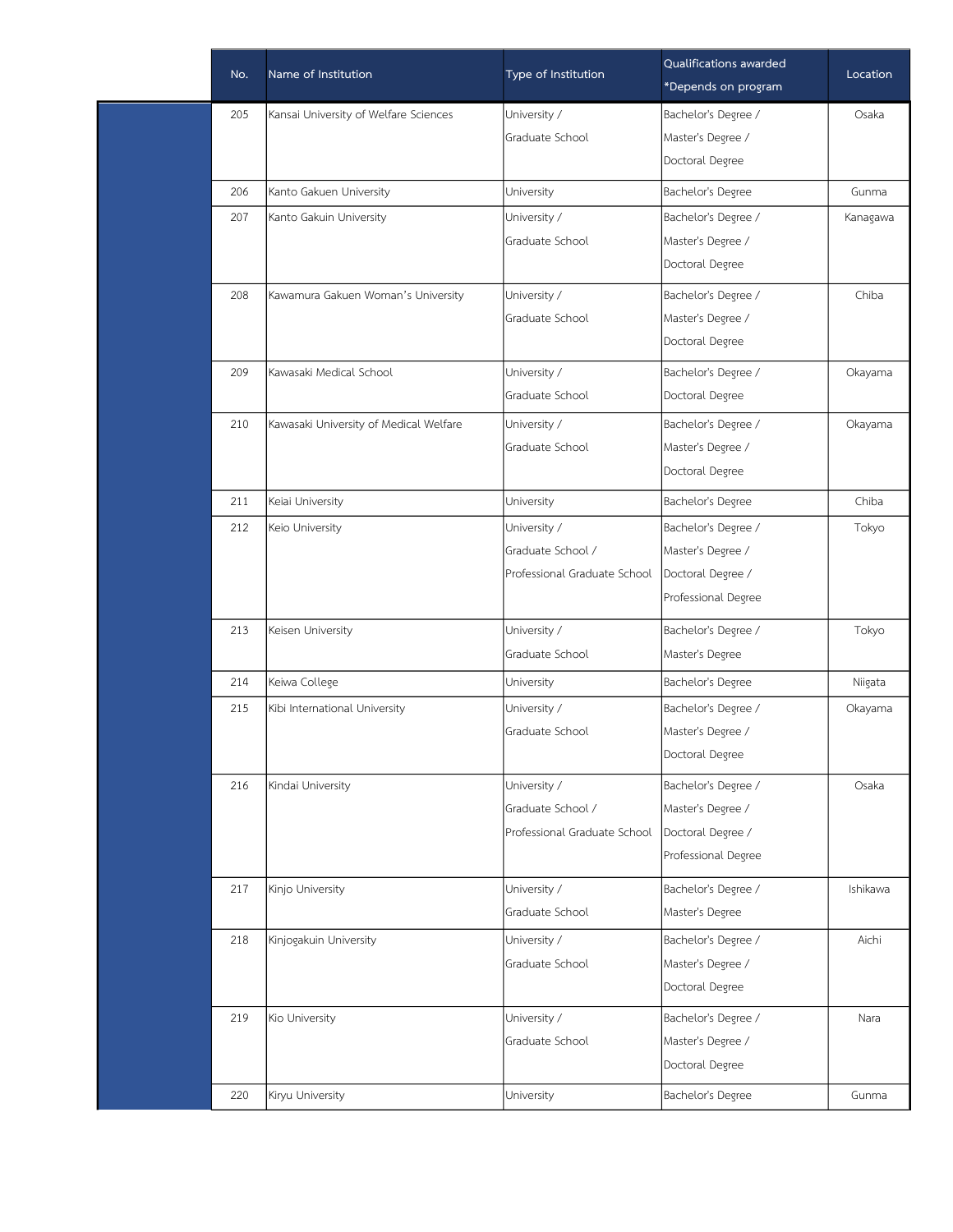| No. | Name of Institution | Type of Institution | Qualifications awarded *Depends on program | Location |
|---|---|---|---|---|
| 205 | Kansai University of Welfare Sciences | University / Graduate School | Bachelor's Degree / Master's Degree / Doctoral Degree | Osaka |
| 206 | Kanto Gakuen University | University | Bachelor's Degree | Gunma |
| 207 | Kanto Gakuin University | University / Graduate School | Bachelor's Degree / Master's Degree / Doctoral Degree | Kanagawa |
| 208 | Kawamura Gakuen Woman's University | University / Graduate School | Bachelor's Degree / Master's Degree / Doctoral Degree | Chiba |
| 209 | Kawasaki Medical School | University / Graduate School | Bachelor's Degree / Doctoral Degree | Okayama |
| 210 | Kawasaki University of Medical Welfare | University / Graduate School | Bachelor's Degree / Master's Degree / Doctoral Degree | Okayama |
| 211 | Keiai University | University | Bachelor's Degree | Chiba |
| 212 | Keio University | University / Graduate School / Professional Graduate School | Bachelor's Degree / Master's Degree / Doctoral Degree / Professional Degree | Tokyo |
| 213 | Keisen University | University / Graduate School | Bachelor's Degree / Master's Degree | Tokyo |
| 214 | Keiwa College | University | Bachelor's Degree | Niigata |
| 215 | Kibi International University | University / Graduate School | Bachelor's Degree / Master's Degree / Doctoral Degree | Okayama |
| 216 | Kindai University | University / Graduate School / Professional Graduate School | Bachelor's Degree / Master's Degree / Doctoral Degree / Professional Degree | Osaka |
| 217 | Kinjo University | University / Graduate School | Bachelor's Degree / Master's Degree | Ishikawa |
| 218 | Kinjogakuin University | University / Graduate School | Bachelor's Degree / Master's Degree / Doctoral Degree | Aichi |
| 219 | Kio University | University / Graduate School | Bachelor's Degree / Master's Degree / Doctoral Degree | Nara |
| 220 | Kiryu University | University | Bachelor's Degree | Gunma |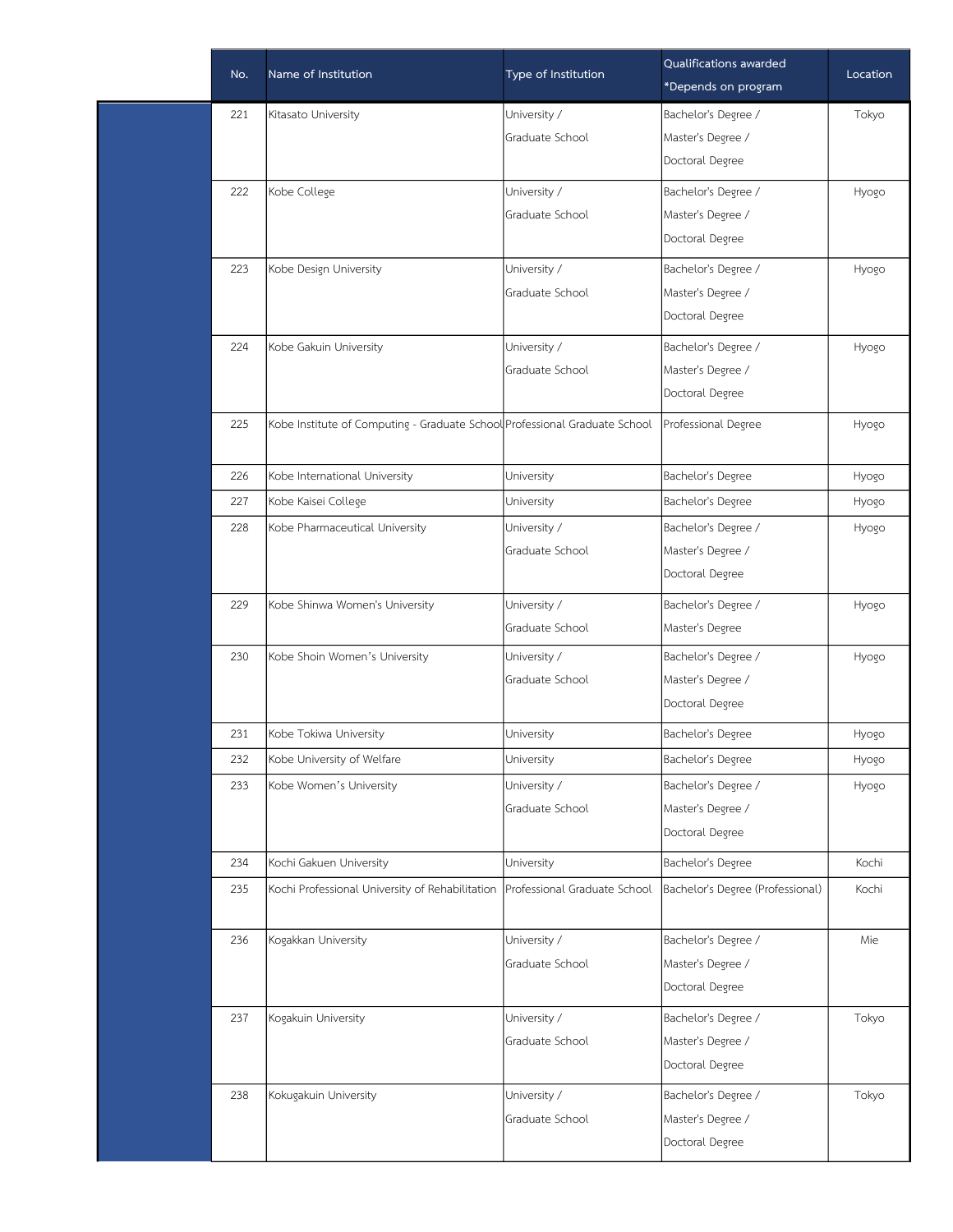| No. | Name of Institution | Type of Institution | Qualifications awarded *Depends on program | Location |
|---|---|---|---|---|
| 221 | Kitasato University | University / Graduate School | Bachelor's Degree / Master's Degree / Doctoral Degree | Tokyo |
| 222 | Kobe College | University / Graduate School | Bachelor's Degree / Master's Degree / Doctoral Degree | Hyogo |
| 223 | Kobe Design University | University / Graduate School | Bachelor's Degree / Master's Degree / Doctoral Degree | Hyogo |
| 224 | Kobe Gakuin University | University / Graduate School | Bachelor's Degree / Master's Degree / Doctoral Degree | Hyogo |
| 225 | Kobe Institute of Computing - Graduate School | Professional Graduate School | Professional Degree | Hyogo |
| 226 | Kobe International University | University | Bachelor's Degree | Hyogo |
| 227 | Kobe Kaisei College | University | Bachelor's Degree | Hyogo |
| 228 | Kobe Pharmaceutical University | University / Graduate School | Bachelor's Degree / Master's Degree / Doctoral Degree | Hyogo |
| 229 | Kobe Shinwa Women's University | University / Graduate School | Bachelor's Degree / Master's Degree | Hyogo |
| 230 | Kobe Shoin Women’s University | University / Graduate School | Bachelor's Degree / Master's Degree / Doctoral Degree | Hyogo |
| 231 | Kobe Tokiwa University | University | Bachelor's Degree | Hyogo |
| 232 | Kobe University of Welfare | University | Bachelor's Degree | Hyogo |
| 233 | Kobe Women’s University | University / Graduate School | Bachelor's Degree / Master's Degree / Doctoral Degree | Hyogo |
| 234 | Kochi Gakuen University | University | Bachelor's Degree | Kochi |
| 235 | Kochi Professional University of Rehabilitation | Professional Graduate School | Bachelor's Degree (Professional) | Kochi |
| 236 | Kogakkan University | University / Graduate School | Bachelor's Degree / Master's Degree / Doctoral Degree | Mie |
| 237 | Kogakuin University | University / Graduate School | Bachelor's Degree / Master's Degree / Doctoral Degree | Tokyo |
| 238 | Kokugakuin University | University / Graduate School | Bachelor's Degree / Master's Degree / Doctoral Degree | Tokyo |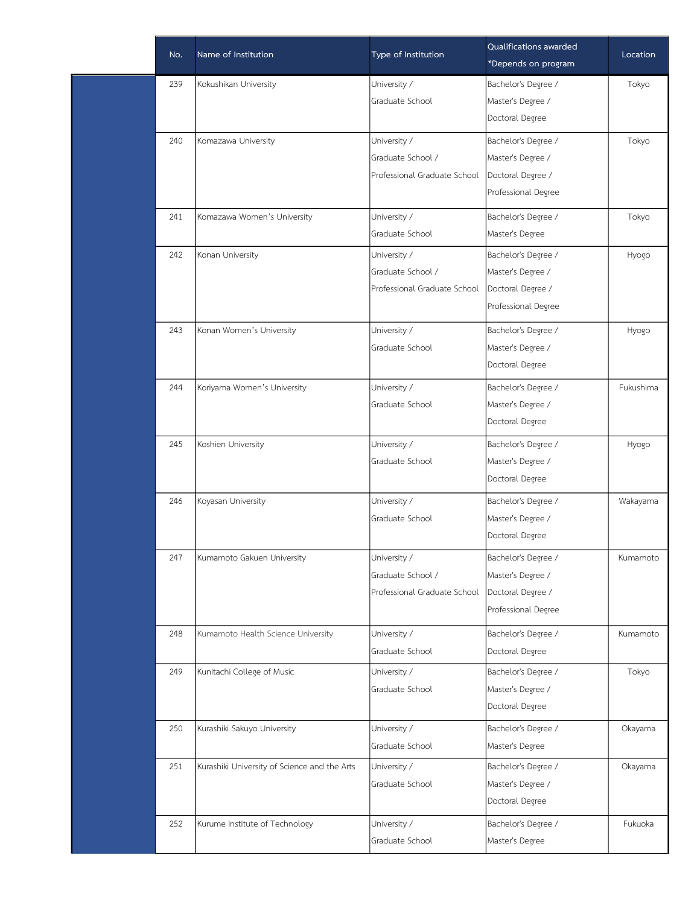| No. | Name of Institution | Type of Institution | Qualifications awarded *Depends on program | Location |
|---|---|---|---|---|
| 239 | Kokushikan University | University / Graduate School | Bachelor's Degree / Master's Degree / Doctoral Degree | Tokyo |
| 240 | Komazawa University | University / Graduate School / Professional Graduate School | Bachelor's Degree / Master's Degree / Doctoral Degree / Professional Degree | Tokyo |
| 241 | Komazawa Women's University | University / Graduate School | Bachelor's Degree / Master's Degree | Tokyo |
| 242 | Konan University | University / Graduate School / Professional Graduate School | Bachelor's Degree / Master's Degree / Doctoral Degree / Professional Degree | Hyogo |
| 243 | Konan Women's University | University / Graduate School | Bachelor's Degree / Master's Degree / Doctoral Degree | Hyogo |
| 244 | Koriyama Women's University | University / Graduate School | Bachelor's Degree / Master's Degree / Doctoral Degree | Fukushima |
| 245 | Koshien University | University / Graduate School | Bachelor's Degree / Master's Degree / Doctoral Degree | Hyogo |
| 246 | Koyasan University | University / Graduate School | Bachelor's Degree / Master's Degree / Doctoral Degree | Wakayama |
| 247 | Kumamoto Gakuen University | University / Graduate School / Professional Graduate School | Bachelor's Degree / Master's Degree / Doctoral Degree / Professional Degree | Kumamoto |
| 248 | Kumamoto Health Science University | University / Graduate School | Bachelor's Degree / Doctoral Degree | Kumamoto |
| 249 | Kunitachi College of Music | University / Graduate School | Bachelor's Degree / Master's Degree / Doctoral Degree | Tokyo |
| 250 | Kurashiki Sakuyo University | University / Graduate School | Bachelor's Degree / Master's Degree | Okayama |
| 251 | Kurashiki University of Science and the Arts | University / Graduate School | Bachelor's Degree / Master's Degree / Doctoral Degree | Okayama |
| 252 | Kurume Institute of Technology | University / Graduate School | Bachelor's Degree / Master's Degree | Fukuoka |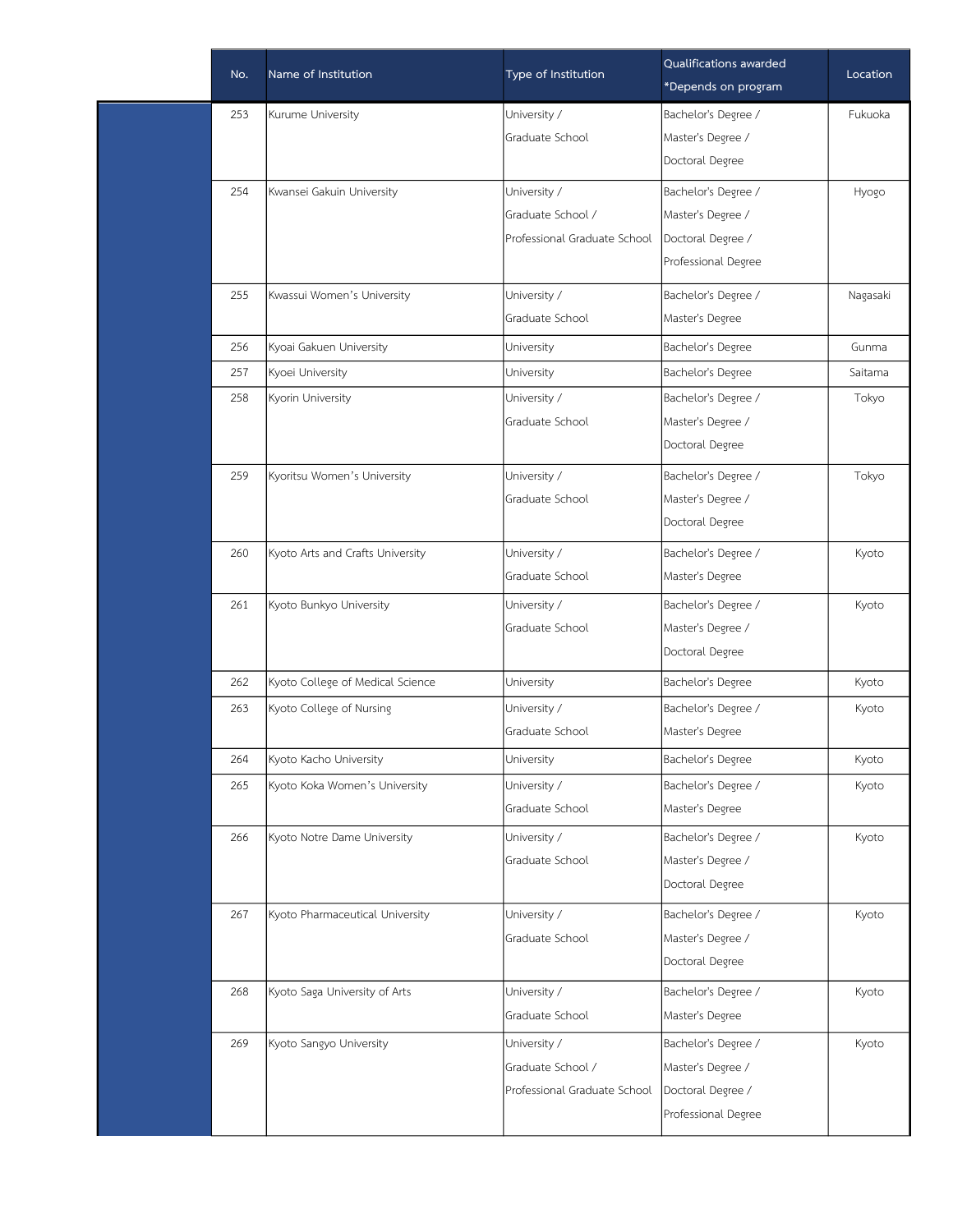| No. | Name of Institution | Type of Institution | Qualifications awarded *Depends on program | Location |
|---|---|---|---|---|
| 253 | Kurume University | University / Graduate School | Bachelor's Degree / Master's Degree / Doctoral Degree | Fukuoka |
| 254 | Kwansei Gakuin University | University / Graduate School / Professional Graduate School | Bachelor's Degree / Master's Degree / Doctoral Degree / Professional Degree | Hyogo |
| 255 | Kwassui Women's University | University / Graduate School | Bachelor's Degree / Master's Degree | Nagasaki |
| 256 | Kyoai Gakuen University | University | Bachelor's Degree | Gunma |
| 257 | Kyoei University | University | Bachelor's Degree | Saitama |
| 258 | Kyorin University | University / Graduate School | Bachelor's Degree / Master's Degree / Doctoral Degree | Tokyo |
| 259 | Kyoritsu Women's University | University / Graduate School | Bachelor's Degree / Master's Degree / Doctoral Degree | Tokyo |
| 260 | Kyoto Arts and Crafts University | University / Graduate School | Bachelor's Degree / Master's Degree | Kyoto |
| 261 | Kyoto Bunkyo University | University / Graduate School | Bachelor's Degree / Master's Degree / Doctoral Degree | Kyoto |
| 262 | Kyoto College of Medical Science | University | Bachelor's Degree | Kyoto |
| 263 | Kyoto College of Nursing | University / Graduate School | Bachelor's Degree / Master's Degree | Kyoto |
| 264 | Kyoto Kacho University | University | Bachelor's Degree | Kyoto |
| 265 | Kyoto Koka Women's University | University / Graduate School | Bachelor's Degree / Master's Degree | Kyoto |
| 266 | Kyoto Notre Dame University | University / Graduate School | Bachelor's Degree / Master's Degree / Doctoral Degree | Kyoto |
| 267 | Kyoto Pharmaceutical University | University / Graduate School | Bachelor's Degree / Master's Degree / Doctoral Degree | Kyoto |
| 268 | Kyoto Saga University of Arts | University / Graduate School | Bachelor's Degree / Master's Degree | Kyoto |
| 269 | Kyoto Sangyo University | University / Graduate School / Professional Graduate School | Bachelor's Degree / Master's Degree / Doctoral Degree / Professional Degree | Kyoto |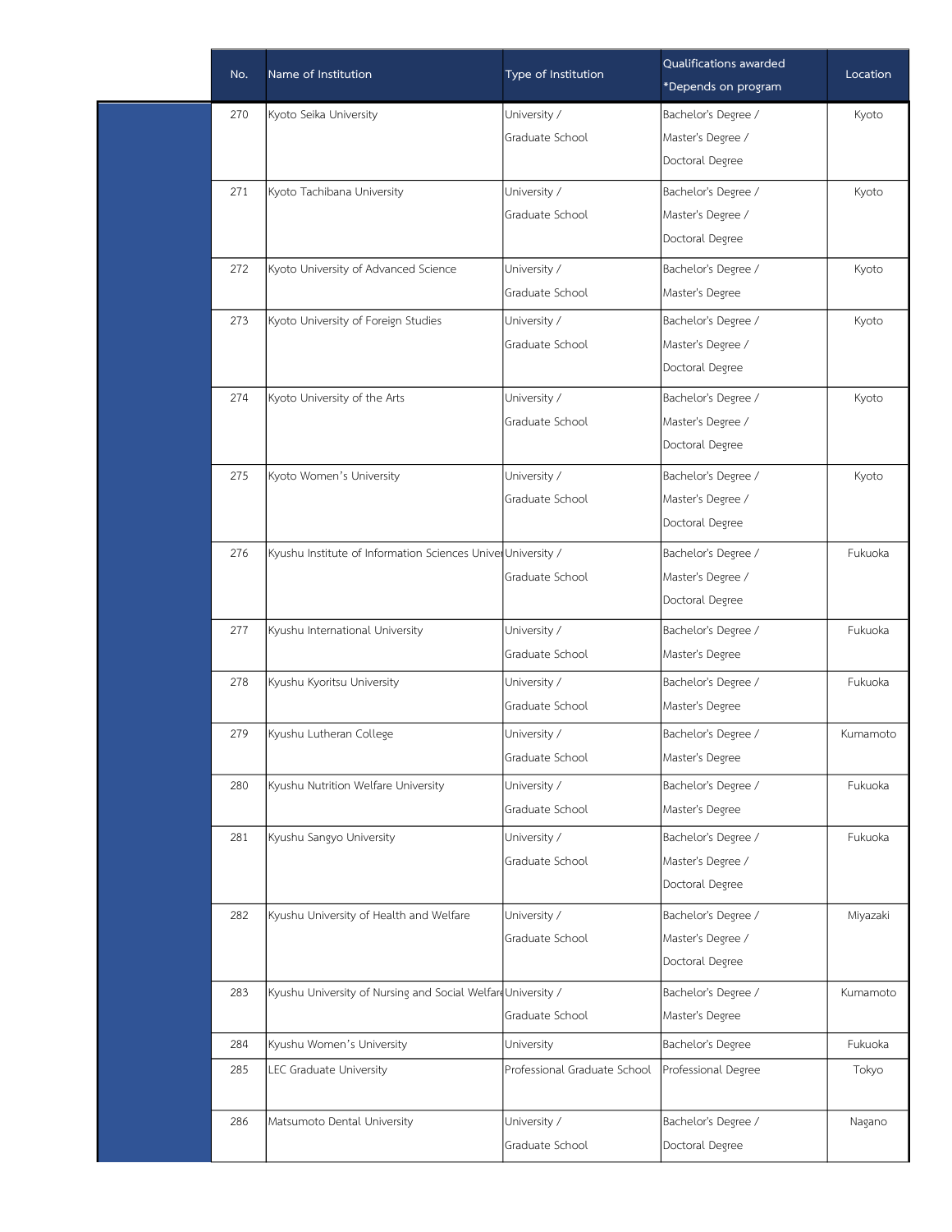| No. | Name of Institution | Type of Institution | Qualifications awarded *Depends on program | Location |
|---|---|---|---|---|
| 270 | Kyoto Seika University | University / Graduate School | Bachelor's Degree / Master's Degree / Doctoral Degree | Kyoto |
| 271 | Kyoto Tachibana University | University / Graduate School | Bachelor's Degree / Master's Degree / Doctoral Degree | Kyoto |
| 272 | Kyoto University of Advanced Science | University / Graduate School | Bachelor's Degree / Master's Degree | Kyoto |
| 273 | Kyoto University of Foreign Studies | University / Graduate School | Bachelor's Degree / Master's Degree / Doctoral Degree | Kyoto |
| 274 | Kyoto University of the Arts | University / Graduate School | Bachelor's Degree / Master's Degree / Doctoral Degree | Kyoto |
| 275 | Kyoto Women's University | University / Graduate School | Bachelor's Degree / Master's Degree / Doctoral Degree | Kyoto |
| 276 | Kyushu Institute of Information Sciences Univer | University / Graduate School | Bachelor's Degree / Master's Degree / Doctoral Degree | Fukuoka |
| 277 | Kyushu International University | University / Graduate School | Bachelor's Degree / Master's Degree | Fukuoka |
| 278 | Kyushu Kyoritsu University | University / Graduate School | Bachelor's Degree / Master's Degree | Fukuoka |
| 279 | Kyushu Lutheran College | University / Graduate School | Bachelor's Degree / Master's Degree | Kumamoto |
| 280 | Kyushu Nutrition Welfare University | University / Graduate School | Bachelor's Degree / Master's Degree | Fukuoka |
| 281 | Kyushu Sangyo University | University / Graduate School | Bachelor's Degree / Master's Degree / Doctoral Degree | Fukuoka |
| 282 | Kyushu University of Health and Welfare | University / Graduate School | Bachelor's Degree / Master's Degree / Doctoral Degree | Miyazaki |
| 283 | Kyushu University of Nursing and Social Welfare | University / Graduate School | Bachelor's Degree / Master's Degree | Kumamoto |
| 284 | Kyushu Women's University | University | Bachelor's Degree | Fukuoka |
| 285 | LEC Graduate University | Professional Graduate School | Professional Degree | Tokyo |
| 286 | Matsumoto Dental University | University / Graduate School | Bachelor's Degree / Doctoral Degree | Nagano |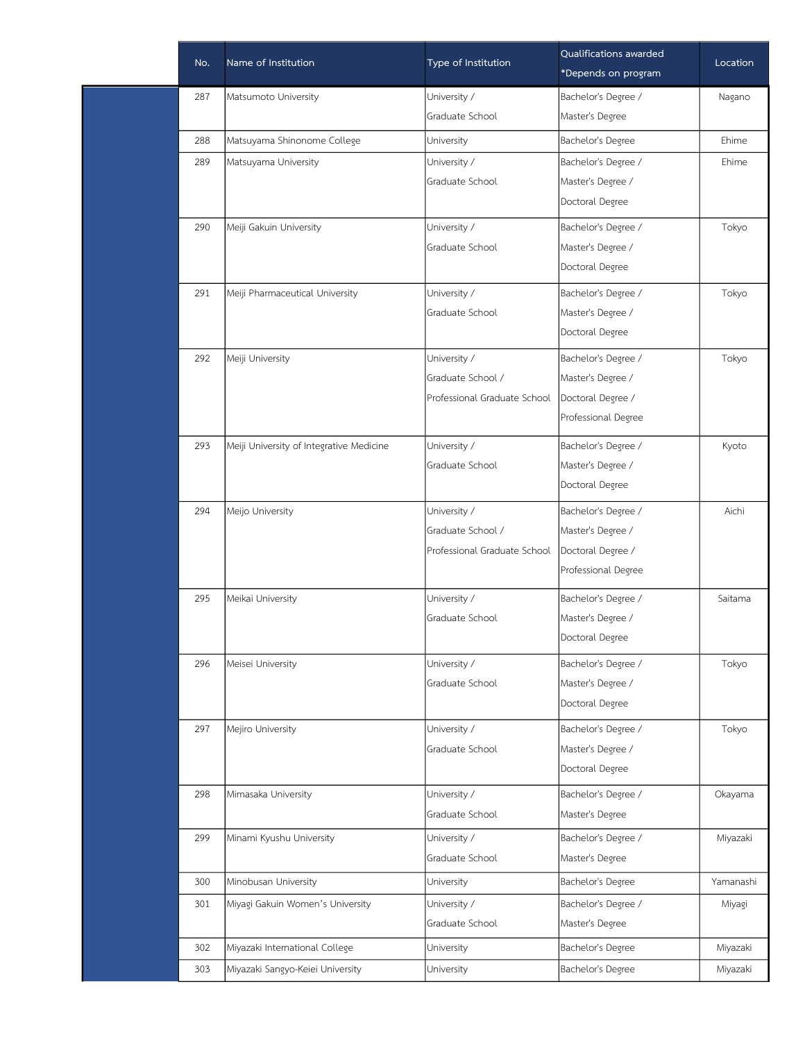| No. | Name of Institution | Type of Institution | Qualifications awarded *Depends on program | Location |
|---|---|---|---|---|
| 287 | Matsumoto University | University / Graduate School | Bachelor's Degree / Master's Degree | Nagano |
| 288 | Matsuyama Shinonome College | University | Bachelor's Degree | Ehime |
| 289 | Matsuyama University | University / Graduate School | Bachelor's Degree / Master's Degree / Doctoral Degree | Ehime |
| 290 | Meiji Gakuin University | University / Graduate School | Bachelor's Degree / Master's Degree / Doctoral Degree | Tokyo |
| 291 | Meiji Pharmaceutical University | University / Graduate School | Bachelor's Degree / Master's Degree / Doctoral Degree | Tokyo |
| 292 | Meiji University | University / Graduate School / Professional Graduate School | Bachelor's Degree / Master's Degree / Doctoral Degree / Professional Degree | Tokyo |
| 293 | Meiji University of Integrative Medicine | University / Graduate School | Bachelor's Degree / Master's Degree / Doctoral Degree | Kyoto |
| 294 | Meijo University | University / Graduate School / Professional Graduate School | Bachelor's Degree / Master's Degree / Doctoral Degree / Professional Degree | Aichi |
| 295 | Meikai University | University / Graduate School | Bachelor's Degree / Master's Degree / Doctoral Degree | Saitama |
| 296 | Meisei University | University / Graduate School | Bachelor's Degree / Master's Degree / Doctoral Degree | Tokyo |
| 297 | Mejiro University | University / Graduate School | Bachelor's Degree / Master's Degree / Doctoral Degree | Tokyo |
| 298 | Mimasaka University | University / Graduate School | Bachelor's Degree / Master's Degree | Okayama |
| 299 | Minami Kyushu University | University / Graduate School | Bachelor's Degree / Master's Degree | Miyazaki |
| 300 | Minobusan University | University | Bachelor's Degree | Yamanashi |
| 301 | Miyagi Gakuin Women's University | University / Graduate School | Bachelor's Degree / Master's Degree | Miyagi |
| 302 | Miyazaki International College | University | Bachelor's Degree | Miyazaki |
| 303 | Miyazaki Sangyo-Keiei University | University | Bachelor's Degree | Miyazaki |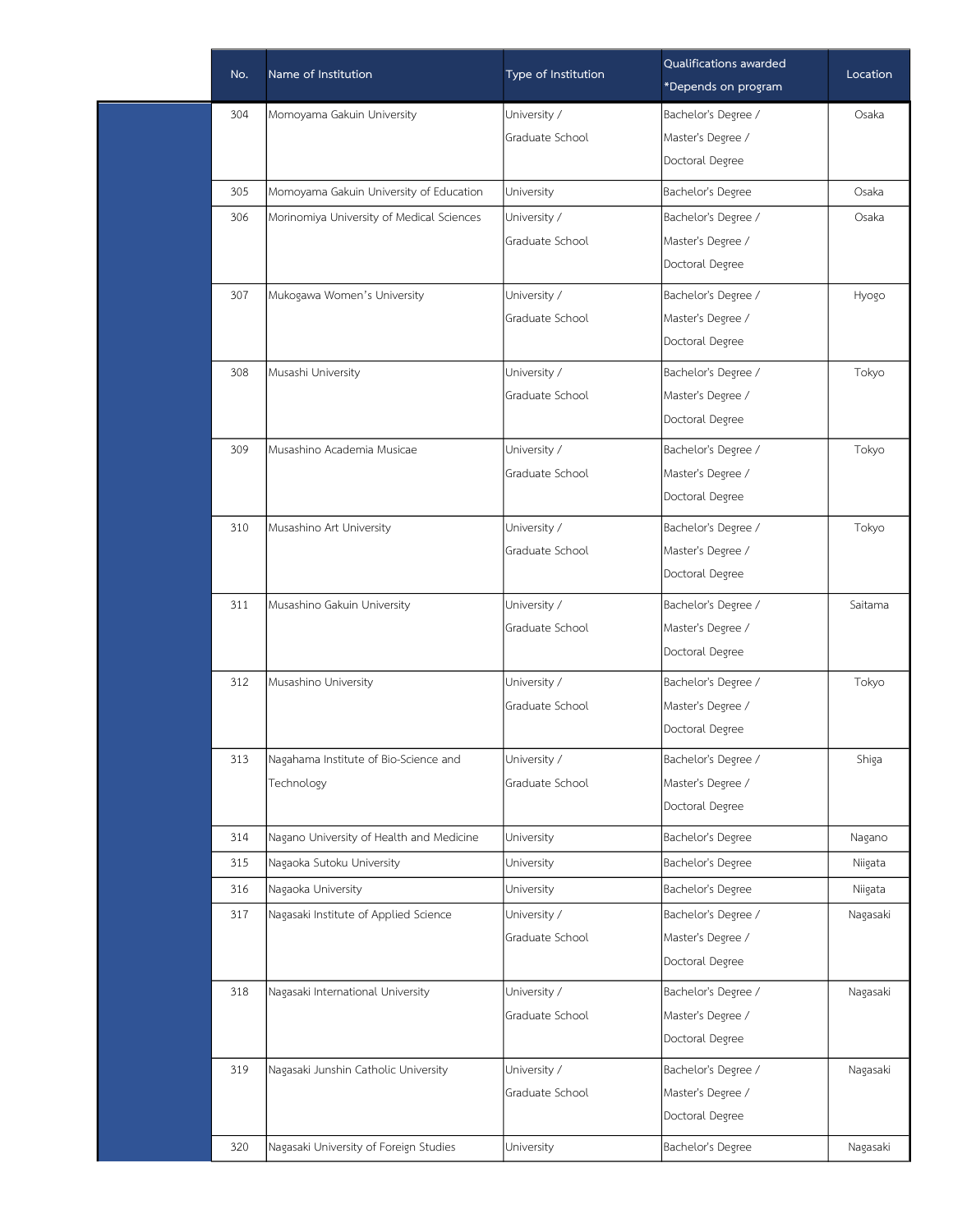| No. | Name of Institution | Type of Institution | Qualifications awarded *Depends on program | Location |
|---|---|---|---|---|
| 304 | Momoyama Gakuin University | University / Graduate School | Bachelor's Degree / Master's Degree / Doctoral Degree | Osaka |
| 305 | Momoyama Gakuin University of Education | University | Bachelor's Degree | Osaka |
| 306 | Morinomiya University of Medical Sciences | University / Graduate School | Bachelor's Degree / Master's Degree / Doctoral Degree | Osaka |
| 307 | Mukogawa Women's University | University / Graduate School | Bachelor's Degree / Master's Degree / Doctoral Degree | Hyogo |
| 308 | Musashi University | University / Graduate School | Bachelor's Degree / Master's Degree / Doctoral Degree | Tokyo |
| 309 | Musashino Academia Musicae | University / Graduate School | Bachelor's Degree / Master's Degree / Doctoral Degree | Tokyo |
| 310 | Musashino Art University | University / Graduate School | Bachelor's Degree / Master's Degree / Doctoral Degree | Tokyo |
| 311 | Musashino Gakuin University | University / Graduate School | Bachelor's Degree / Master's Degree / Doctoral Degree | Saitama |
| 312 | Musashino University | University / Graduate School | Bachelor's Degree / Master's Degree / Doctoral Degree | Tokyo |
| 313 | Nagahama Institute of Bio-Science and Technology | University / Graduate School | Bachelor's Degree / Master's Degree / Doctoral Degree | Shiga |
| 314 | Nagano University of Health and Medicine | University | Bachelor's Degree | Nagano |
| 315 | Nagaoka Sutoku University | University | Bachelor's Degree | Niigata |
| 316 | Nagaoka University | University | Bachelor's Degree | Niigata |
| 317 | Nagasaki Institute of Applied Science | University / Graduate School | Bachelor's Degree / Master's Degree / Doctoral Degree | Nagasaki |
| 318 | Nagasaki International University | University / Graduate School | Bachelor's Degree / Master's Degree / Doctoral Degree | Nagasaki |
| 319 | Nagasaki Junshin Catholic University | University / Graduate School | Bachelor's Degree / Master's Degree / Doctoral Degree | Nagasaki |
| 320 | Nagasaki University of Foreign Studies | University | Bachelor's Degree | Nagasaki |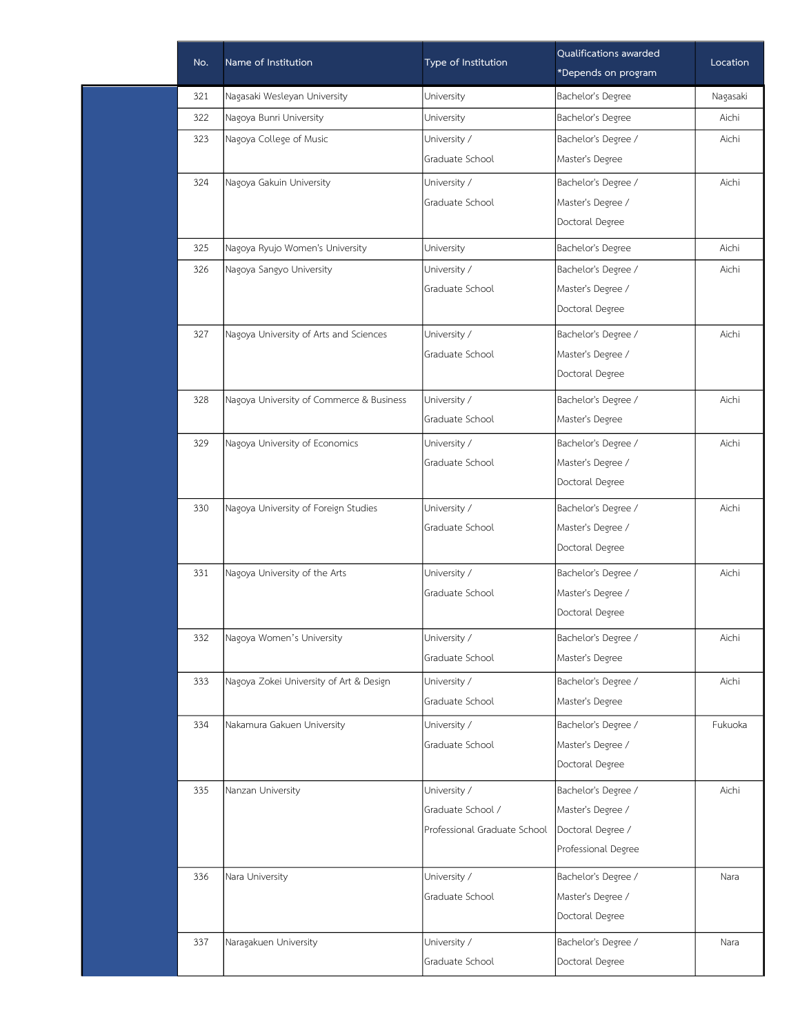| No. | Name of Institution | Type of Institution | Qualifications awarded *Depends on program | Location |
|---|---|---|---|---|
| 321 | Nagasaki Wesleyan University | University | Bachelor's Degree | Nagasaki |
| 322 | Nagoya Bunri University | University | Bachelor's Degree | Aichi |
| 323 | Nagoya College of Music | University / Graduate School | Bachelor's Degree / Master's Degree | Aichi |
| 324 | Nagoya Gakuin University | University / Graduate School | Bachelor's Degree / Master's Degree / Doctoral Degree | Aichi |
| 325 | Nagoya Ryujo Women's University | University | Bachelor's Degree | Aichi |
| 326 | Nagoya Sangyo University | University / Graduate School | Bachelor's Degree / Master's Degree / Doctoral Degree | Aichi |
| 327 | Nagoya University of Arts and Sciences | University / Graduate School | Bachelor's Degree / Master's Degree / Doctoral Degree | Aichi |
| 328 | Nagoya University of Commerce & Business | University / Graduate School | Bachelor's Degree / Master's Degree | Aichi |
| 329 | Nagoya University of Economics | University / Graduate School | Bachelor's Degree / Master's Degree / Doctoral Degree | Aichi |
| 330 | Nagoya University of Foreign Studies | University / Graduate School | Bachelor's Degree / Master's Degree / Doctoral Degree | Aichi |
| 331 | Nagoya University of the Arts | University / Graduate School | Bachelor's Degree / Master's Degree / Doctoral Degree | Aichi |
| 332 | Nagoya Women's University | University / Graduate School | Bachelor's Degree / Master's Degree | Aichi |
| 333 | Nagoya Zokei University of Art & Design | University / Graduate School | Bachelor's Degree / Master's Degree | Aichi |
| 334 | Nakamura Gakuen University | University / Graduate School | Bachelor's Degree / Master's Degree / Doctoral Degree | Fukuoka |
| 335 | Nanzan University | University / Graduate School / Professional Graduate School | Bachelor's Degree / Master's Degree / Doctoral Degree / Professional Degree | Aichi |
| 336 | Nara University | University / Graduate School | Bachelor's Degree / Master's Degree / Doctoral Degree | Nara |
| 337 | Naragakuen University | University / Graduate School | Bachelor's Degree / Doctoral Degree | Nara |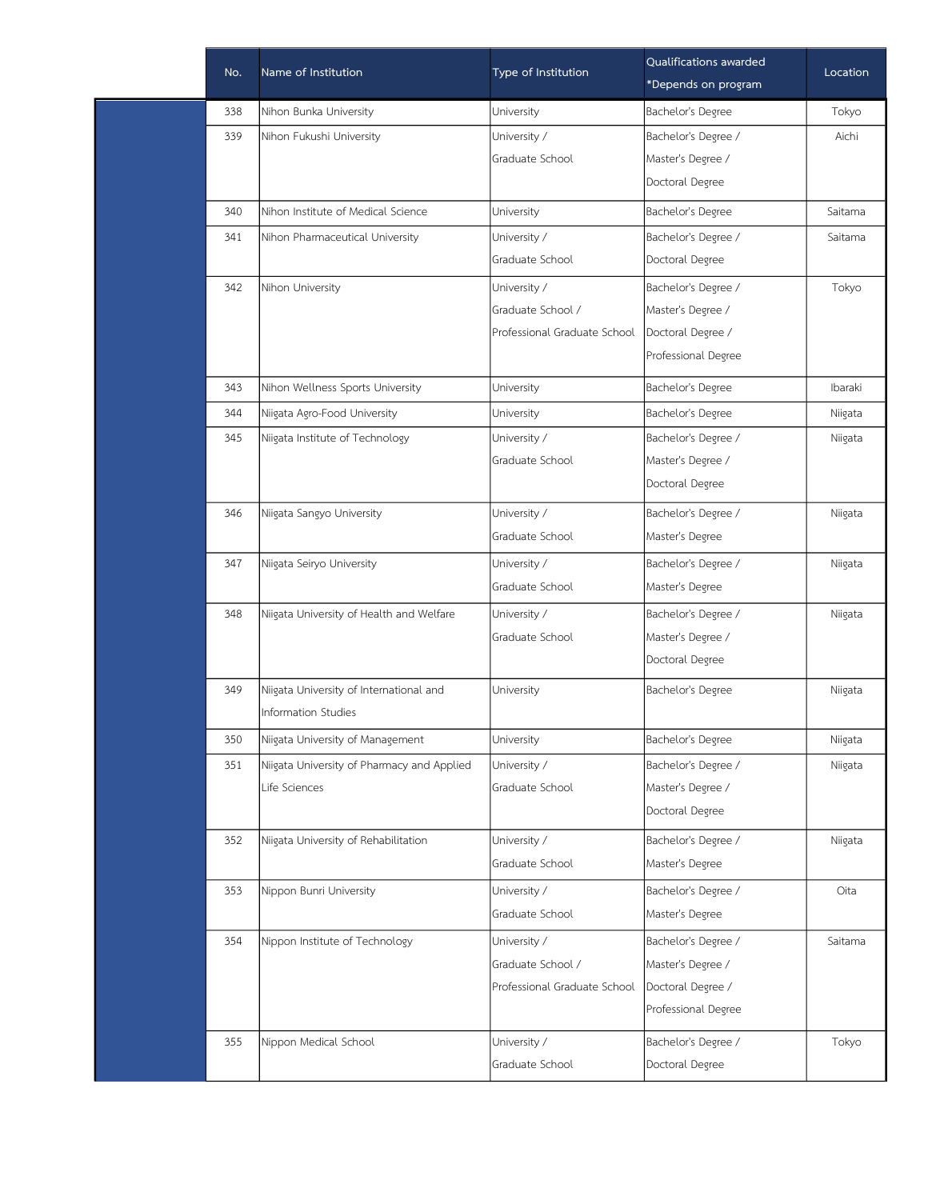| No. | Name of Institution | Type of Institution | Qualifications awarded *Depends on program | Location |
|---|---|---|---|---|
| 338 | Nihon Bunka University | University | Bachelor's Degree | Tokyo |
| 339 | Nihon Fukushi University | University / Graduate School | Bachelor's Degree / Master's Degree / Doctoral Degree | Aichi |
| 340 | Nihon Institute of Medical Science | University | Bachelor's Degree | Saitama |
| 341 | Nihon Pharmaceutical University | University / Graduate School | Bachelor's Degree / Doctoral Degree | Saitama |
| 342 | Nihon University | University / Graduate School / Professional Graduate School | Bachelor's Degree / Master's Degree / Doctoral Degree / Professional Degree | Tokyo |
| 343 | Nihon Wellness Sports University | University | Bachelor's Degree | Ibaraki |
| 344 | Niigata Agro-Food University | University | Bachelor's Degree | Niigata |
| 345 | Niigata Institute of Technology | University / Graduate School | Bachelor's Degree / Master's Degree / Doctoral Degree | Niigata |
| 346 | Niigata Sangyo University | University / Graduate School | Bachelor's Degree / Master's Degree | Niigata |
| 347 | Niigata Seiryo University | University / Graduate School | Bachelor's Degree / Master's Degree | Niigata |
| 348 | Niigata University of Health and Welfare | University / Graduate School | Bachelor's Degree / Master's Degree / Doctoral Degree | Niigata |
| 349 | Niigata University of International and Information Studies | University | Bachelor's Degree | Niigata |
| 350 | Niigata University of Management | University | Bachelor's Degree | Niigata |
| 351 | Niigata University of Pharmacy and Applied Life Sciences | University / Graduate School | Bachelor's Degree / Master's Degree / Doctoral Degree | Niigata |
| 352 | Niigata University of Rehabilitation | University / Graduate School | Bachelor's Degree / Master's Degree | Niigata |
| 353 | Nippon Bunri University | University / Graduate School | Bachelor's Degree / Master's Degree | Oita |
| 354 | Nippon Institute of Technology | University / Graduate School / Professional Graduate School | Bachelor's Degree / Master's Degree / Doctoral Degree / Professional Degree | Saitama |
| 355 | Nippon Medical School | University / Graduate School | Bachelor's Degree / Doctoral Degree | Tokyo |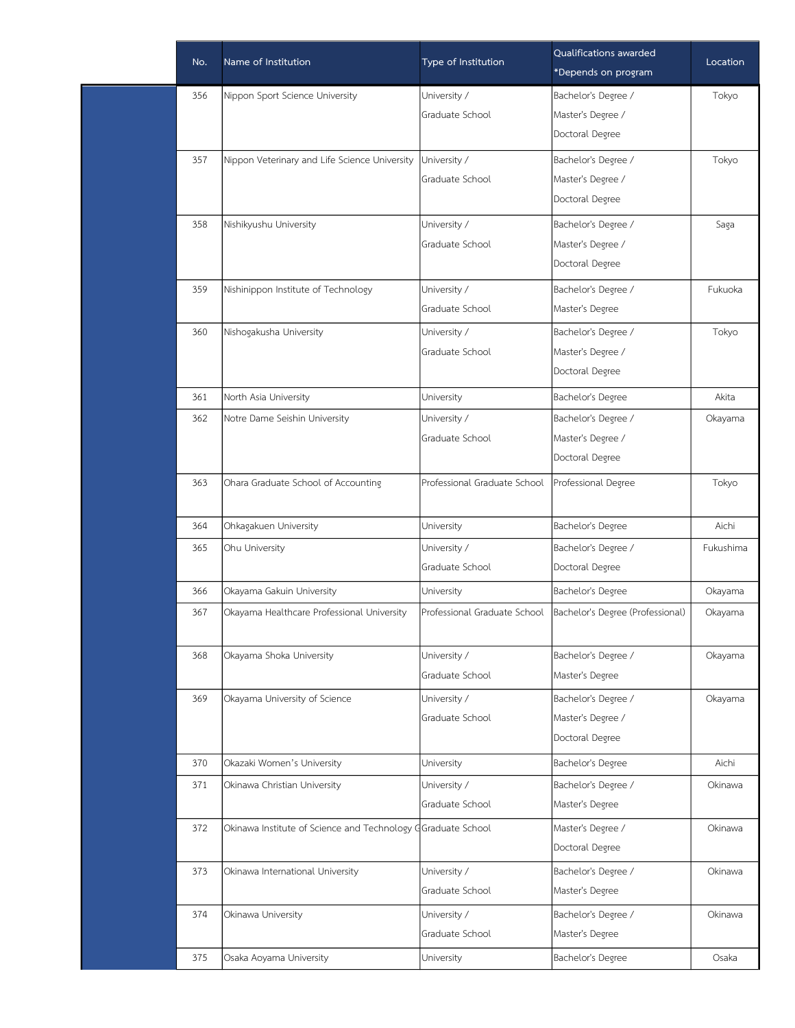| No. | Name of Institution | Type of Institution | Qualifications awarded *Depends on program | Location |
|---|---|---|---|---|
| 356 | Nippon Sport Science University | University / Graduate School | Bachelor's Degree / Master's Degree / Doctoral Degree | Tokyo |
| 357 | Nippon Veterinary and Life Science University | University / Graduate School | Bachelor's Degree / Master's Degree / Doctoral Degree | Tokyo |
| 358 | Nishikyushu University | University / Graduate School | Bachelor's Degree / Master's Degree / Doctoral Degree | Saga |
| 359 | Nishinippon Institute of Technology | University / Graduate School | Bachelor's Degree / Master's Degree | Fukuoka |
| 360 | Nishogakusha University | University / Graduate School | Bachelor's Degree / Master's Degree / Doctoral Degree | Tokyo |
| 361 | North Asia University | University | Bachelor's Degree | Akita |
| 362 | Notre Dame Seishin University | University / Graduate School | Bachelor's Degree / Master's Degree / Doctoral Degree | Okayama |
| 363 | Ohara Graduate School of Accounting | Professional Graduate School | Professional Degree | Tokyo |
| 364 | Ohkagakuen University | University | Bachelor's Degree | Aichi |
| 365 | Ohu University | University / Graduate School | Bachelor's Degree / Doctoral Degree | Fukushima |
| 366 | Okayama Gakuin University | University | Bachelor's Degree | Okayama |
| 367 | Okayama Healthcare Professional University | Professional Graduate School | Bachelor's Degree (Professional) | Okayama |
| 368 | Okayama Shoka University | University / Graduate School | Bachelor's Degree / Master's Degree | Okayama |
| 369 | Okayama University of Science | University / Graduate School | Bachelor's Degree / Master's Degree / Doctoral Degree | Okayama |
| 370 | Okazaki Women's University | University | Bachelor's Degree | Aichi |
| 371 | Okinawa Christian University | University / Graduate School | Bachelor's Degree / Master's Degree | Okinawa |
| 372 | Okinawa Institute of Science and Technology G | Graduate School | Master's Degree / Doctoral Degree | Okinawa |
| 373 | Okinawa International University | University / Graduate School | Bachelor's Degree / Master's Degree | Okinawa |
| 374 | Okinawa University | University / Graduate School | Bachelor's Degree / Master's Degree | Okinawa |
| 375 | Osaka Aoyama University | University | Bachelor's Degree | Osaka |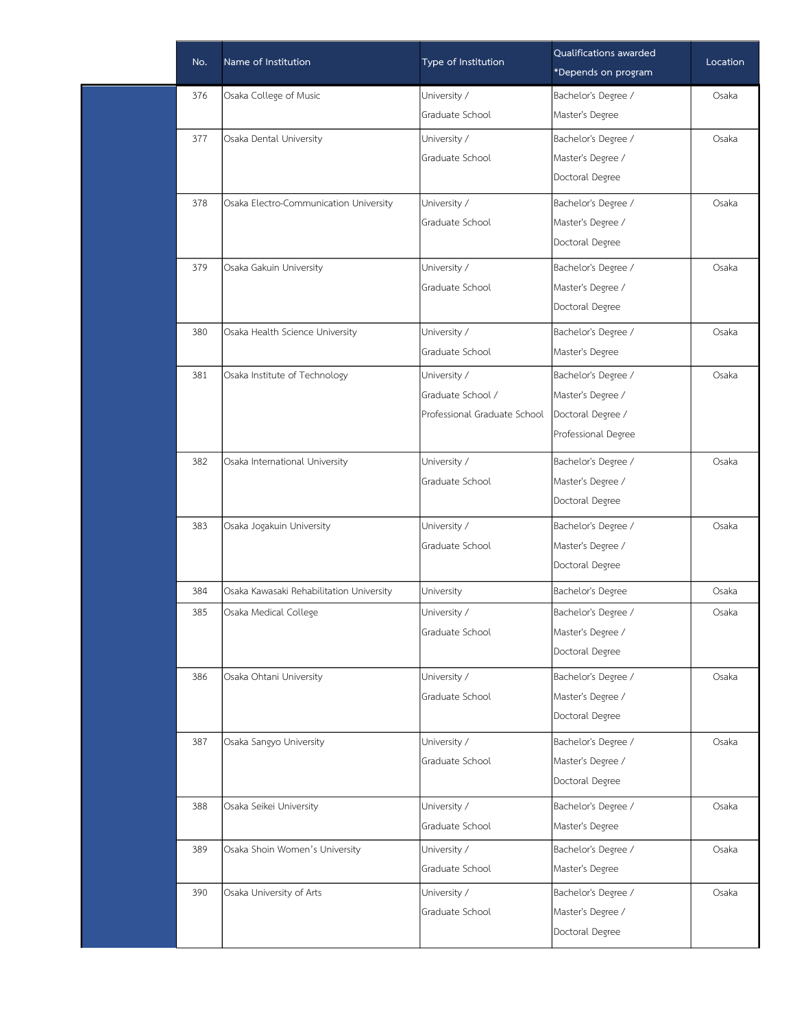| No. | Name of Institution | Type of Institution | Qualifications awarded *Depends on program | Location |
|---|---|---|---|---|
| 376 | Osaka College of Music | University / Graduate School | Bachelor's Degree / Master's Degree | Osaka |
| 377 | Osaka Dental University | University / Graduate School | Bachelor's Degree / Master's Degree / Doctoral Degree | Osaka |
| 378 | Osaka Electro-Communication University | University / Graduate School | Bachelor's Degree / Master's Degree / Doctoral Degree | Osaka |
| 379 | Osaka Gakuin University | University / Graduate School | Bachelor's Degree / Master's Degree / Doctoral Degree | Osaka |
| 380 | Osaka Health Science University | University / Graduate School | Bachelor's Degree / Master's Degree | Osaka |
| 381 | Osaka Institute of Technology | University / Graduate School / Professional Graduate School | Bachelor's Degree / Master's Degree / Doctoral Degree / Professional Degree | Osaka |
| 382 | Osaka International University | University / Graduate School | Bachelor's Degree / Master's Degree / Doctoral Degree | Osaka |
| 383 | Osaka Jogakuin University | University / Graduate School | Bachelor's Degree / Master's Degree / Doctoral Degree | Osaka |
| 384 | Osaka Kawasaki Rehabilitation University | University | Bachelor's Degree | Osaka |
| 385 | Osaka Medical College | University / Graduate School | Bachelor's Degree / Master's Degree / Doctoral Degree | Osaka |
| 386 | Osaka Ohtani University | University / Graduate School | Bachelor's Degree / Master's Degree / Doctoral Degree | Osaka |
| 387 | Osaka Sangyo University | University / Graduate School | Bachelor's Degree / Master's Degree / Doctoral Degree | Osaka |
| 388 | Osaka Seikei University | University / Graduate School | Bachelor's Degree / Master's Degree | Osaka |
| 389 | Osaka Shoin Women's University | University / Graduate School | Bachelor's Degree / Master's Degree | Osaka |
| 390 | Osaka University of Arts | University / Graduate School | Bachelor's Degree / Master's Degree / Doctoral Degree | Osaka |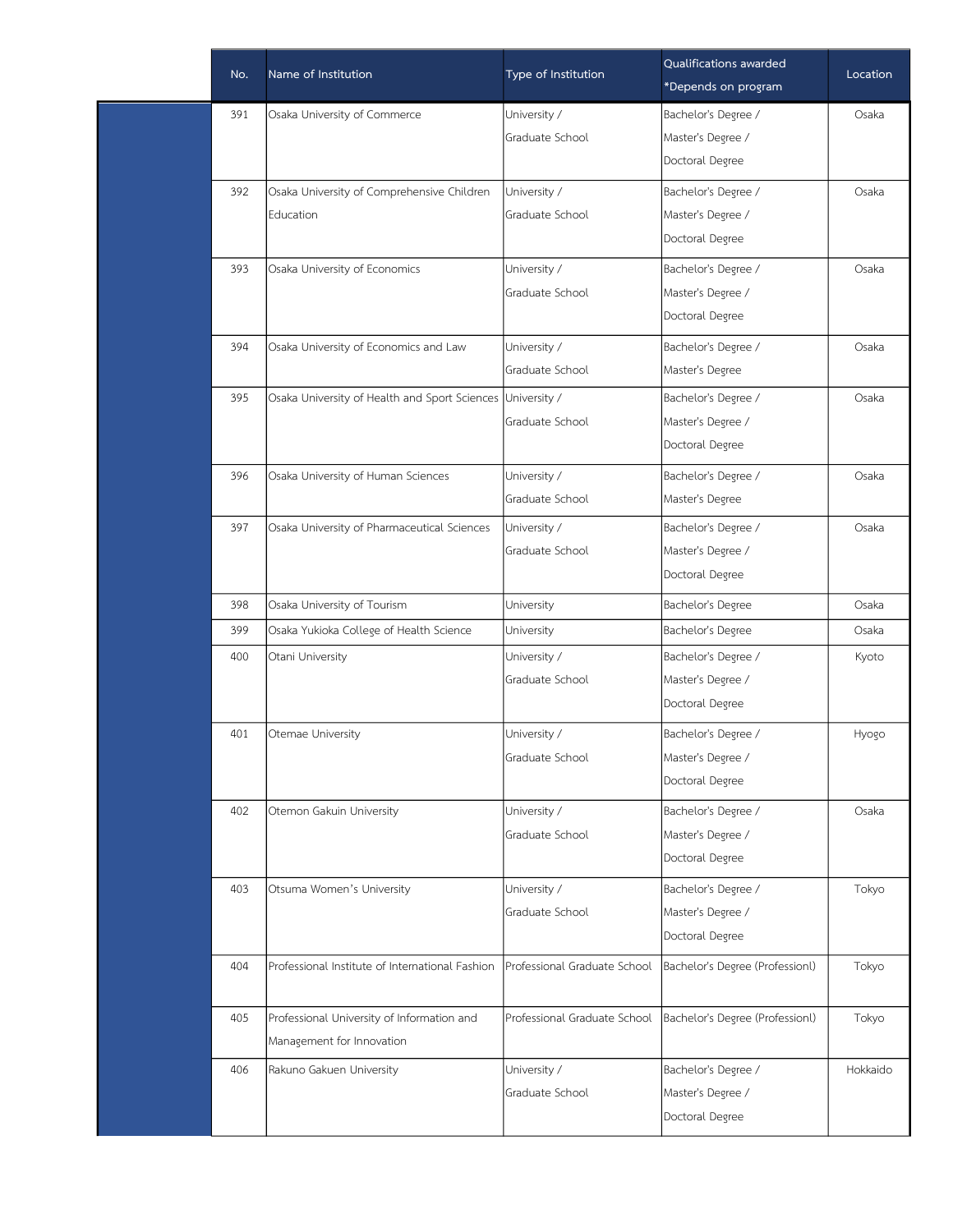| No. | Name of Institution | Type of Institution | Qualifications awarded *Depends on program | Location |
|---|---|---|---|---|
| 391 | Osaka University of Commerce | University / Graduate School | Bachelor's Degree / Master's Degree / Doctoral Degree | Osaka |
| 392 | Osaka University of Comprehensive Children Education | University / Graduate School | Bachelor's Degree / Master's Degree / Doctoral Degree | Osaka |
| 393 | Osaka University of Economics | University / Graduate School | Bachelor's Degree / Master's Degree / Doctoral Degree | Osaka |
| 394 | Osaka University of Economics and Law | University / Graduate School | Bachelor's Degree / Master's Degree | Osaka |
| 395 | Osaka University of Health and Sport Sciences | University / Graduate School | Bachelor's Degree / Master's Degree / Doctoral Degree | Osaka |
| 396 | Osaka University of Human Sciences | University / Graduate School | Bachelor's Degree / Master's Degree | Osaka |
| 397 | Osaka University of Pharmaceutical Sciences | University / Graduate School | Bachelor's Degree / Master's Degree / Doctoral Degree | Osaka |
| 398 | Osaka University of Tourism | University | Bachelor's Degree | Osaka |
| 399 | Osaka Yukioka College of Health Science | University | Bachelor's Degree | Osaka |
| 400 | Otani University | University / Graduate School | Bachelor's Degree / Master's Degree / Doctoral Degree | Kyoto |
| 401 | Otemae University | University / Graduate School | Bachelor's Degree / Master's Degree / Doctoral Degree | Hyogo |
| 402 | Otemon Gakuin University | University / Graduate School | Bachelor's Degree / Master's Degree / Doctoral Degree | Osaka |
| 403 | Otsuma Women's University | University / Graduate School | Bachelor's Degree / Master's Degree / Doctoral Degree | Tokyo |
| 404 | Professional Institute of International Fashion | Professional Graduate School | Bachelor's Degree (Professionl) | Tokyo |
| 405 | Professional University of Information and Management for Innovation | Professional Graduate School | Bachelor's Degree (Professionl) | Tokyo |
| 406 | Rakuno Gakuen University | University / Graduate School | Bachelor's Degree / Master's Degree / Doctoral Degree | Hokkaido |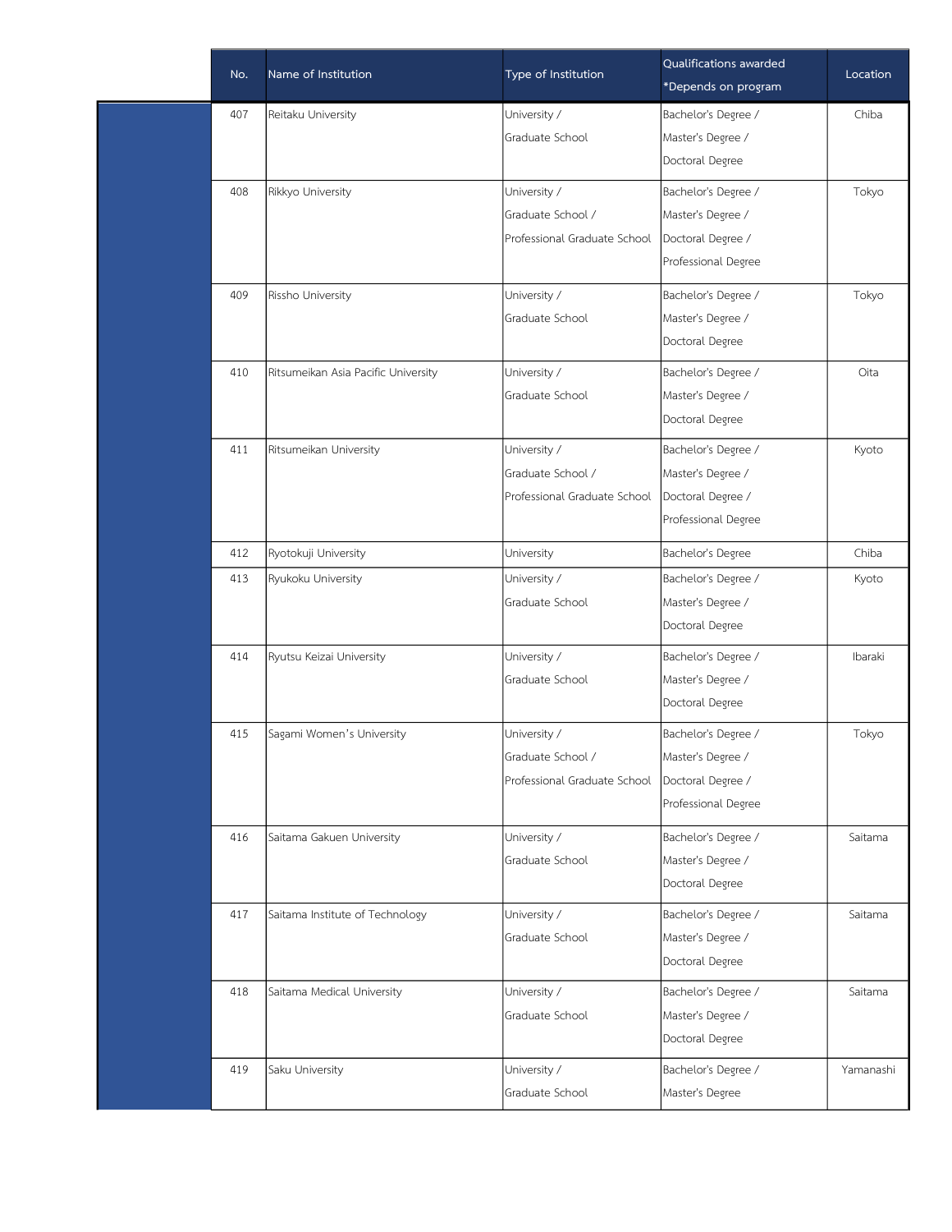| No. | Name of Institution | Type of Institution | Qualifications awarded *Depends on program | Location |
|---|---|---|---|---|
| 407 | Reitaku University | University / Graduate School | Bachelor's Degree / Master's Degree / Doctoral Degree | Chiba |
| 408 | Rikkyo University | University / Graduate School / Professional Graduate School | Bachelor's Degree / Master's Degree / Doctoral Degree / Professional Degree | Tokyo |
| 409 | Rissho University | University / Graduate School | Bachelor's Degree / Master's Degree / Doctoral Degree | Tokyo |
| 410 | Ritsumeikan Asia Pacific University | University / Graduate School | Bachelor's Degree / Master's Degree / Doctoral Degree | Oita |
| 411 | Ritsumeikan University | University / Graduate School / Professional Graduate School | Bachelor's Degree / Master's Degree / Doctoral Degree / Professional Degree | Kyoto |
| 412 | Ryotokuji University | University | Bachelor's Degree | Chiba |
| 413 | Ryukoku University | University / Graduate School | Bachelor's Degree / Master's Degree / Doctoral Degree | Kyoto |
| 414 | Ryutsu Keizai University | University / Graduate School | Bachelor's Degree / Master's Degree / Doctoral Degree | Ibaraki |
| 415 | Sagami Women's University | University / Graduate School / Professional Graduate School | Bachelor's Degree / Master's Degree / Doctoral Degree / Professional Degree | Tokyo |
| 416 | Saitama Gakuen University | University / Graduate School | Bachelor's Degree / Master's Degree / Doctoral Degree | Saitama |
| 417 | Saitama Institute of Technology | University / Graduate School | Bachelor's Degree / Master's Degree / Doctoral Degree | Saitama |
| 418 | Saitama Medical University | University / Graduate School | Bachelor's Degree / Master's Degree / Doctoral Degree | Saitama |
| 419 | Saku University | University / Graduate School | Bachelor's Degree / Master's Degree | Yamanashi |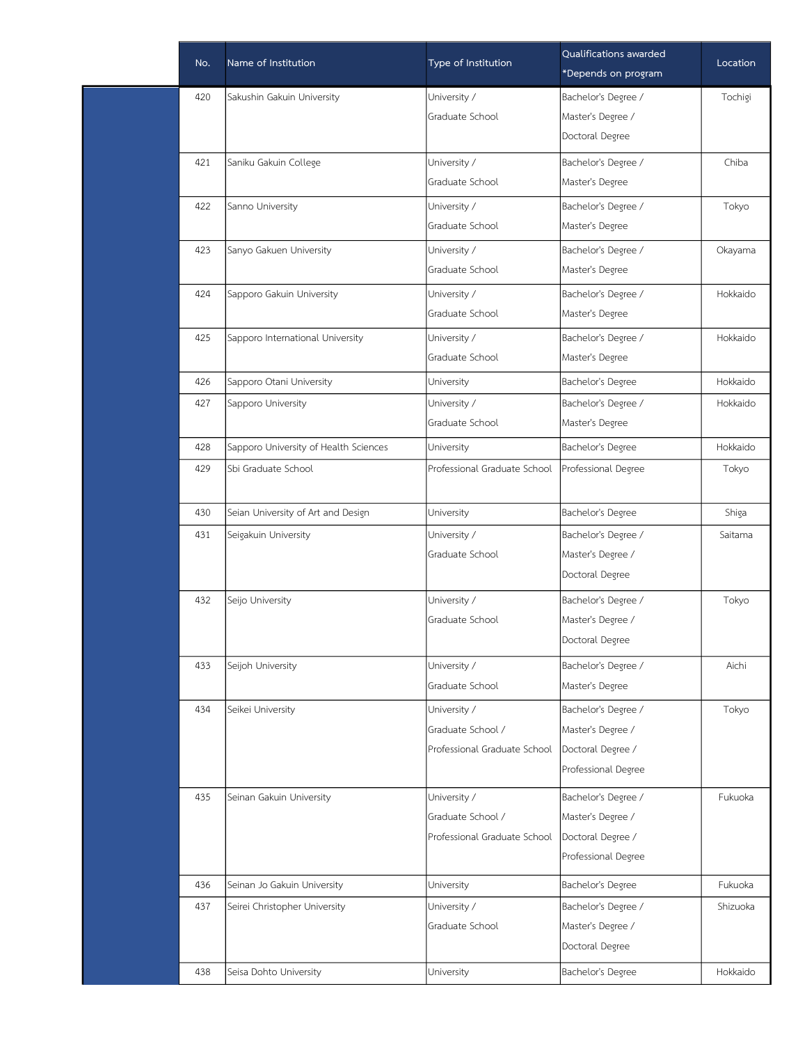| No. | Name of Institution | Type of Institution | Qualifications awarded *Depends on program | Location |
|---|---|---|---|---|
| 420 | Sakushin Gakuin University | University / Graduate School | Bachelor's Degree / Master's Degree / Doctoral Degree | Tochigi |
| 421 | Saniku Gakuin College | University / Graduate School | Bachelor's Degree / Master's Degree | Chiba |
| 422 | Sanno University | University / Graduate School | Bachelor's Degree / Master's Degree | Tokyo |
| 423 | Sanyo Gakuen University | University / Graduate School | Bachelor's Degree / Master's Degree | Okayama |
| 424 | Sapporo Gakuin University | University / Graduate School | Bachelor's Degree / Master's Degree | Hokkaido |
| 425 | Sapporo International University | University / Graduate School | Bachelor's Degree / Master's Degree | Hokkaido |
| 426 | Sapporo Otani University | University | Bachelor's Degree | Hokkaido |
| 427 | Sapporo University | University / Graduate School | Bachelor's Degree / Master's Degree | Hokkaido |
| 428 | Sapporo University of Health Sciences | University | Bachelor's Degree | Hokkaido |
| 429 | Sbi Graduate School | Professional Graduate School | Professional Degree | Tokyo |
| 430 | Seian University of Art and Design | University | Bachelor's Degree | Shiga |
| 431 | Seigakuin University | University / Graduate School | Bachelor's Degree / Master's Degree / Doctoral Degree | Saitama |
| 432 | Seijo University | University / Graduate School | Bachelor's Degree / Master's Degree / Doctoral Degree | Tokyo |
| 433 | Seijoh University | University / Graduate School | Bachelor's Degree / Master's Degree | Aichi |
| 434 | Seikei University | University / Graduate School / Professional Graduate School | Bachelor's Degree / Master's Degree / Doctoral Degree / Professional Degree | Tokyo |
| 435 | Seinan Gakuin University | University / Graduate School / Professional Graduate School | Bachelor's Degree / Master's Degree / Doctoral Degree / Professional Degree | Fukuoka |
| 436 | Seinan Jo Gakuin University | University | Bachelor's Degree | Fukuoka |
| 437 | Seirei Christopher University | University / Graduate School | Bachelor's Degree / Master's Degree / Doctoral Degree | Shizuoka |
| 438 | Seisa Dohto University | University | Bachelor's Degree | Hokkaido |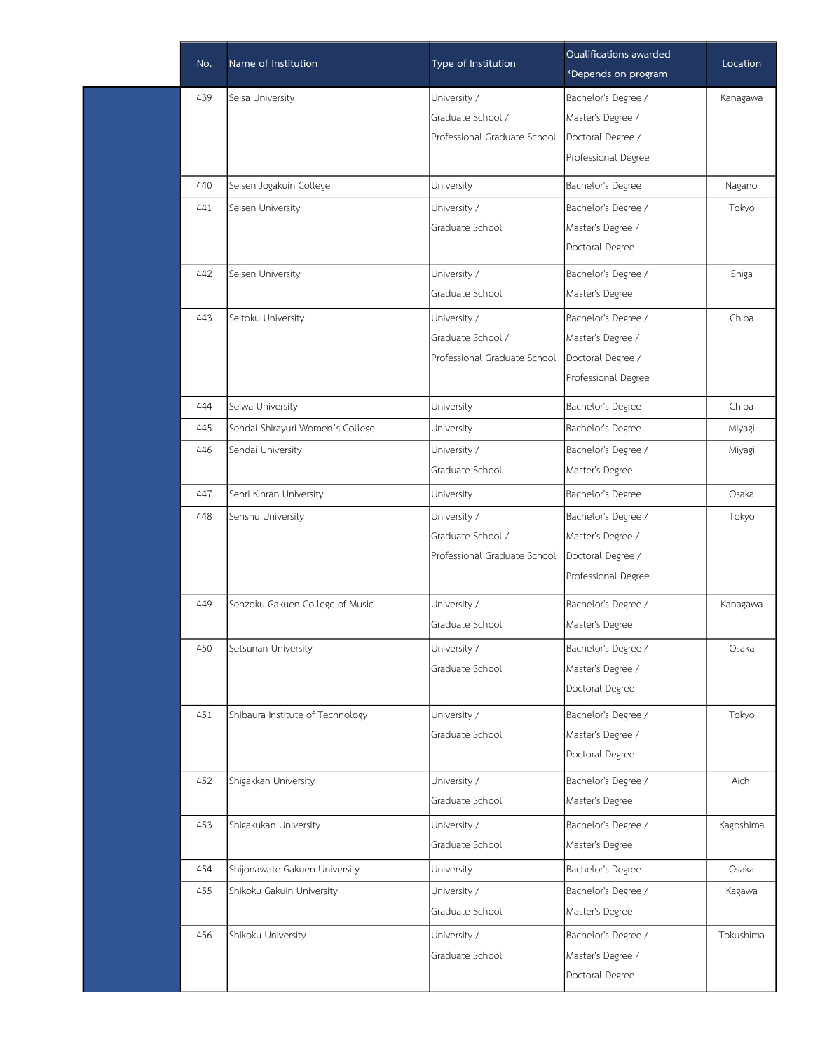| No. | Name of Institution | Type of Institution | Qualifications awarded *Depends on program | Location |
| --- | --- | --- | --- | --- |
| 439 | Seisa University | University / Graduate School / Professional Graduate School | Bachelor's Degree / Master's Degree / Doctoral Degree / Professional Degree | Kanagawa |
| 440 | Seisen Jogakuin College | University | Bachelor's Degree | Nagano |
| 441 | Seisen University | University / Graduate School | Bachelor's Degree / Master's Degree / Doctoral Degree | Tokyo |
| 442 | Seisen University | University / Graduate School | Bachelor's Degree / Master's Degree | Shiga |
| 443 | Seitoku University | University / Graduate School / Professional Graduate School | Bachelor's Degree / Master's Degree / Doctoral Degree / Professional Degree | Chiba |
| 444 | Seiwa University | University | Bachelor's Degree | Chiba |
| 445 | Sendai Shirayuri Women's College | University | Bachelor's Degree | Miyagi |
| 446 | Sendai University | University / Graduate School | Bachelor's Degree / Master's Degree | Miyagi |
| 447 | Senri Kinran University | University | Bachelor's Degree | Osaka |
| 448 | Senshu University | University / Graduate School / Professional Graduate School | Bachelor's Degree / Master's Degree / Doctoral Degree / Professional Degree | Tokyo |
| 449 | Senzoku Gakuen College of Music | University / Graduate School | Bachelor's Degree / Master's Degree | Kanagawa |
| 450 | Setsunan University | University / Graduate School | Bachelor's Degree / Master's Degree / Doctoral Degree | Osaka |
| 451 | Shibaura Institute of Technology | University / Graduate School | Bachelor's Degree / Master's Degree / Doctoral Degree | Tokyo |
| 452 | Shigakkan University | University / Graduate School | Bachelor's Degree / Master's Degree | Aichi |
| 453 | Shigakukan University | University / Graduate School | Bachelor's Degree / Master's Degree | Kagoshima |
| 454 | Shijonawate Gakuen University | University | Bachelor's Degree | Osaka |
| 455 | Shikoku Gakuin University | University / Graduate School | Bachelor's Degree / Master's Degree | Kagawa |
| 456 | Shikoku University | University / Graduate School | Bachelor's Degree / Master's Degree / Doctoral Degree | Tokushima |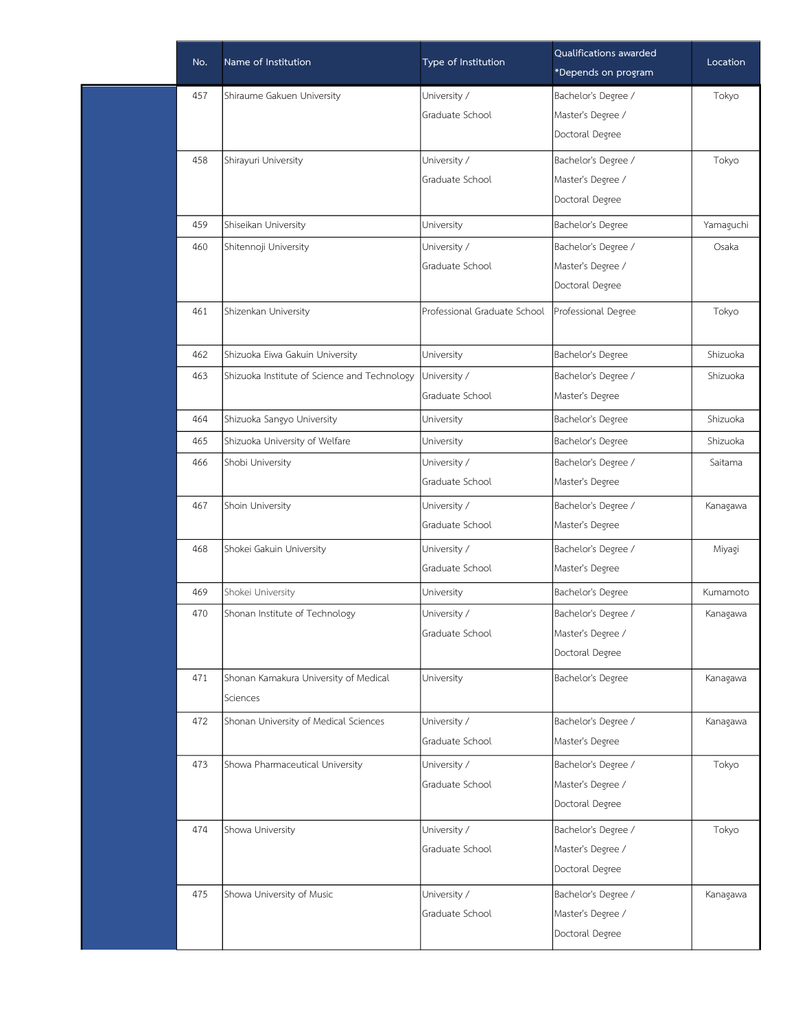| No. | Name of Institution | Type of Institution | Qualifications awarded *Depends on program | Location |
|---|---|---|---|---|
| 457 | Shiraume Gakuen University | University / Graduate School | Bachelor's Degree / Master's Degree / Doctoral Degree | Tokyo |
| 458 | Shirayuri University | University / Graduate School | Bachelor's Degree / Master's Degree / Doctoral Degree | Tokyo |
| 459 | Shiseikan University | University | Bachelor's Degree | Yamaguchi |
| 460 | Shitennoji University | University / Graduate School | Bachelor's Degree / Master's Degree / Doctoral Degree | Osaka |
| 461 | Shizenkan University | Professional Graduate School | Professional Degree | Tokyo |
| 462 | Shizuoka Eiwa Gakuin University | University | Bachelor's Degree | Shizuoka |
| 463 | Shizuoka Institute of Science and Technology | University / Graduate School | Bachelor's Degree / Master's Degree | Shizuoka |
| 464 | Shizuoka Sangyo University | University | Bachelor's Degree | Shizuoka |
| 465 | Shizuoka University of Welfare | University | Bachelor's Degree | Shizuoka |
| 466 | Shobi University | University / Graduate School | Bachelor's Degree / Master's Degree | Saitama |
| 467 | Shoin University | University / Graduate School | Bachelor's Degree / Master's Degree | Kanagawa |
| 468 | Shokei Gakuin University | University / Graduate School | Bachelor's Degree / Master's Degree | Miyagi |
| 469 | Shokei University | University | Bachelor's Degree | Kumamoto |
| 470 | Shonan Institute of Technology | University / Graduate School | Bachelor's Degree / Master's Degree / Doctoral Degree | Kanagawa |
| 471 | Shonan Kamakura University of Medical Sciences | University | Bachelor's Degree | Kanagawa |
| 472 | Shonan University of Medical Sciences | University / Graduate School | Bachelor's Degree / Master's Degree | Kanagawa |
| 473 | Showa Pharmaceutical University | University / Graduate School | Bachelor's Degree / Master's Degree / Doctoral Degree | Tokyo |
| 474 | Showa University | University / Graduate School | Bachelor's Degree / Master's Degree / Doctoral Degree | Tokyo |
| 475 | Showa University of Music | University / Graduate School | Bachelor's Degree / Master's Degree / Doctoral Degree | Kanagawa |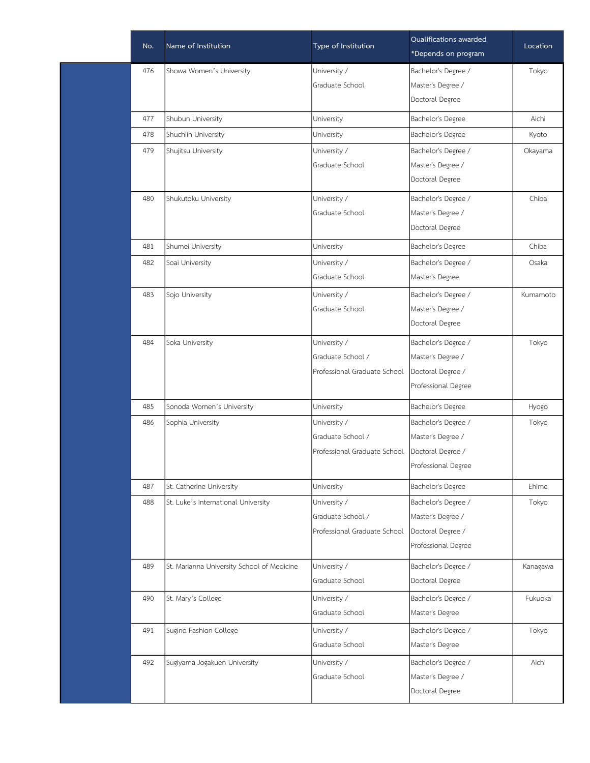| No. | Name of Institution | Type of Institution | Qualifications awarded *Depends on program | Location |
|---|---|---|---|---|
| 476 | Showa Women's University | University / Graduate School | Bachelor's Degree / Master's Degree / Doctoral Degree | Tokyo |
| 477 | Shubun University | University | Bachelor's Degree | Aichi |
| 478 | Shuchiin University | University | Bachelor's Degree | Kyoto |
| 479 | Shujitsu University | University / Graduate School | Bachelor's Degree / Master's Degree / Doctoral Degree | Okayama |
| 480 | Shukutoku University | University / Graduate School | Bachelor's Degree / Master's Degree / Doctoral Degree | Chiba |
| 481 | Shumei University | University | Bachelor's Degree | Chiba |
| 482 | Soai University | University / Graduate School | Bachelor's Degree / Master's Degree | Osaka |
| 483 | Sojo University | University / Graduate School | Bachelor's Degree / Master's Degree / Doctoral Degree | Kumamoto |
| 484 | Soka University | University / Graduate School / Professional Graduate School | Bachelor's Degree / Master's Degree / Doctoral Degree / Professional Degree | Tokyo |
| 485 | Sonoda Women's University | University | Bachelor's Degree | Hyogo |
| 486 | Sophia University | University / Graduate School / Professional Graduate School | Bachelor's Degree / Master's Degree / Doctoral Degree / Professional Degree | Tokyo |
| 487 | St. Catherine University | University | Bachelor's Degree | Ehime |
| 488 | St. Luke's International University | University / Graduate School / Professional Graduate School | Bachelor's Degree / Master's Degree / Doctoral Degree / Professional Degree | Tokyo |
| 489 | St. Marianna University School of Medicine | University / Graduate School | Bachelor's Degree / Doctoral Degree | Kanagawa |
| 490 | St. Mary's College | University / Graduate School | Bachelor's Degree / Master's Degree | Fukuoka |
| 491 | Sugino Fashion College | University / Graduate School | Bachelor's Degree / Master's Degree | Tokyo |
| 492 | Sugiyama Jogakuen University | University / Graduate School | Bachelor's Degree / Master's Degree / Doctoral Degree | Aichi |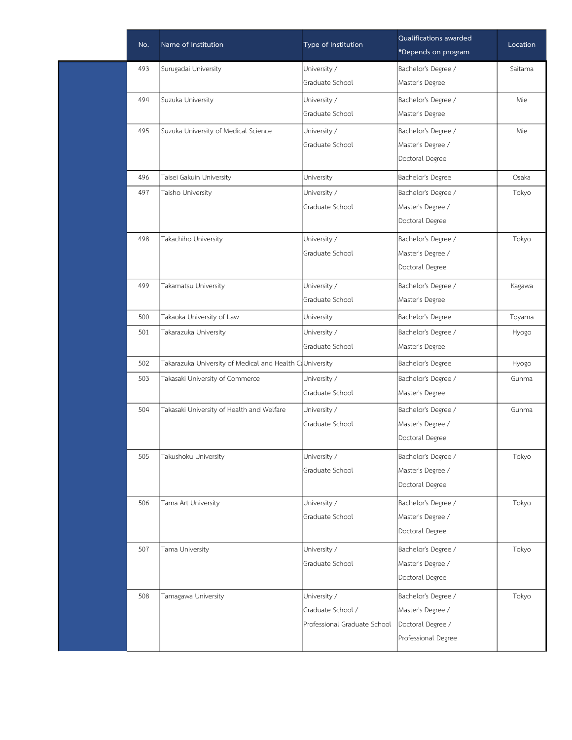| No. | Name of Institution | Type of Institution | Qualifications awarded *Depends on program | Location |
|---|---|---|---|---|
| 493 | Surugadai University | University / Graduate School | Bachelor's Degree / Master's Degree | Saitama |
| 494 | Suzuka University | University / Graduate School | Bachelor's Degree / Master's Degree | Mie |
| 495 | Suzuka University of Medical Science | University / Graduate School | Bachelor's Degree / Master's Degree / Doctoral Degree | Mie |
| 496 | Taisei Gakuin University | University | Bachelor's Degree | Osaka |
| 497 | Taisho University | University / Graduate School | Bachelor's Degree / Master's Degree / Doctoral Degree | Tokyo |
| 498 | Takachiho University | University / Graduate School | Bachelor's Degree / Master's Degree / Doctoral Degree | Tokyo |
| 499 | Takamatsu University | University / Graduate School | Bachelor's Degree / Master's Degree | Kagawa |
| 500 | Takaoka University of Law | University | Bachelor's Degree | Toyama |
| 501 | Takarazuka University | University / Graduate School | Bachelor's Degree / Master's Degree | Hyogo |
| 502 | Takarazuka University of Medical and Health C | University | Bachelor's Degree | Hyogo |
| 503 | Takasaki University of Commerce | University / Graduate School | Bachelor's Degree / Master's Degree | Gunma |
| 504 | Takasaki University of Health and Welfare | University / Graduate School | Bachelor's Degree / Master's Degree / Doctoral Degree | Gunma |
| 505 | Takushoku University | University / Graduate School | Bachelor's Degree / Master's Degree / Doctoral Degree | Tokyo |
| 506 | Tama Art University | University / Graduate School | Bachelor's Degree / Master's Degree / Doctoral Degree | Tokyo |
| 507 | Tama University | University / Graduate School | Bachelor's Degree / Master's Degree / Doctoral Degree | Tokyo |
| 508 | Tamagawa University | University / Graduate School / Professional Graduate School | Bachelor's Degree / Master's Degree / Doctoral Degree / Professional Degree | Tokyo |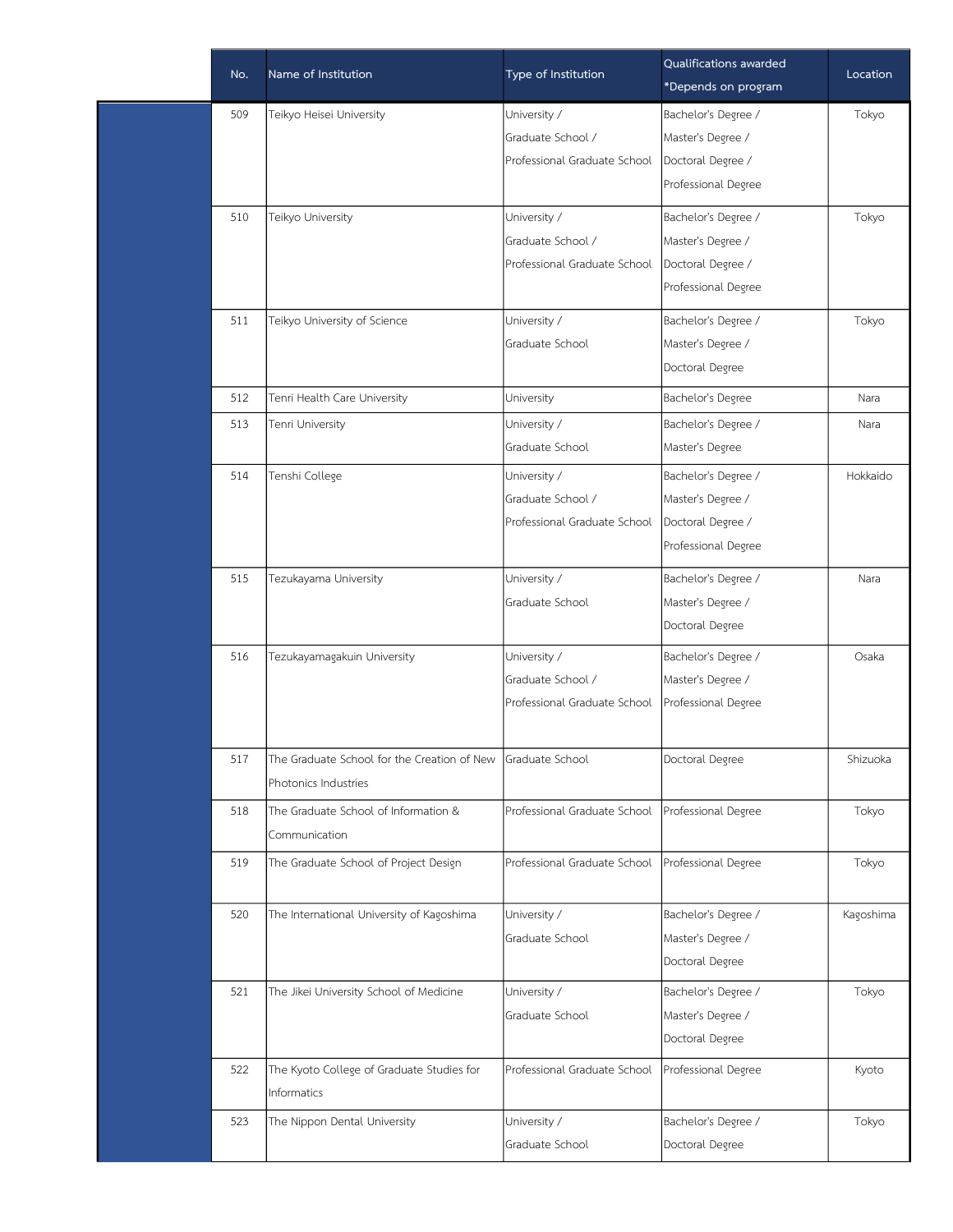| No. | Name of Institution | Type of Institution | Qualifications awarded *Depends on program | Location |
|---|---|---|---|---|
| 509 | Teikyo Heisei University | University / Graduate School / Professional Graduate School | Bachelor's Degree / Master's Degree / Doctoral Degree / Professional Degree | Tokyo |
| 510 | Teikyo University | University / Graduate School / Professional Graduate School | Bachelor's Degree / Master's Degree / Doctoral Degree / Professional Degree | Tokyo |
| 511 | Teikyo University of Science | University / Graduate School | Bachelor's Degree / Master's Degree / Doctoral Degree | Tokyo |
| 512 | Tenri Health Care University | University | Bachelor's Degree | Nara |
| 513 | Tenri University | University / Graduate School | Bachelor's Degree / Master's Degree | Nara |
| 514 | Tenshi College | University / Graduate School / Professional Graduate School | Bachelor's Degree / Master's Degree / Doctoral Degree / Professional Degree | Hokkaido |
| 515 | Tezukayama University | University / Graduate School | Bachelor's Degree / Master's Degree / Doctoral Degree | Nara |
| 516 | Tezukayamagakuin University | University / Graduate School / Professional Graduate School | Bachelor's Degree / Master's Degree / Professional Degree | Osaka |
| 517 | The Graduate School for the Creation of New Photonics Industries | Graduate School | Doctoral Degree | Shizuoka |
| 518 | The Graduate School of Information & Communication | Professional Graduate School | Professional Degree | Tokyo |
| 519 | The Graduate School of Project Design | Professional Graduate School | Professional Degree | Tokyo |
| 520 | The International University of Kagoshima | University / Graduate School | Bachelor's Degree / Master's Degree / Doctoral Degree | Kagoshima |
| 521 | The Jikei University School of Medicine | University / Graduate School | Bachelor's Degree / Master's Degree / Doctoral Degree | Tokyo |
| 522 | The Kyoto College of Graduate Studies for Informatics | Professional Graduate School | Professional Degree | Kyoto |
| 523 | The Nippon Dental University | University / Graduate School | Bachelor's Degree / Doctoral Degree | Tokyo |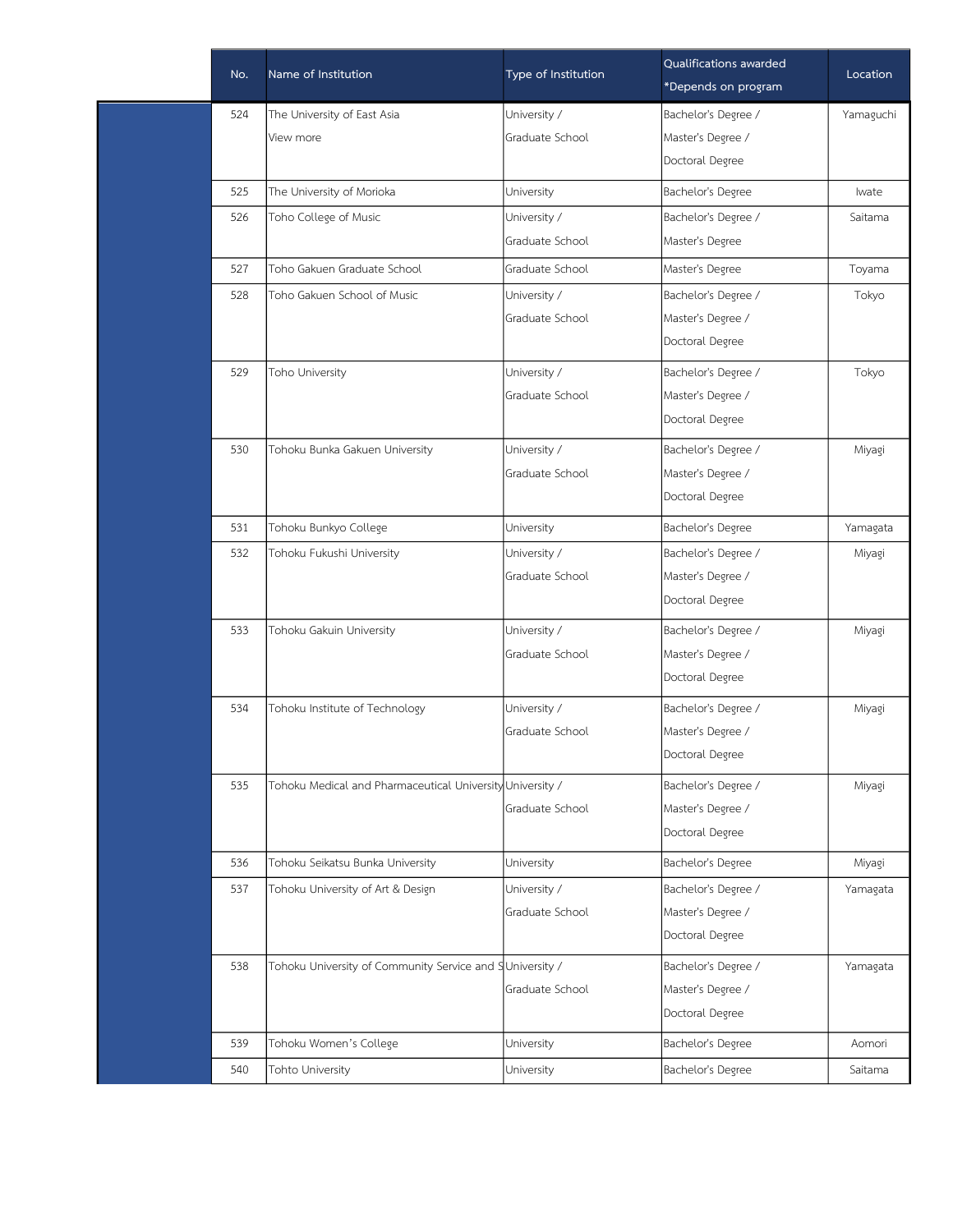| No. | Name of Institution | Type of Institution | Qualifications awarded *Depends on program | Location |
| --- | --- | --- | --- | --- |
| 524 | The University of East Asia View more | University / Graduate School | Bachelor's Degree / Master's Degree / Doctoral Degree | Yamaguchi |
| 525 | The University of Morioka | University | Bachelor's Degree | Iwate |
| 526 | Toho College of Music | University / Graduate School | Bachelor's Degree / Master's Degree | Saitama |
| 527 | Toho Gakuen Graduate School | Graduate School | Master's Degree | Toyama |
| 528 | Toho Gakuen School of Music | University / Graduate School | Bachelor's Degree / Master's Degree / Doctoral Degree | Tokyo |
| 529 | Toho University | University / Graduate School | Bachelor's Degree / Master's Degree / Doctoral Degree | Tokyo |
| 530 | Tohoku Bunka Gakuen University | University / Graduate School | Bachelor's Degree / Master's Degree / Doctoral Degree | Miyagi |
| 531 | Tohoku Bunkyo College | University | Bachelor's Degree | Yamagata |
| 532 | Tohoku Fukushi University | University / Graduate School | Bachelor's Degree / Master's Degree / Doctoral Degree | Miyagi |
| 533 | Tohoku Gakuin University | University / Graduate School | Bachelor's Degree / Master's Degree / Doctoral Degree | Miyagi |
| 534 | Tohoku Institute of Technology | University / Graduate School | Bachelor's Degree / Master's Degree / Doctoral Degree | Miyagi |
| 535 | Tohoku Medical and Pharmaceutical University | University / Graduate School | Bachelor's Degree / Master's Degree / Doctoral Degree | Miyagi |
| 536 | Tohoku Seikatsu Bunka University | University | Bachelor's Degree | Miyagi |
| 537 | Tohoku University of Art & Design | University / Graduate School | Bachelor's Degree / Master's Degree / Doctoral Degree | Yamagata |
| 538 | Tohoku University of Community Service and S | University / Graduate School | Bachelor's Degree / Master's Degree / Doctoral Degree | Yamagata |
| 539 | Tohoku Women's College | University | Bachelor's Degree | Aomori |
| 540 | Tohto University | University | Bachelor's Degree | Saitama |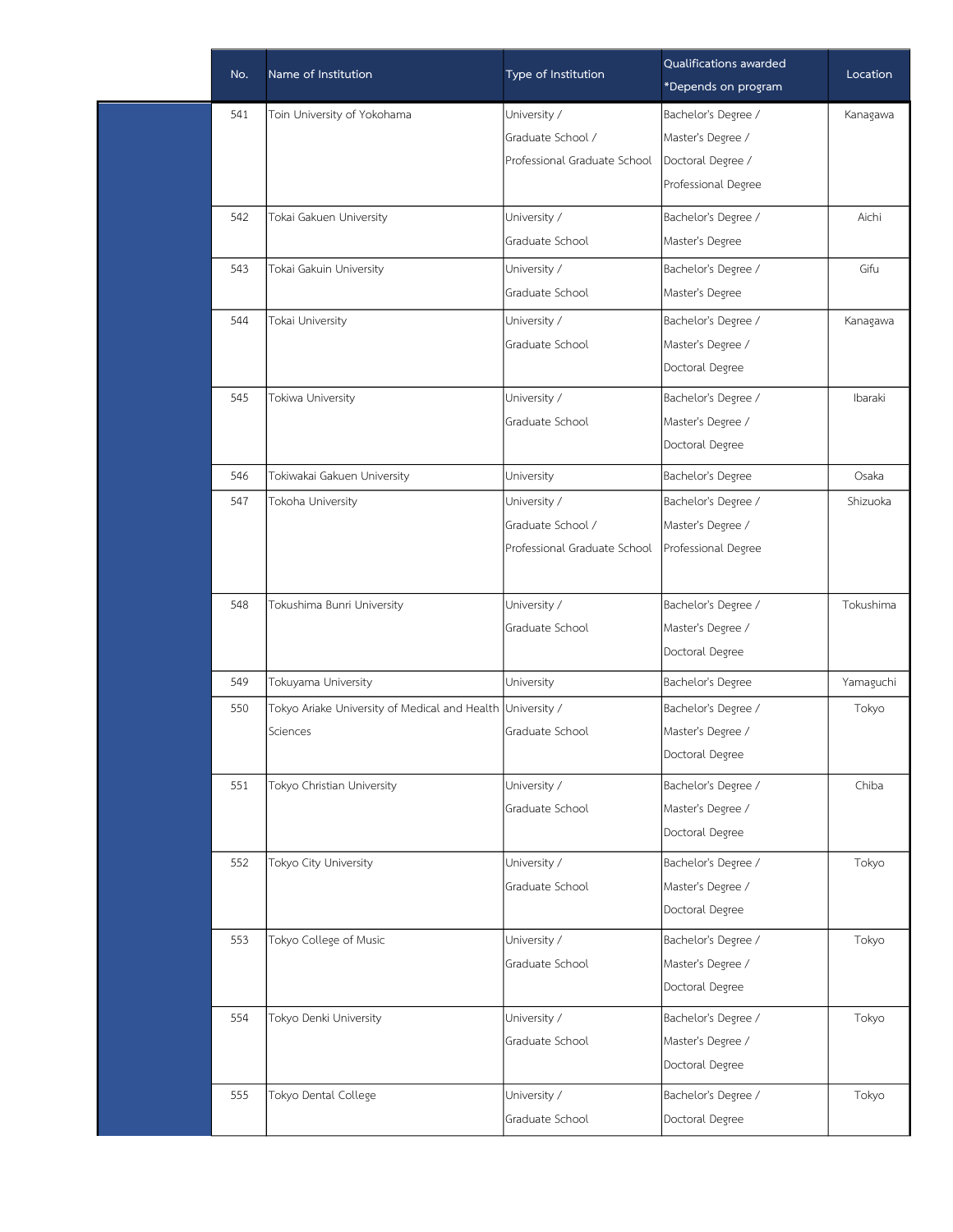| No. | Name of Institution | Type of Institution | Qualifications awarded *Depends on program | Location |
|---|---|---|---|---|
| 541 | Toin University of Yokohama | University / Graduate School / Professional Graduate School | Bachelor's Degree / Master's Degree / Doctoral Degree / Professional Degree | Kanagawa |
| 542 | Tokai Gakuen University | University / Graduate School | Bachelor's Degree / Master's Degree | Aichi |
| 543 | Tokai Gakuin University | University / Graduate School | Bachelor's Degree / Master's Degree | Gifu |
| 544 | Tokai University | University / Graduate School | Bachelor's Degree / Master's Degree / Doctoral Degree | Kanagawa |
| 545 | Tokiwa University | University / Graduate School | Bachelor's Degree / Master's Degree / Doctoral Degree | Ibaraki |
| 546 | Tokiwakai Gakuen University | University | Bachelor's Degree | Osaka |
| 547 | Tokoha University | University / Graduate School / Professional Graduate School | Bachelor's Degree / Master's Degree / Professional Degree | Shizuoka |
| 548 | Tokushima Bunri University | University / Graduate School | Bachelor's Degree / Master's Degree / Doctoral Degree | Tokushima |
| 549 | Tokuyama University | University | Bachelor's Degree | Yamaguchi |
| 550 | Tokyo Ariake University of Medical and Health Sciences | University / Graduate School | Bachelor's Degree / Master's Degree / Doctoral Degree | Tokyo |
| 551 | Tokyo Christian University | University / Graduate School | Bachelor's Degree / Master's Degree / Doctoral Degree | Chiba |
| 552 | Tokyo City University | University / Graduate School | Bachelor's Degree / Master's Degree / Doctoral Degree | Tokyo |
| 553 | Tokyo College of Music | University / Graduate School | Bachelor's Degree / Master's Degree / Doctoral Degree | Tokyo |
| 554 | Tokyo Denki University | University / Graduate School | Bachelor's Degree / Master's Degree / Doctoral Degree | Tokyo |
| 555 | Tokyo Dental College | University / Graduate School | Bachelor's Degree / Doctoral Degree | Tokyo |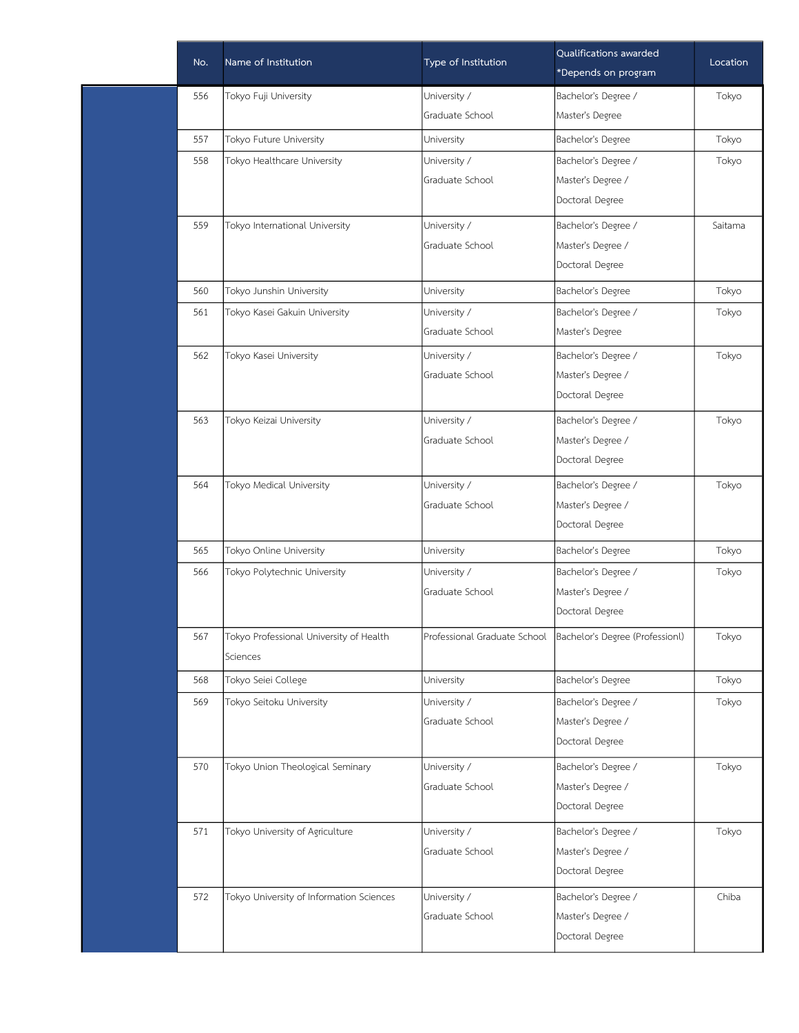| No. | Name of Institution | Type of Institution | Qualifications awarded *Depends on program | Location |
|---|---|---|---|---|
| 556 | Tokyo Fuji University | University / Graduate School | Bachelor's Degree / Master's Degree | Tokyo |
| 557 | Tokyo Future University | University | Bachelor's Degree | Tokyo |
| 558 | Tokyo Healthcare University | University / Graduate School | Bachelor's Degree / Master's Degree / Doctoral Degree | Tokyo |
| 559 | Tokyo International University | University / Graduate School | Bachelor's Degree / Master's Degree / Doctoral Degree | Saitama |
| 560 | Tokyo Junshin University | University | Bachelor's Degree | Tokyo |
| 561 | Tokyo Kasei Gakuin University | University / Graduate School | Bachelor's Degree / Master's Degree | Tokyo |
| 562 | Tokyo Kasei University | University / Graduate School | Bachelor's Degree / Master's Degree / Doctoral Degree | Tokyo |
| 563 | Tokyo Keizai University | University / Graduate School | Bachelor's Degree / Master's Degree / Doctoral Degree | Tokyo |
| 564 | Tokyo Medical University | University / Graduate School | Bachelor's Degree / Master's Degree / Doctoral Degree | Tokyo |
| 565 | Tokyo Online University | University | Bachelor's Degree | Tokyo |
| 566 | Tokyo Polytechnic University | University / Graduate School | Bachelor's Degree / Master's Degree / Doctoral Degree | Tokyo |
| 567 | Tokyo Professional University of Health Sciences | Professional Graduate School | Bachelor's Degree (Professionl) | Tokyo |
| 568 | Tokyo Seiei College | University | Bachelor's Degree | Tokyo |
| 569 | Tokyo Seitoku University | University / Graduate School | Bachelor's Degree / Master's Degree / Doctoral Degree | Tokyo |
| 570 | Tokyo Union Theological Seminary | University / Graduate School | Bachelor's Degree / Master's Degree / Doctoral Degree | Tokyo |
| 571 | Tokyo University of Agriculture | University / Graduate School | Bachelor's Degree / Master's Degree / Doctoral Degree | Tokyo |
| 572 | Tokyo University of Information Sciences | University / Graduate School | Bachelor's Degree / Master's Degree / Doctoral Degree | Chiba |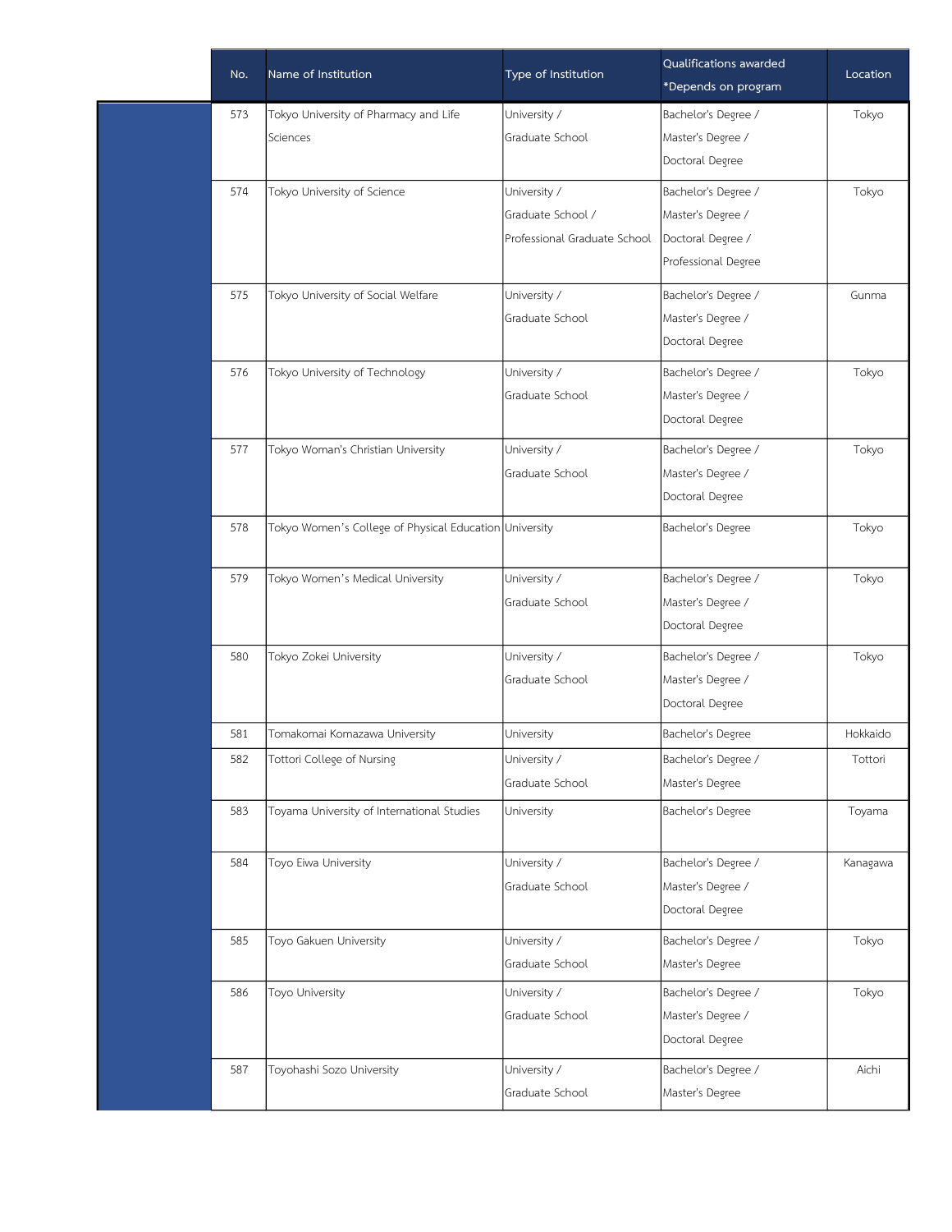| No. | Name of Institution | Type of Institution | Qualifications awarded *Depends on program | Location |
|---|---|---|---|---|
| 573 | Tokyo University of Pharmacy and Life Sciences | University / Graduate School | Bachelor's Degree / Master's Degree / Doctoral Degree | Tokyo |
| 574 | Tokyo University of Science | University / Graduate School / Professional Graduate School | Bachelor's Degree / Master's Degree / Doctoral Degree / Professional Degree | Tokyo |
| 575 | Tokyo University of Social Welfare | University / Graduate School | Bachelor's Degree / Master's Degree / Doctoral Degree | Gunma |
| 576 | Tokyo University of Technology | University / Graduate School | Bachelor's Degree / Master's Degree / Doctoral Degree | Tokyo |
| 577 | Tokyo Woman's Christian University | University / Graduate School | Bachelor's Degree / Master's Degree / Doctoral Degree | Tokyo |
| 578 | Tokyo Women’s College of Physical Education | University | Bachelor's Degree | Tokyo |
| 579 | Tokyo Women’s Medical University | University / Graduate School | Bachelor's Degree / Master's Degree / Doctoral Degree | Tokyo |
| 580 | Tokyo Zokei University | University / Graduate School | Bachelor's Degree / Master's Degree / Doctoral Degree | Tokyo |
| 581 | Tomakomai Komazawa University | University | Bachelor's Degree | Hokkaido |
| 582 | Tottori College of Nursing | University / Graduate School | Bachelor's Degree / Master's Degree | Tottori |
| 583 | Toyama University of International Studies | University | Bachelor's Degree | Toyama |
| 584 | Toyo Eiwa University | University / Graduate School | Bachelor's Degree / Master's Degree / Doctoral Degree | Kanagawa |
| 585 | Toyo Gakuen University | University / Graduate School | Bachelor's Degree / Master's Degree | Tokyo |
| 586 | Toyo University | University / Graduate School | Bachelor's Degree / Master's Degree / Doctoral Degree | Tokyo |
| 587 | Toyohashi Sozo University | University / Graduate School | Bachelor's Degree / Master's Degree | Aichi |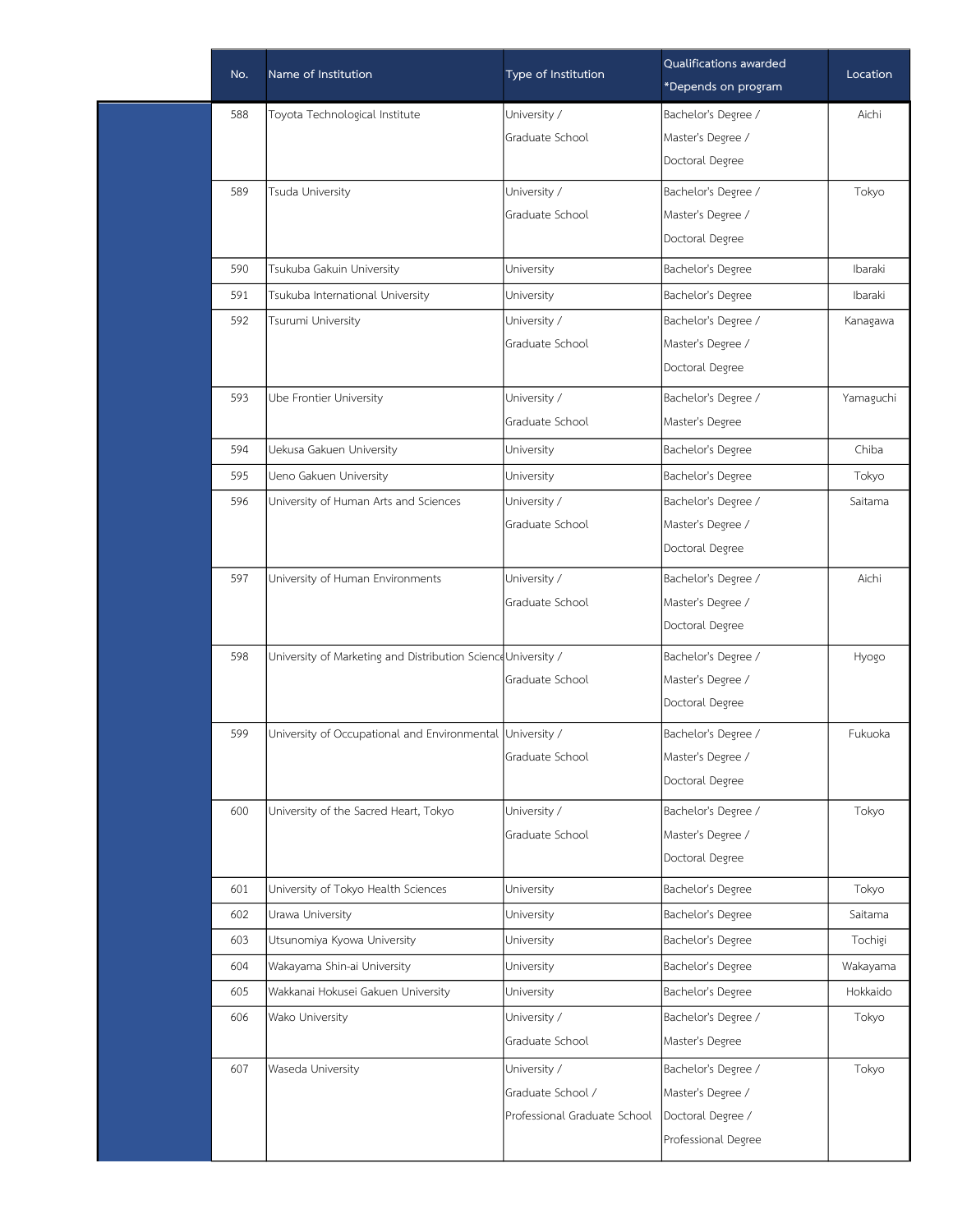| No. | Name of Institution | Type of Institution | Qualifications awarded *Depends on program | Location |
|---|---|---|---|---|
| 588 | Toyota Technological Institute | University / Graduate School | Bachelor's Degree / Master's Degree / Doctoral Degree | Aichi |
| 589 | Tsuda University | University / Graduate School | Bachelor's Degree / Master's Degree / Doctoral Degree | Tokyo |
| 590 | Tsukuba Gakuin University | University | Bachelor's Degree | Ibaraki |
| 591 | Tsukuba International University | University | Bachelor's Degree | Ibaraki |
| 592 | Tsurumi University | University / Graduate School | Bachelor's Degree / Master's Degree / Doctoral Degree | Kanagawa |
| 593 | Ube Frontier University | University / Graduate School | Bachelor's Degree / Master's Degree | Yamaguchi |
| 594 | Uekusa Gakuen University | University | Bachelor's Degree | Chiba |
| 595 | Ueno Gakuen University | University | Bachelor's Degree | Tokyo |
| 596 | University of Human Arts and Sciences | University / Graduate School | Bachelor's Degree / Master's Degree / Doctoral Degree | Saitama |
| 597 | University of Human Environments | University / Graduate School | Bachelor's Degree / Master's Degree / Doctoral Degree | Aichi |
| 598 | University of Marketing and Distribution Science | University / Graduate School | Bachelor's Degree / Master's Degree / Doctoral Degree | Hyogo |
| 599 | University of Occupational and Environmental | University / Graduate School | Bachelor's Degree / Master's Degree / Doctoral Degree | Fukuoka |
| 600 | University of the Sacred Heart, Tokyo | University / Graduate School | Bachelor's Degree / Master's Degree / Doctoral Degree | Tokyo |
| 601 | University of Tokyo Health Sciences | University | Bachelor's Degree | Tokyo |
| 602 | Urawa University | University | Bachelor's Degree | Saitama |
| 603 | Utsunomiya Kyowa University | University | Bachelor's Degree | Tochigi |
| 604 | Wakayama Shin-ai University | University | Bachelor's Degree | Wakayama |
| 605 | Wakkanai Hokusei Gakuen University | University | Bachelor's Degree | Hokkaido |
| 606 | Wako University | University / Graduate School | Bachelor's Degree / Master's Degree | Tokyo |
| 607 | Waseda University | University / Graduate School / Professional Graduate School | Bachelor's Degree / Master's Degree / Doctoral Degree / Professional Degree | Tokyo |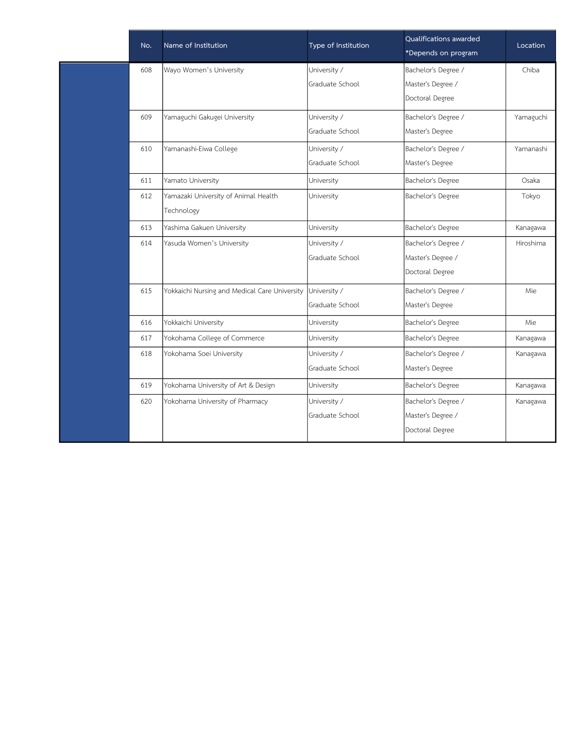| No. | Name of Institution | Type of Institution | Qualifications awarded *Depends on program | Location |
|---|---|---|---|---|
| 608 | Wayo Women's University | University / Graduate School | Bachelor's Degree / Master's Degree / Doctoral Degree | Chiba |
| 609 | Yamaguchi Gakugei University | University / Graduate School | Bachelor's Degree / Master's Degree | Yamaguchi |
| 610 | Yamanashi-Eiwa College | University / Graduate School | Bachelor's Degree / Master's Degree | Yamanashi |
| 611 | Yamato University | University | Bachelor's Degree | Osaka |
| 612 | Yamazaki University of Animal Health Technology | University | Bachelor's Degree | Tokyo |
| 613 | Yashima Gakuen University | University | Bachelor's Degree | Kanagawa |
| 614 | Yasuda Women's University | University / Graduate School | Bachelor's Degree / Master's Degree / Doctoral Degree | Hiroshima |
| 615 | Yokkaichi Nursing and Medical Care University | University / Graduate School | Bachelor's Degree / Master's Degree | Mie |
| 616 | Yokkaichi University | University | Bachelor's Degree | Mie |
| 617 | Yokohama College of Commerce | University | Bachelor's Degree | Kanagawa |
| 618 | Yokohama Soei University | University / Graduate School | Bachelor's Degree / Master's Degree | Kanagawa |
| 619 | Yokohama University of Art & Design | University | Bachelor's Degree | Kanagawa |
| 620 | Yokohama University of Pharmacy | University / Graduate School | Bachelor's Degree / Master's Degree / Doctoral Degree | Kanagawa |